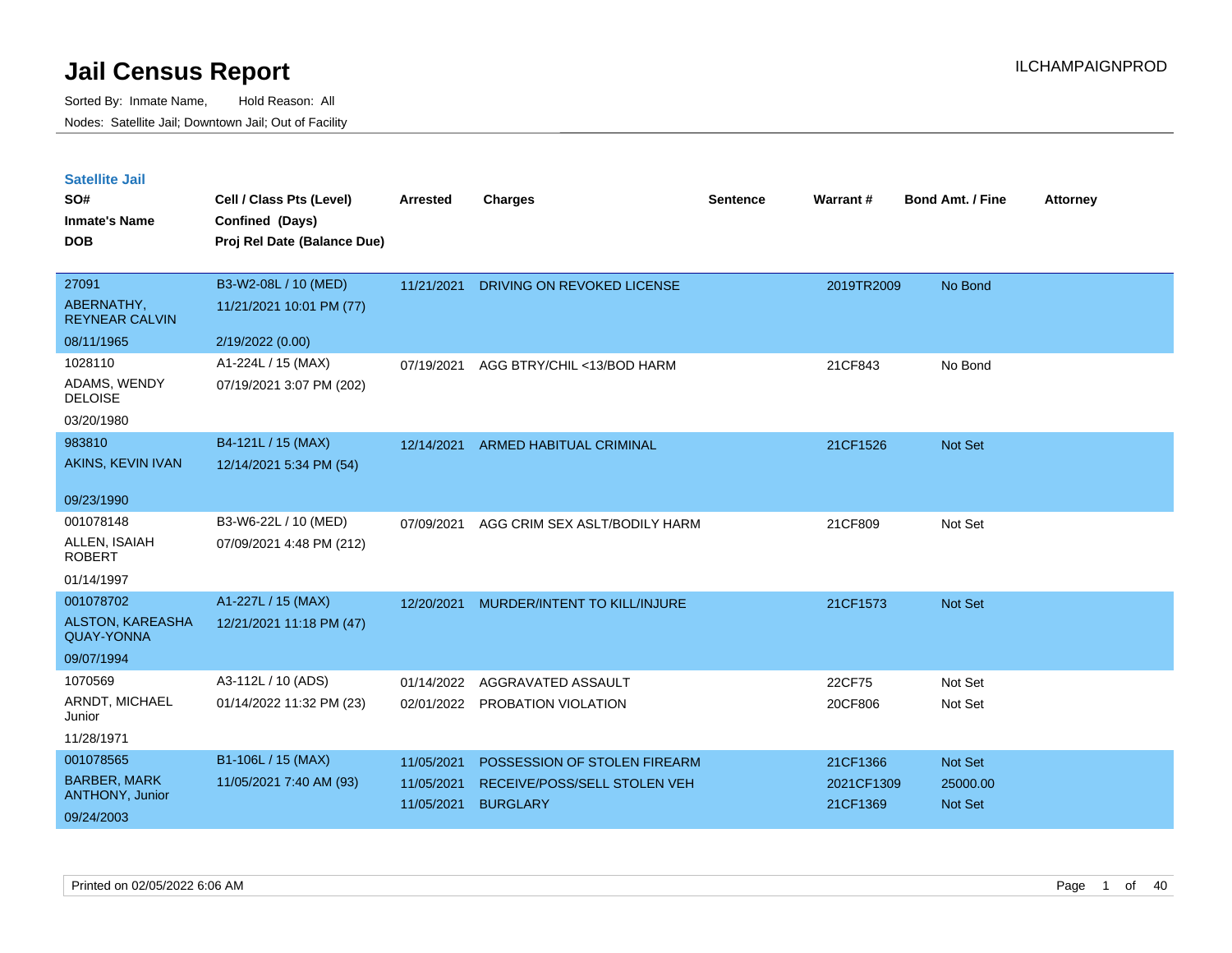# Jail Census Report

Sorted By: Inmate Name, Hold Reason: All

Nodes: Satellite Jail; Downtown Jail; Out of Facility

ILCHAMPAIGNPROD

## Satellite Jail

| SO# / Inmate's Name / DOB | Cell / Class Pts (Level) / Confined (Days) / Proj Rel Date (Balance Due) | Arrested | Charges | Sentence | Warrant # | Bond Amt. / Fine | Attorney |
|---|---|---|---|---|---|---|---|
| 27091<br>ABERNATHY, REYNEAR CALVIN<br>08/11/1965 | B3-W2-08L / 10 (MED)<br>11/21/2021 10:01 PM (77)<br>2/19/2022 (0.00) | 11/21/2021 | DRIVING ON REVOKED LICENSE | | 2019TR2009 | No Bond | |
| 1028110<br>ADAMS, WENDY DELOISE<br>03/20/1980 | A1-224L / 15 (MAX)<br>07/19/2021 3:07 PM (202) | 07/19/2021 | AGG BTRY/CHIL <13/BOD HARM | | 21CF843 | No Bond | |
| 983810<br>AKINS, KEVIN IVAN<br>09/23/1990 | B4-121L / 15 (MAX)<br>12/14/2021 5:34 PM (54) | 12/14/2021 | ARMED HABITUAL CRIMINAL | | 21CF1526 | Not Set | |
| 001078148<br>ALLEN, ISAIAH ROBERT<br>01/14/1997 | B3-W6-22L / 10 (MED)<br>07/09/2021 4:48 PM (212) | 07/09/2021 | AGG CRIM SEX ASLT/BODILY HARM | | 21CF809 | Not Set | |
| 001078702<br>ALSTON, KAREASHA QUAY-YONNA<br>09/07/1994 | A1-227L / 15 (MAX)<br>12/21/2021 11:18 PM (47) | 12/20/2021 | MURDER/INTENT TO KILL/INJURE | | 21CF1573 | Not Set | |
| 1070569<br>ARNDT, MICHAEL Junior<br>11/28/1971 | A3-112L / 10 (ADS)<br>01/14/2022 11:32 PM (23) | 01/14/2022<br>02/01/2022 | AGGRAVATED ASSAULT<br>PROBATION VIOLATION | | 22CF75<br>20CF806 | Not Set<br>Not Set | |
| 001078565<br>BARBER, MARK ANTHONY, Junior<br>09/24/2003 | B1-106L / 15 (MAX)<br>11/05/2021 7:40 AM (93) | 11/05/2021<br>11/05/2021<br>11/05/2021 | POSSESSION OF STOLEN FIREARM<br>RECEIVE/POSS/SELL STOLEN VEH<br>BURGLARY | | 21CF1366<br>2021CF1309<br>21CF1369 | Not Set<br>25000.00<br>Not Set | |

Printed on 02/05/2022 6:06 AM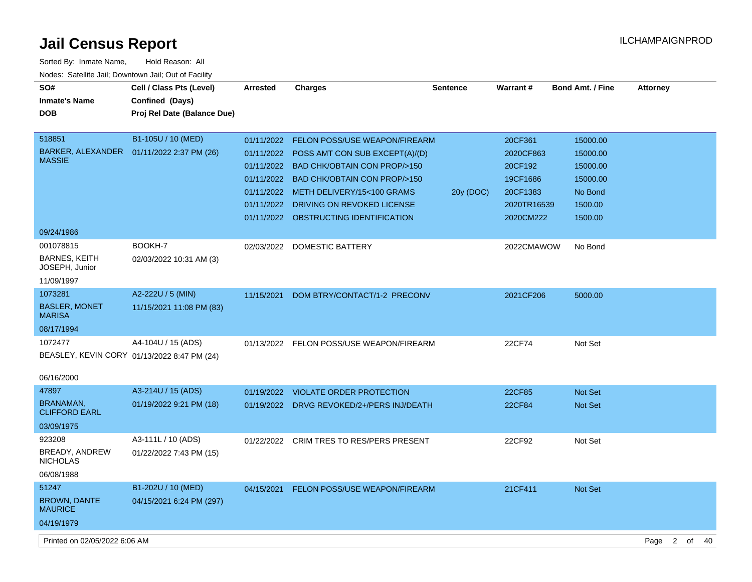# Jail Census Report

ILCHAMPAIGNPROD

Sorted By: Inmate Name, Hold Reason: All

Nodes: Satellite Jail; Downtown Jail; Out of Facility

| SO# / Inmate's Name / DOB | Cell / Class Pts (Level) / Confined (Days) / Proj Rel Date (Balance Due) | Arrested | Charges | Sentence | Warrant # | Bond Amt. / Fine | Attorney |
|---|---|---|---|---|---|---|---|
| 518851 BARKER, ALEXANDER MASSIE 09/24/1986 | B1-105U / 10 (MED) 01/11/2022 2:37 PM (26) | 01/11/2022 | FELON POSS/USE WEAPON/FIREARM | | 20CF361 | 15000.00 | |
| | | 01/11/2022 | POSS AMT CON SUB EXCEPT(A)/(D) | | 2020CF863 | 15000.00 | |
| | | 01/11/2022 | BAD CHK/OBTAIN CON PROP/>150 | | 20CF192 | 15000.00 | |
| | | 01/11/2022 | BAD CHK/OBTAIN CON PROP/>150 | | 19CF1686 | 15000.00 | |
| | | 01/11/2022 | METH DELIVERY/15<100 GRAMS | 20y (DOC) | 20CF1383 | No Bond | |
| | | 01/11/2022 | DRIVING ON REVOKED LICENSE | | 2020TR16539 | 1500.00 | |
| | | 01/11/2022 | OBSTRUCTING IDENTIFICATION | | 2020CM222 | 1500.00 | |
| 001078815 BARNES, KEITH JOSEPH, Junior 11/09/1997 | BOOKH-7 02/03/2022 10:31 AM (3) | 02/03/2022 | DOMESTIC BATTERY | | 2022CMAWOW | No Bond | |
| 1073281 BASLER, MONET MARISA 08/17/1994 | A2-222U / 5 (MIN) 11/15/2021 11:08 PM (83) | 11/15/2021 | DOM BTRY/CONTACT/1-2 PRECONV | | 2021CF206 | 5000.00 | |
| 1072477 BEASLEY, KEVIN CORY 06/16/2000 | A4-104U / 15 (ADS) 01/13/2022 8:47 PM (24) | 01/13/2022 | FELON POSS/USE WEAPON/FIREARM | | 22CF74 | Not Set | |
| 47897 BRANAMAN, CLIFFORD EARL 03/09/1975 | A3-214U / 15 (ADS) 01/19/2022 9:21 PM (18) | 01/19/2022 | VIOLATE ORDER PROTECTION | | 22CF85 | Not Set | |
| | | 01/19/2022 | DRVG REVOKED/2+/PERS INJ/DEATH | | 22CF84 | Not Set | |
| 923208 BREADY, ANDREW NICHOLAS 06/08/1988 | A3-111L / 10 (ADS) 01/22/2022 7:43 PM (15) | 01/22/2022 | CRIM TRES TO RES/PERS PRESENT | | 22CF92 | Not Set | |
| 51247 BROWN, DANTE MAURICE 04/19/1979 | B1-202U / 10 (MED) 04/15/2021 6:24 PM (297) | 04/15/2021 | FELON POSS/USE WEAPON/FIREARM | | 21CF411 | Not Set | |

Printed on 02/05/2022 6:06 AM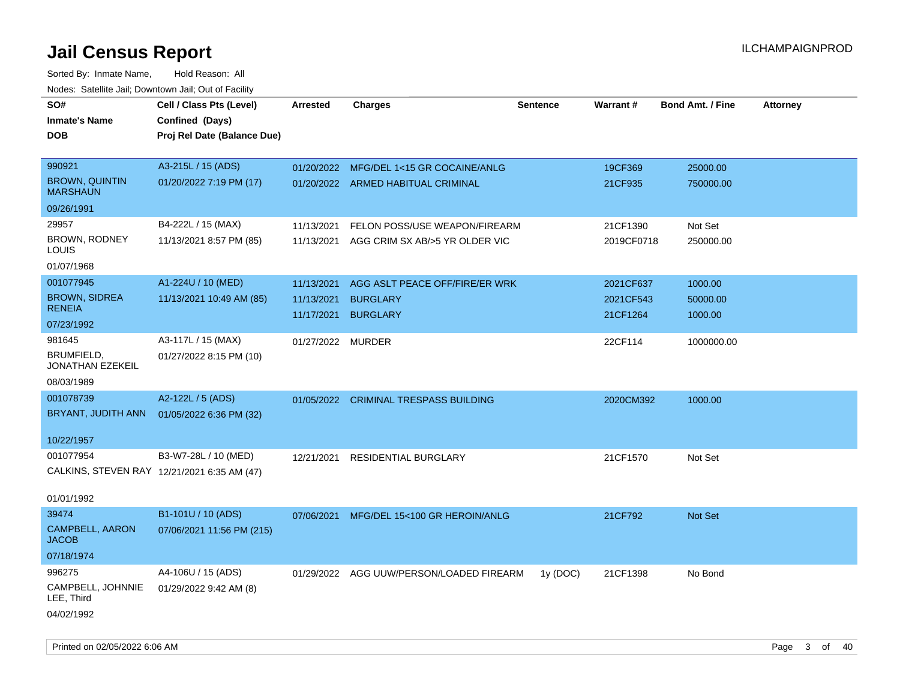# Jail Census Report

ILCHAMPAIGNPROD

Sorted By: Inmate Name, Hold Reason: All

Nodes: Satellite Jail; Downtown Jail; Out of Facility

| SO# / Inmate's Name / DOB | Cell / Class Pts (Level) / Confined (Days) / Proj Rel Date (Balance Due) | Arrested | Charges | Sentence | Warrant # | Bond Amt. / Fine | Attorney |
|---|---|---|---|---|---|---|---|
| 990921<br>BROWN, QUINTIN MARSHAUN<br>09/26/1991 | A3-215L / 15 (ADS)<br>01/20/2022 7:19 PM (17) | 01/20/2022<br>01/20/2022 | MFG/DEL 1<15 GR COCAINE/ANLG<br>ARMED HABITUAL CRIMINAL | | 19CF369<br>21CF935 | 25000.00<br>750000.00 | |
| 29957<br>BROWN, RODNEY LOUIS<br>01/07/1968 | B4-222L / 15 (MAX)<br>11/13/2021 8:57 PM (85) | 11/13/2021<br>11/13/2021 | FELON POSS/USE WEAPON/FIREARM<br>AGG CRIM SX AB/>5 YR OLDER VIC | | 21CF1390<br>2019CF0718 | Not Set<br>250000.00 | |
| 001077945<br>BROWN, SIDREA RENEIA<br>07/23/1992 | A1-224U / 10 (MED)<br>11/13/2021 10:49 AM (85) | 11/13/2021<br>11/13/2021<br>11/17/2021 | AGG ASLT PEACE OFF/FIRE/ER WRK<br>BURGLARY<br>BURGLARY | | 2021CF637<br>2021CF543<br>21CF1264 | 1000.00<br>50000.00<br>1000.00 | |
| 981645<br>BRUMFIELD, JONATHAN EZEKEIL<br>08/03/1989 | A3-117L / 15 (MAX)<br>01/27/2022 8:15 PM (10) | 01/27/2022 | MURDER | | 22CF114 | 1000000.00 | |
| 001078739<br>BRYANT, JUDITH ANN<br>10/22/1957 | A2-122L / 5 (ADS)<br>01/05/2022 6:36 PM (32) | 01/05/2022 | CRIMINAL TRESPASS BUILDING | | 2020CM392 | 1000.00 | |
| 001077954<br>CALKINS, STEVEN RAY<br>01/01/1992 | B3-W7-28L / 10 (MED)<br>12/21/2021 6:35 AM (47) | 12/21/2021 | RESIDENTIAL BURGLARY | | 21CF1570 | Not Set | |
| 39474<br>CAMPBELL, AARON JACOB<br>07/18/1974 | B1-101U / 10 (ADS)<br>07/06/2021 11:56 PM (215) | 07/06/2021 | MFG/DEL 15<100 GR HEROIN/ANLG | | 21CF792 | Not Set | |
| 996275<br>CAMPBELL, JOHNNIE LEE, Third<br>04/02/1992 | A4-106U / 15 (ADS)<br>01/29/2022 9:42 AM (8) | 01/29/2022 | AGG UUW/PERSON/LOADED FIREARM | 1y (DOC) | 21CF1398 | No Bond | |

Printed on 02/05/2022 6:06 AM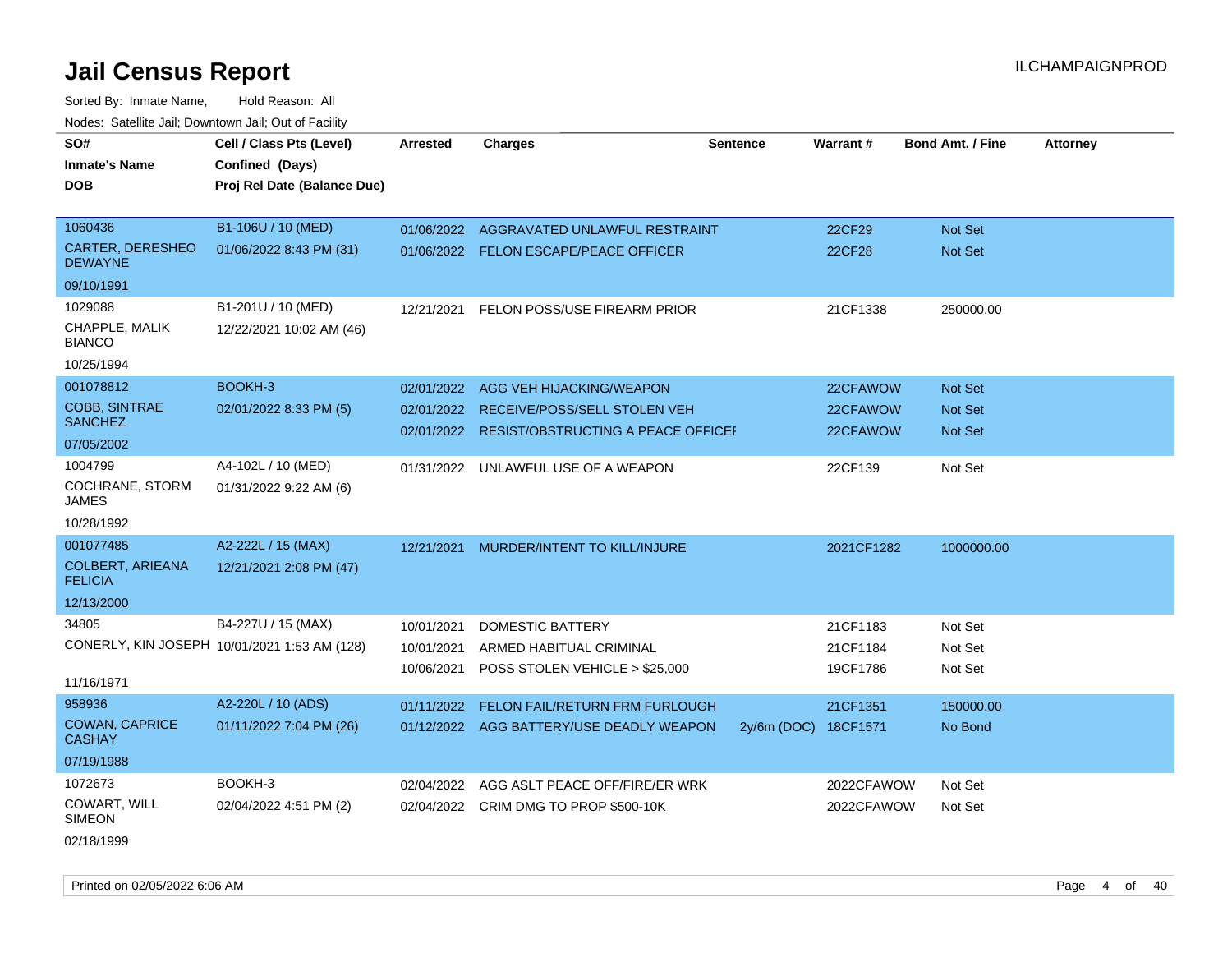# Jail Census Report

ILCHAMPAIGNPROD

Sorted By: Inmate Name, Hold Reason: All

Nodes: Satellite Jail; Downtown Jail; Out of Facility

| SO# / Inmate's Name / DOB | Cell / Class Pts (Level) / Confined (Days) / Proj Rel Date (Balance Due) | Arrested | Charges | Sentence | Warrant # | Bond Amt. / Fine | Attorney |
|---|---|---|---|---|---|---|---|
| 1060436 | B1-106U / 10 (MED) | 01/06/2022 | AGGRAVATED UNLAWFUL RESTRAINT | | 22CF29 | Not Set | |
| CARTER, DERESHEO DEWAYNE | 01/06/2022 8:43 PM (31) | 01/06/2022 | FELON ESCAPE/PEACE OFFICER | | 22CF28 | Not Set | |
| 09/10/1991 | | | | | | | |
| 1029088 | B1-201U / 10 (MED) | 12/21/2021 | FELON POSS/USE FIREARM PRIOR | | 21CF1338 | 250000.00 | |
| CHAPPLE, MALIK BIANCO | 12/22/2021 10:02 AM (46) | | | | | | |
| 10/25/1994 | | | | | | | |
| 001078812 | BOOKH-3 | 02/01/2022 | AGG VEH HIJACKING/WEAPON | | 22CFAWOW | Not Set | |
| COBB, SINTRAE SANCHEZ | 02/01/2022 8:33 PM (5) | 02/01/2022 | RECEIVE/POSS/SELL STOLEN VEH | | 22CFAWOW | Not Set | |
| 07/05/2002 | | 02/01/2022 | RESIST/OBSTRUCTING A PEACE OFFICEI | | 22CFAWOW | Not Set | |
| 1004799 | A4-102L / 10 (MED) | 01/31/2022 | UNLAWFUL USE OF A WEAPON | | 22CF139 | Not Set | |
| COCHRANE, STORM JAMES | 01/31/2022 9:22 AM (6) | | | | | | |
| 10/28/1992 | | | | | | | |
| 001077485 | A2-222L / 15 (MAX) | 12/21/2021 | MURDER/INTENT TO KILL/INJURE | | 2021CF1282 | 1000000.00 | |
| COLBERT, ARIEANA FELICIA | 12/21/2021 2:08 PM (47) | | | | | | |
| 12/13/2000 | | | | | | | |
| 34805 | B4-227U / 15 (MAX) | 10/01/2021 | DOMESTIC BATTERY | | 21CF1183 | Not Set | |
| CONERLY, KIN JOSEPH | 10/01/2021 1:53 AM (128) | 10/01/2021 | ARMED HABITUAL CRIMINAL | | 21CF1184 | Not Set | |
| 11/16/1971 | | 10/06/2021 | POSS STOLEN VEHICLE > $25,000 | | 19CF1786 | Not Set | |
| 958936 | A2-220L / 10 (ADS) | 01/11/2022 | FELON FAIL/RETURN FRM FURLOUGH | | 21CF1351 | 150000.00 | |
| COWAN, CAPRICE CASHAY | 01/11/2022 7:04 PM (26) | 01/12/2022 | AGG BATTERY/USE DEADLY WEAPON | 2y/6m (DOC) | 18CF1571 | No Bond | |
| 07/19/1988 | | | | | | | |
| 1072673 | BOOKH-3 | 02/04/2022 | AGG ASLT PEACE OFF/FIRE/ER WRK | | 2022CFAWOW | Not Set | |
| COWART, WILL SIMEON | 02/04/2022 4:51 PM (2) | 02/04/2022 | CRIM DMG TO PROP $500-10K | | 2022CFAWOW | Not Set | |
| 02/18/1999 | | | | | | | |

Printed on 02/05/2022 6:06 AM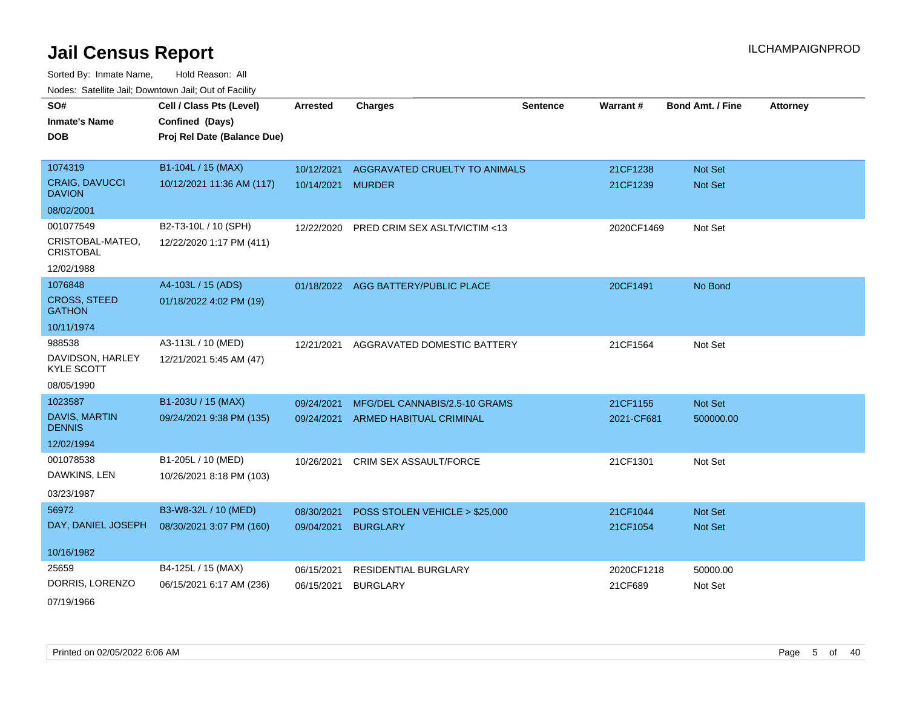# Jail Census Report

ILCHAMPAIGNPROD

Sorted By: Inmate Name, Hold Reason: All

Nodes: Satellite Jail; Downtown Jail; Out of Facility

| SO# / Inmate's Name / DOB | Cell / Class Pts (Level) / Confined (Days) / Proj Rel Date (Balance Due) | Arrested | Charges | Sentence | Warrant # | Bond Amt. / Fine | Attorney |
|---|---|---|---|---|---|---|---|
| 1074319<br>CRAIG, DAVUCCI DAVION<br>08/02/2001 | B1-104L / 15 (MAX)<br>10/12/2021 11:36 AM (117) | 10/12/2021<br>10/14/2021 | AGGRAVATED CRUELTY TO ANIMALS<br>MURDER | | 21CF1238<br>21CF1239 | Not Set<br>Not Set | |
| 001077549<br>CRISTOBAL-MATEO, CRISTOBAL<br>12/02/1988 | B2-T3-10L / 10 (SPH)<br>12/22/2020 1:17 PM (411) | 12/22/2020 | PRED CRIM SEX ASLT/VICTIM <13 | | 2020CF1469 | Not Set | |
| 1076848<br>CROSS, STEED GATHON<br>10/11/1974 | A4-103L / 15 (ADS)<br>01/18/2022 4:02 PM (19) | 01/18/2022 | AGG BATTERY/PUBLIC PLACE | | 20CF1491 | No Bond | |
| 988538<br>DAVIDSON, HARLEY KYLE SCOTT<br>08/05/1990 | A3-113L / 10 (MED)<br>12/21/2021 5:45 AM (47) | 12/21/2021 | AGGRAVATED DOMESTIC BATTERY | | 21CF1564 | Not Set | |
| 1023587<br>DAVIS, MARTIN DENNIS<br>12/02/1994 | B1-203U / 15 (MAX)<br>09/24/2021 9:38 PM (135) | 09/24/2021<br>09/24/2021 | MFG/DEL CANNABIS/2.5-10 GRAMS<br>ARMED HABITUAL CRIMINAL | | 21CF1155<br>2021-CF681 | Not Set<br>500000.00 | |
| 001078538<br>DAWKINS, LEN<br>03/23/1987 | B1-205L / 10 (MED)<br>10/26/2021 8:18 PM (103) | 10/26/2021 | CRIM SEX ASSAULT/FORCE | | 21CF1301 | Not Set | |
| 56972<br>DAY, DANIEL JOSEPH<br>10/16/1982 | B3-W8-32L / 10 (MED)<br>08/30/2021 3:07 PM (160) | 08/30/2021<br>09/04/2021 | POSS STOLEN VEHICLE > $25,000<br>BURGLARY | | 21CF1044<br>21CF1054 | Not Set<br>Not Set | |
| 25659<br>DORRIS, LORENZO<br>07/19/1966 | B4-125L / 15 (MAX)<br>06/15/2021 6:17 AM (236) | 06/15/2021<br>06/15/2021 | RESIDENTIAL BURGLARY<br>BURGLARY | | 2020CF1218<br>21CF689 | 50000.00<br>Not Set | |

Printed on 02/05/2022 6:06 AM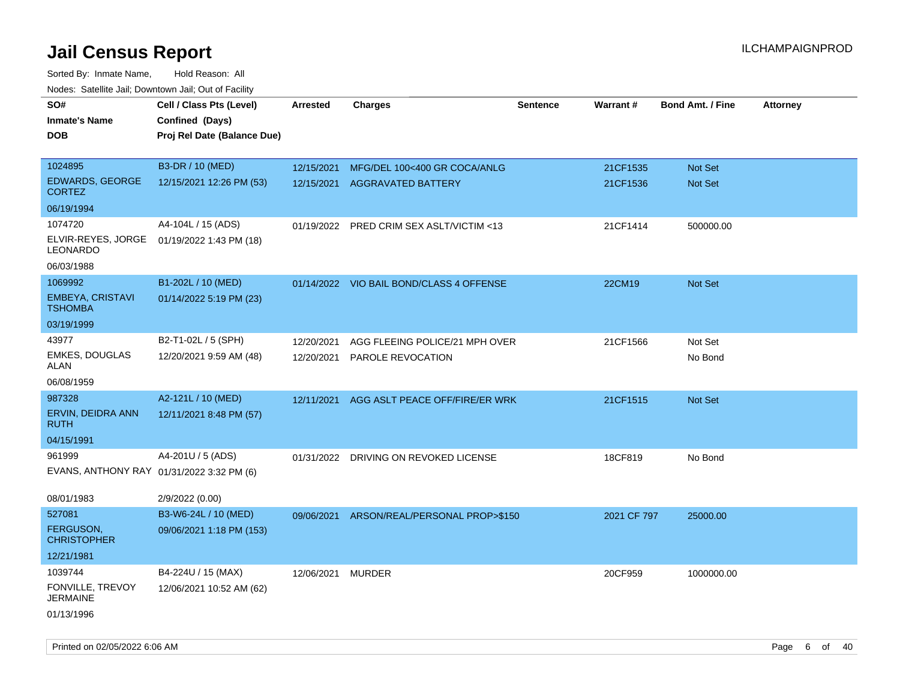# Jail Census Report

ILCHAMPAIGNPROD

Sorted By: Inmate Name, Hold Reason: All

Nodes: Satellite Jail; Downtown Jail; Out of Facility

| SO# / Inmate's Name / DOB | Cell / Class Pts (Level) / Confined (Days) / Proj Rel Date (Balance Due) | Arrested | Charges | Sentence | Warrant # | Bond Amt. / Fine | Attorney |
|---|---|---|---|---|---|---|---|
| 1024895<br>EDWARDS, GEORGE CORTEZ<br>06/19/1994 | B3-DR / 10 (MED)<br>12/15/2021 12:26 PM (53) | 12/15/2021<br>12/15/2021 | MFG/DEL 100<400 GR COCA/ANLG<br>AGGRAVATED BATTERY | | 21CF1535<br>21CF1536 | Not Set<br>Not Set | |
| 1074720<br>ELVIR-REYES, JORGE LEONARDO<br>06/03/1988 | A4-104L / 15 (ADS)<br>01/19/2022 1:43 PM (18) | 01/19/2022 | PRED CRIM SEX ASLT/VICTIM <13 | | 21CF1414 | 500000.00 | |
| 1069992<br>EMBEYA, CRISTAVI TSHOMBA<br>03/19/1999 | B1-202L / 10 (MED)<br>01/14/2022 5:19 PM (23) | 01/14/2022 | VIO BAIL BOND/CLASS 4 OFFENSE | | 22CM19 | Not Set | |
| 43977<br>EMKES, DOUGLAS ALAN<br>06/08/1959 | B2-T1-02L / 5 (SPH)<br>12/20/2021 9:59 AM (48) | 12/20/2021<br>12/20/2021 | AGG FLEEING POLICE/21 MPH OVER<br>PAROLE REVOCATION | | 21CF1566 | Not Set<br>No Bond | |
| 987328<br>ERVIN, DEIDRA ANN RUTH<br>04/15/1991 | A2-121L / 10 (MED)<br>12/11/2021 8:48 PM (57) | 12/11/2021 | AGG ASLT PEACE OFF/FIRE/ER WRK | | 21CF1515 | Not Set | |
| 961999<br>EVANS, ANTHONY RAY<br>08/01/1983 | A4-201U / 5 (ADS)<br>01/31/2022 3:32 PM (6)<br>2/9/2022 (0.00) | 01/31/2022 | DRIVING ON REVOKED LICENSE | | 18CF819 | No Bond | |
| 527081<br>FERGUSON, CHRISTOPHER<br>12/21/1981 | B3-W6-24L / 10 (MED)<br>09/06/2021 1:18 PM (153) | 09/06/2021 | ARSON/REAL/PERSONAL PROP>$150 | | 2021 CF 797 | 25000.00 | |
| 1039744<br>FONVILLE, TREVOY JERMAINE<br>01/13/1996 | B4-224U / 15 (MAX)<br>12/06/2021 10:52 AM (62) | 12/06/2021 | MURDER | | 20CF959 | 1000000.00 | |

Printed on 02/05/2022 6:06 AM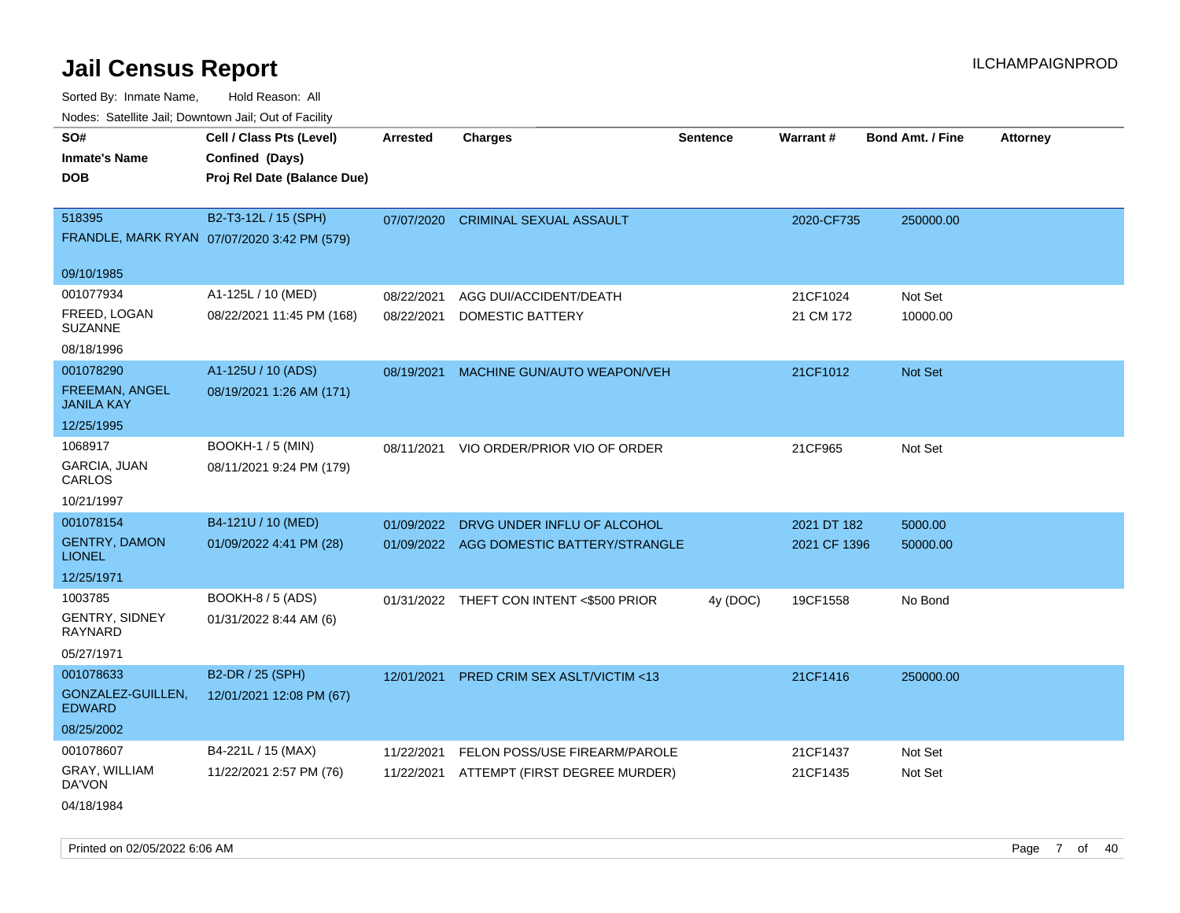# Jail Census Report

ILCHAMPAIGNPROD

Sorted By: Inmate Name, Hold Reason: All

Nodes: Satellite Jail; Downtown Jail; Out of Facility

| SO#<br>Inmate's Name<br>DOB | Cell / Class Pts (Level)<br>Confined (Days)<br>Proj Rel Date (Balance Due) | Arrested | Charges | Sentence | Warrant # | Bond Amt. / Fine | Attorney |
|---|---|---|---|---|---|---|---|
| 518395<br>FRANDLE, MARK RYAN<br>09/10/1985 | B2-T3-12L / 15 (SPH)<br>07/07/2020 3:42 PM (579) | 07/07/2020 | CRIMINAL SEXUAL ASSAULT | | 2020-CF735 | 250000.00 | |
| 001077934<br>FREED, LOGAN SUZANNE<br>08/18/1996 | A1-125L / 10 (MED)<br>08/22/2021 11:45 PM (168) | 08/22/2021<br>08/22/2021 | AGG DUI/ACCIDENT/DEATH<br>DOMESTIC BATTERY | | 21CF1024<br>21 CM 172 | Not Set<br>10000.00 | |
| 001078290<br>FREEMAN, ANGEL JANILA KAY<br>12/25/1995 | A1-125U / 10 (ADS)<br>08/19/2021 1:26 AM (171) | 08/19/2021 | MACHINE GUN/AUTO WEAPON/VEH | | 21CF1012 | Not Set | |
| 1068917<br>GARCIA, JUAN CARLOS<br>10/21/1997 | BOOKH-1 / 5 (MIN)<br>08/11/2021 9:24 PM (179) | 08/11/2021 | VIO ORDER/PRIOR VIO OF ORDER | | 21CF965 | Not Set | |
| 001078154<br>GENTRY, DAMON LIONEL<br>12/25/1971 | B4-121U / 10 (MED)<br>01/09/2022 4:41 PM (28) | 01/09/2022<br>01/09/2022 | DRVG UNDER INFLU OF ALCOHOL<br>AGG DOMESTIC BATTERY/STRANGLE | | 2021 DT 182<br>2021 CF 1396 | 5000.00<br>50000.00 | |
| 1003785<br>GENTRY, SIDNEY RAYNARD<br>05/27/1971 | BOOKH-8 / 5 (ADS)<br>01/31/2022 8:44 AM (6) | 01/31/2022 | THEFT CON INTENT <$500 PRIOR | 4y (DOC) | 19CF1558 | No Bond | |
| 001078633<br>GONZALEZ-GUILLEN, EDWARD<br>08/25/2002 | B2-DR / 25 (SPH)<br>12/01/2021 12:08 PM (67) | 12/01/2021 | PRED CRIM SEX ASLT/VICTIM <13 | | 21CF1416 | 250000.00 | |
| 001078607<br>GRAY, WILLIAM DA'VON<br>04/18/1984 | B4-221L / 15 (MAX)<br>11/22/2021 2:57 PM (76) | 11/22/2021<br>11/22/2021 | FELON POSS/USE FIREARM/PAROLE<br>ATTEMPT (FIRST DEGREE MURDER) | | 21CF1437<br>21CF1435 | Not Set<br>Not Set | |

Printed on 02/05/2022 6:06 AM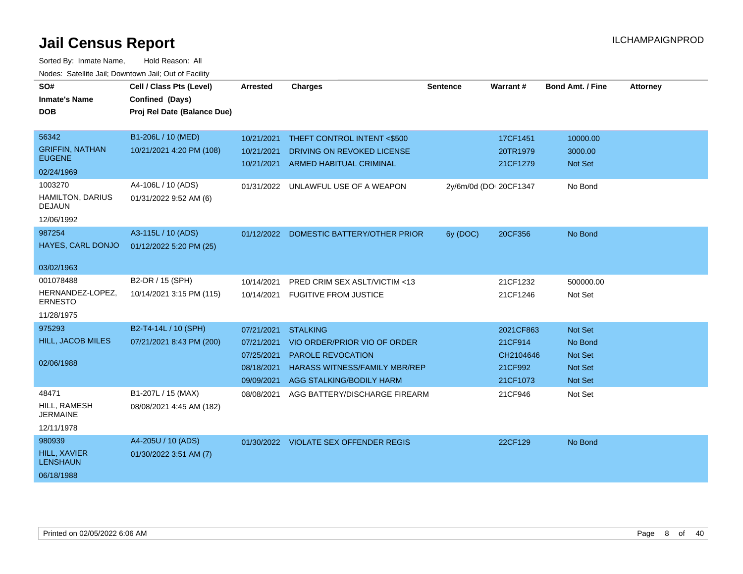# Jail Census Report

ILCHAMPAIGNPROD

Sorted By: Inmate Name, Hold Reason: All

Nodes: Satellite Jail; Downtown Jail; Out of Facility

| SO# / Inmate's Name / DOB | Cell / Class Pts (Level) / Confined (Days) / Proj Rel Date (Balance Due) | Arrested | Charges | Sentence | Warrant # | Bond Amt. / Fine | Attorney |
|---|---|---|---|---|---|---|---|
| 56342<br>GRIFFIN, NATHAN EUGENE<br>02/24/1969 | B1-206L / 10 (MED)<br>10/21/2021 4:20 PM (108) | 10/21/2021 | THEFT CONTROL INTENT <$500 | | 17CF1451 | 10000.00 | |
| | | 10/21/2021 | DRIVING ON REVOKED LICENSE | | 20TR1979 | 3000.00 | |
| | | 10/21/2021 | ARMED HABITUAL CRIMINAL | | 21CF1279 | Not Set | |
| 1003270<br>HAMILTON, DARIUS DEJAUN<br>12/06/1992 | A4-106L / 10 (ADS)<br>01/31/2022 9:52 AM (6) | 01/31/2022 | UNLAWFUL USE OF A WEAPON | 2y/6m/0d (DO | 20CF1347 | No Bond | |
| 987254<br>HAYES, CARL DONJO<br>03/02/1963 | A3-115L / 10 (ADS)<br>01/12/2022 5:20 PM (25) | 01/12/2022 | DOMESTIC BATTERY/OTHER PRIOR | 6y (DOC) | 20CF356 | No Bond | |
| 001078488<br>HERNANDEZ-LOPEZ, ERNESTO<br>11/28/1975 | B2-DR / 15 (SPH)<br>10/14/2021 3:15 PM (115) | 10/14/2021 | PRED CRIM SEX ASLT/VICTIM <13 | | 21CF1232 | 500000.00 | |
| | | 10/14/2021 | FUGITIVE FROM JUSTICE | | 21CF1246 | Not Set | |
| 975293<br>HILL, JACOB MILES<br>02/06/1988 | B2-T4-14L / 10 (SPH)<br>07/21/2021 8:43 PM (200) | 07/21/2021 | STALKING | | 2021CF863 | Not Set | |
| | | 07/21/2021 | VIO ORDER/PRIOR VIO OF ORDER | | 21CF914 | No Bond | |
| | | 07/25/2021 | PAROLE REVOCATION | | CH2104646 | Not Set | |
| | | 08/18/2021 | HARASS WITNESS/FAMILY MBR/REP | | 21CF992 | Not Set | |
| | | 09/09/2021 | AGG STALKING/BODILY HARM | | 21CF1073 | Not Set | |
| 48471<br>HILL, RAMESH JERMAINE<br>12/11/1978 | B1-207L / 15 (MAX)<br>08/08/2021 4:45 AM (182) | 08/08/2021 | AGG BATTERY/DISCHARGE FIREARM | | 21CF946 | Not Set | |
| 980939<br>HILL, XAVIER LENSHAUN<br>06/18/1988 | A4-205U / 10 (ADS)<br>01/30/2022 3:51 AM (7) | 01/30/2022 | VIOLATE SEX OFFENDER REGIS | | 22CF129 | No Bond | |

Printed on 02/05/2022 6:06 AM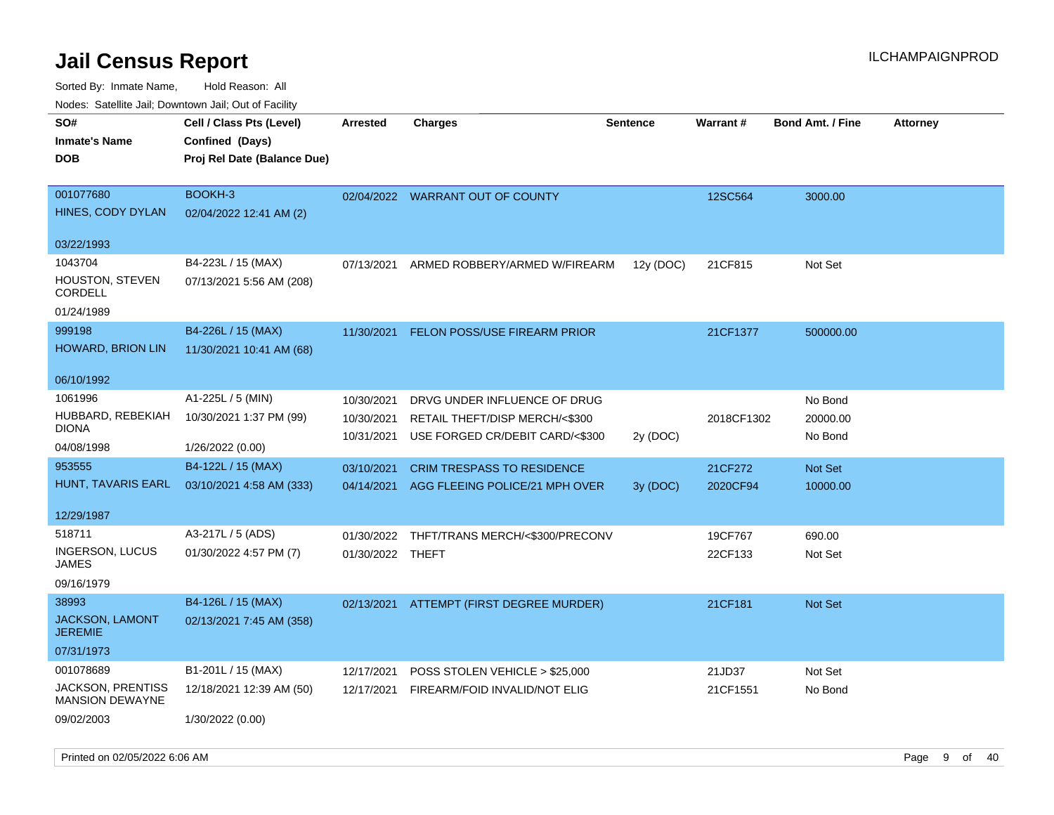# Jail Census Report

ILCHAMPAIGNPROD

Sorted By: Inmate Name, Hold Reason: All

Nodes: Satellite Jail; Downtown Jail; Out of Facility

| SO# / Inmate's Name / DOB | Cell / Class Pts (Level) / Confined (Days) / Proj Rel Date (Balance Due) | Arrested | Charges | Sentence | Warrant # | Bond Amt. / Fine | Attorney |
|---|---|---|---|---|---|---|---|
| 001077680<br>HINES, CODY DYLAN<br>03/22/1993 | BOOKH-3<br>02/04/2022 12:41 AM (2) | 02/04/2022 | WARRANT OUT OF COUNTY | | 12SC564 | 3000.00 | |
| 1043704<br>HOUSTON, STEVEN CORDELL<br>01/24/1989 | B4-223L / 15 (MAX)<br>07/13/2021 5:56 AM (208) | 07/13/2021 | ARMED ROBBERY/ARMED W/FIREARM | 12y (DOC) | 21CF815 | Not Set | |
| 999198<br>HOWARD, BRION LIN<br>06/10/1992 | B4-226L / 15 (MAX)<br>11/30/2021 10:41 AM (68) | 11/30/2021 | FELON POSS/USE FIREARM PRIOR | | 21CF1377 | 500000.00 | |
| 1061996<br>HUBBARD, REBEKIAH DIONA<br>04/08/1998 | A1-225L / 5 (MIN)<br>10/30/2021 1:37 PM (99)<br>1/26/2022 (0.00) | 10/30/2021<br>10/30/2021<br>10/31/2021 | DRVG UNDER INFLUENCE OF DRUG<br>RETAIL THEFT/DISP MERCH/<$300<br>USE FORGED CR/DEBIT CARD/<$300 | <br><br>2y (DOC) | <br>2018CF1302<br> | No Bond<br>20000.00<br>No Bond | |
| 953555<br>HUNT, TAVARIS EARL<br>12/29/1987 | B4-122L / 15 (MAX)<br>03/10/2021 4:58 AM (333) | 03/10/2021<br>04/14/2021 | CRIM TRESPASS TO RESIDENCE<br>AGG FLEEING POLICE/21 MPH OVER | <br>3y (DOC) | 21CF272<br>2020CF94 | Not Set<br>10000.00 | |
| 518711<br>INGERSON, LUCUS JAMES<br>09/16/1979 | A3-217L / 5 (ADS)<br>01/30/2022 4:57 PM (7) | 01/30/2022<br>01/30/2022 | THFT/TRANS MERCH/<$300/PRECONV<br>THEFT | | 19CF767<br>22CF133 | 690.00<br>Not Set | |
| 38993<br>JACKSON, LAMONT JEREMIE<br>07/31/1973 | B4-126L / 15 (MAX)<br>02/13/2021 7:45 AM (358) | 02/13/2021 | ATTEMPT (FIRST DEGREE MURDER) | | 21CF181 | Not Set | |
| 001078689<br>JACKSON, PRENTISS MANSION DEWAYNE<br>09/02/2003 | B1-201L / 15 (MAX)<br>12/18/2021 12:39 AM (50)<br>1/30/2022 (0.00) | 12/17/2021<br>12/17/2021 | POSS STOLEN VEHICLE > $25,000<br>FIREARM/FOID INVALID/NOT ELIG | | 21JD37<br>21CF1551 | Not Set<br>No Bond | |

Printed on 02/05/2022 6:06 AM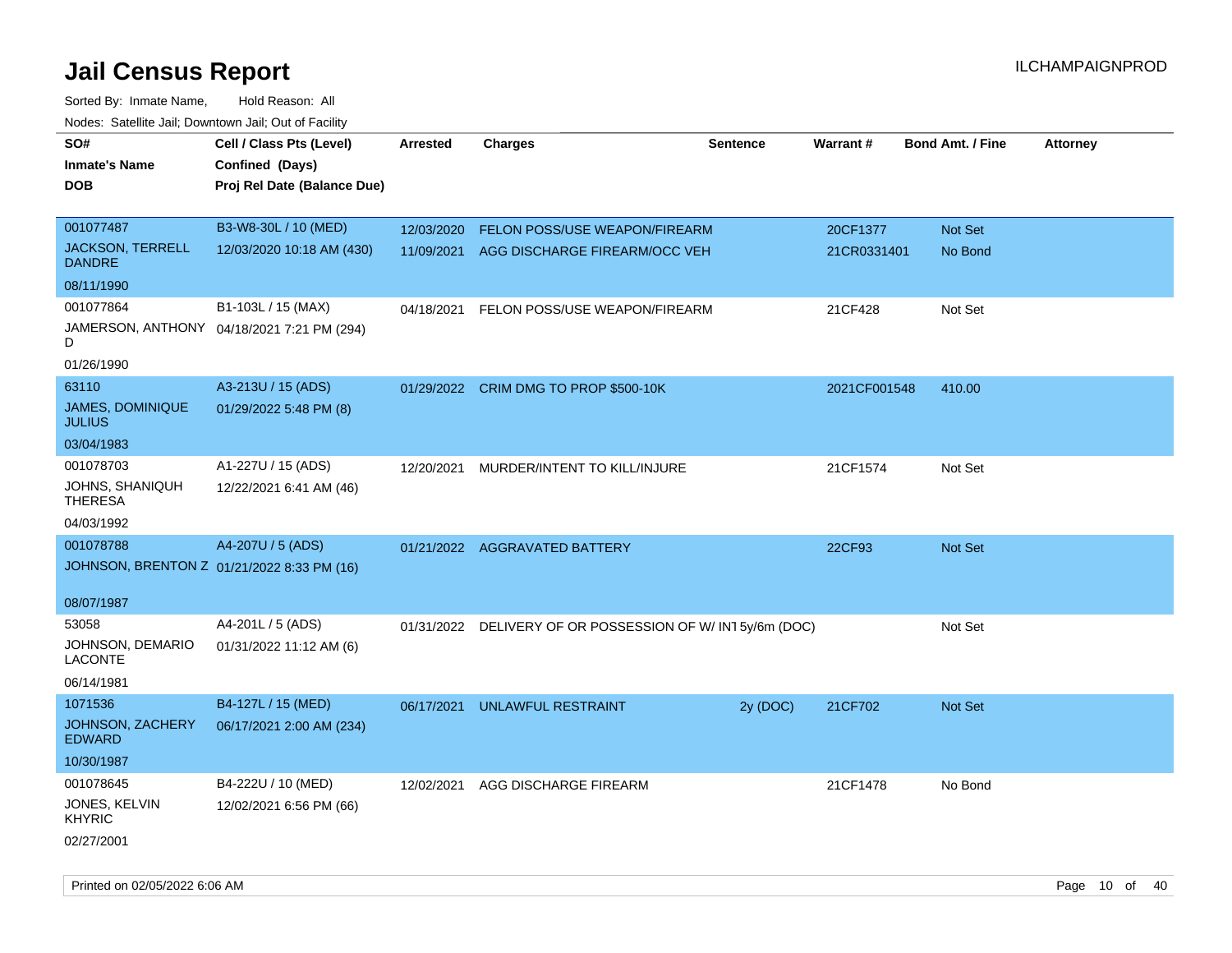# Jail Census Report

ILCHAMPAIGNPROD

Sorted By: Inmate Name, Hold Reason: All

Nodes: Satellite Jail; Downtown Jail; Out of Facility

| SO# / Inmate's Name / DOB | Cell / Class Pts (Level) / Confined (Days) / Proj Rel Date (Balance Due) | Arrested | Charges | Sentence | Warrant # | Bond Amt. / Fine | Attorney |
|---|---|---|---|---|---|---|---|
| 001077487<br>JACKSON, TERRELL DANDRE<br>08/11/1990 | B3-W8-30L / 10 (MED)<br>12/03/2020 10:18 AM (430) | 12/03/2020 | FELON POSS/USE WEAPON/FIREARM | | 20CF1377 | Not Set | |
| | | 11/09/2021 | AGG DISCHARGE FIREARM/OCC VEH | | 21CR0331401 | No Bond | |
| 001077864<br>JAMERSON, ANTHONY D<br>01/26/1990 | B1-103L / 15 (MAX)<br>04/18/2021 7:21 PM (294) | 04/18/2021 | FELON POSS/USE WEAPON/FIREARM | | 21CF428 | Not Set | |
| 63110<br>JAMES, DOMINIQUE JULIUS<br>03/04/1983 | A3-213U / 15 (ADS)<br>01/29/2022 5:48 PM (8) | 01/29/2022 | CRIM DMG TO PROP $500-10K | | 2021CF001548 | 410.00 | |
| 001078703<br>JOHNS, SHANIQUH THERESA<br>04/03/1992 | A1-227U / 15 (ADS)<br>12/22/2021 6:41 AM (46) | 12/20/2021 | MURDER/INTENT TO KILL/INJURE | | 21CF1574 | Not Set | |
| 001078788<br>JOHNSON, BRENTON Z<br>08/07/1987 | A4-207U / 5 (ADS)<br>01/21/2022 8:33 PM (16) | 01/21/2022 | AGGRAVATED BATTERY | | 22CF93 | Not Set | |
| 53058<br>JOHNSON, DEMARIO LACONTE<br>06/14/1981 | A4-201L / 5 (ADS)<br>01/31/2022 11:12 AM (6) | 01/31/2022 | DELIVERY OF OR POSSESSION OF W/ INT | 5y/6m (DOC) | | Not Set | |
| 1071536<br>JOHNSON, ZACHERY EDWARD<br>10/30/1987 | B4-127L / 15 (MED)<br>06/17/2021 2:00 AM (234) | 06/17/2021 | UNLAWFUL RESTRAINT | 2y (DOC) | 21CF702 | Not Set | |
| 001078645<br>JONES, KELVIN KHYRIC<br>02/27/2001 | B4-222U / 10 (MED)<br>12/02/2021 6:56 PM (66) | 12/02/2021 | AGG DISCHARGE FIREARM | | 21CF1478 | No Bond | |

Printed on 02/05/2022 6:06 AM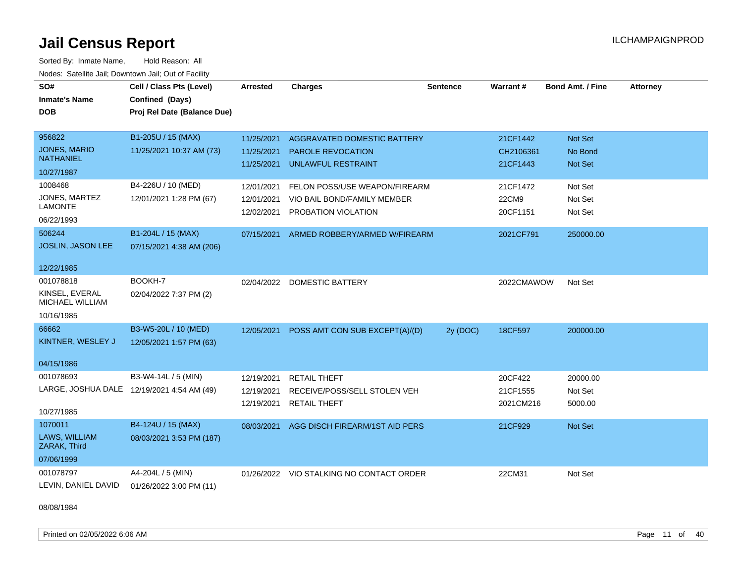# Jail Census Report

ILCHAMPAIGNPROD

Sorted By: Inmate Name, Hold Reason: All

Nodes: Satellite Jail; Downtown Jail; Out of Facility

| SO# / Inmate's Name / DOB | Cell / Class Pts (Level) / Confined (Days) / Proj Rel Date (Balance Due) | Arrested | Charges | Sentence | Warrant # | Bond Amt. / Fine | Attorney |
|---|---|---|---|---|---|---|---|
| 956822<br>JONES, MARIO NATHANIEL<br>10/27/1987 | B1-205U / 15 (MAX)<br>11/25/2021 10:37 AM (73) | 11/25/2021<br>11/25/2021<br>11/25/2021 | AGGRAVATED DOMESTIC BATTERY<br>PAROLE REVOCATION<br>UNLAWFUL RESTRAINT | | 21CF1442<br>CH2106361<br>21CF1443 | Not Set<br>No Bond<br>Not Set | |
| 1008468<br>JONES, MARTEZ LAMONTE<br>06/22/1993 | B4-226U / 10 (MED)<br>12/01/2021 1:28 PM (67) | 12/01/2021<br>12/01/2021<br>12/02/2021 | FELON POSS/USE WEAPON/FIREARM<br>VIO BAIL BOND/FAMILY MEMBER<br>PROBATION VIOLATION | | 21CF1472<br>22CM9<br>20CF1151 | Not Set<br>Not Set<br>Not Set | |
| 506244<br>JOSLIN, JASON LEE<br>12/22/1985 | B1-204L / 15 (MAX)<br>07/15/2021 4:38 AM (206) | 07/15/2021 | ARMED ROBBERY/ARMED W/FIREARM | | 2021CF791 | 250000.00 | |
| 001078818<br>KINSEL, EVERAL MICHAEL WILLIAM<br>10/16/1985 | BOOKH-7<br>02/04/2022 7:37 PM (2) | 02/04/2022 | DOMESTIC BATTERY | | 2022CMAWOW | Not Set | |
| 66662<br>KINTNER, WESLEY J<br>04/15/1986 | B3-W5-20L / 10 (MED)<br>12/05/2021 1:57 PM (63) | 12/05/2021 | POSS AMT CON SUB EXCEPT(A)/(D) | 2y (DOC) | 18CF597 | 200000.00 | |
| 001078693<br>LARGE, JOSHUA DALE<br>10/27/1985 | B3-W4-14L / 5 (MIN)<br>12/19/2021 4:54 AM (49) | 12/19/2021<br>12/19/2021<br>12/19/2021 | RETAIL THEFT<br>RECEIVE/POSS/SELL STOLEN VEH<br>RETAIL THEFT | | 20CF422<br>21CF1555<br>2021CM216 | 20000.00<br>Not Set<br>5000.00 | |
| 1070011<br>LAWS, WILLIAM ZARAK, Third<br>07/06/1999 | B4-124U / 15 (MAX)<br>08/03/2021 3:53 PM (187) | 08/03/2021 | AGG DISCH FIREARM/1ST AID PERS | | 21CF929 | Not Set | |
| 001078797<br>LEVIN, DANIEL DAVID<br>08/08/1984 | A4-204L / 5 (MIN)<br>01/26/2022 3:00 PM (11) | 01/26/2022 | VIO STALKING NO CONTACT ORDER | | 22CM31 | Not Set | |

Printed on 02/05/2022 6:06 AM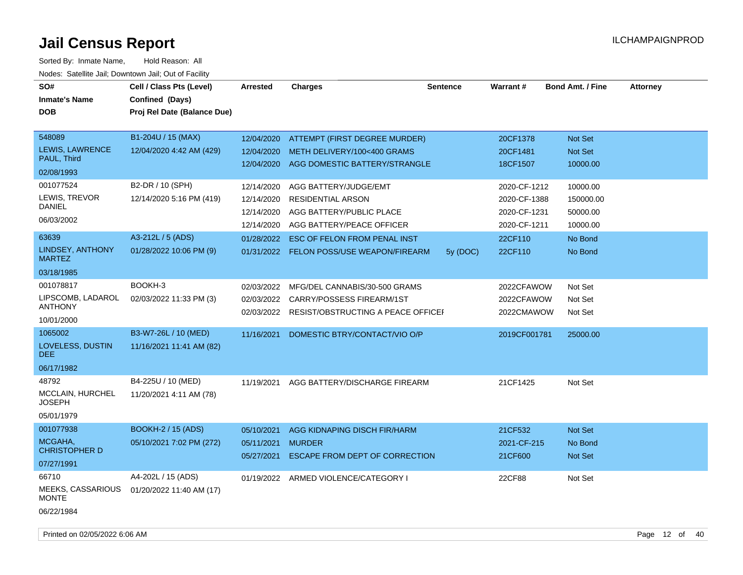# Jail Census Report

ILCHAMPAIGNPROD

Sorted By: Inmate Name, Hold Reason: All

Nodes: Satellite Jail; Downtown Jail; Out of Facility

| SO# / Inmate's Name / DOB | Cell / Class Pts (Level) / Confined (Days) / Proj Rel Date (Balance Due) | Arrested | Charges | Sentence | Warrant # | Bond Amt. / Fine | Attorney |
|---|---|---|---|---|---|---|---|
| 548089<br>LEWIS, LAWRENCE PAUL, Third<br>02/08/1993 | B1-204U / 15 (MAX)<br>12/04/2020 4:42 AM (429) | 12/04/2020 | ATTEMPT (FIRST DEGREE MURDER) | | 20CF1378 | Not Set | |
| | | 12/04/2020 | METH DELIVERY/100<400 GRAMS | | 20CF1481 | Not Set | |
| | | 12/04/2020 | AGG DOMESTIC BATTERY/STRANGLE | | 18CF1507 | 10000.00 | |
| 001077524<br>LEWIS, TREVOR DANIEL<br>06/03/2002 | B2-DR / 10 (SPH)<br>12/14/2020 5:16 PM (419) | 12/14/2020 | AGG BATTERY/JUDGE/EMT | | 2020-CF-1212 | 10000.00 | |
| | | 12/14/2020 | RESIDENTIAL ARSON | | 2020-CF-1388 | 150000.00 | |
| | | 12/14/2020 | AGG BATTERY/PUBLIC PLACE | | 2020-CF-1231 | 50000.00 | |
| | | 12/14/2020 | AGG BATTERY/PEACE OFFICER | | 2020-CF-1211 | 10000.00 | |
| 63639<br>LINDSEY, ANTHONY MARTEZ<br>03/18/1985 | A3-212L / 5 (ADS)<br>01/28/2022 10:06 PM (9) | 01/28/2022 | ESC OF FELON FROM PENAL INST | | 22CF110 | No Bond | |
| | | 01/31/2022 | FELON POSS/USE WEAPON/FIREARM | 5y (DOC) | 22CF110 | No Bond | |
| 001078817<br>LIPSCOMB, LADAROL ANTHONY<br>10/01/2000 | BOOKH-3<br>02/03/2022 11:33 PM (3) | 02/03/2022 | MFG/DEL CANNABIS/30-500 GRAMS | | 2022CFAWOW | Not Set | |
| | | 02/03/2022 | CARRY/POSSESS FIREARM/1ST | | 2022CFAWOW | Not Set | |
| | | 02/03/2022 | RESIST/OBSTRUCTING A PEACE OFFICEI | | 2022CMAWOW | Not Set | |
| 1065002<br>LOVELESS, DUSTIN DEE<br>06/17/1982 | B3-W7-26L / 10 (MED)<br>11/16/2021 11:41 AM (82) | 11/16/2021 | DOMESTIC BTRY/CONTACT/VIO O/P | | 2019CF001781 | 25000.00 | |
| 48792<br>MCCLAIN, HURCHEL JOSEPH<br>05/01/1979 | B4-225U / 10 (MED)<br>11/20/2021 4:11 AM (78) | 11/19/2021 | AGG BATTERY/DISCHARGE FIREARM | | 21CF1425 | Not Set | |
| 001077938<br>MCGAHA, CHRISTOPHER D<br>07/27/1991 | BOOKH-2 / 15 (ADS)<br>05/10/2021 7:02 PM (272) | 05/10/2021 | AGG KIDNAPING DISCH FIR/HARM | | 21CF532 | Not Set | |
| | | 05/11/2021 | MURDER | | 2021-CF-215 | No Bond | |
| | | 05/27/2021 | ESCAPE FROM DEPT OF CORRECTION | | 21CF600 | Not Set | |
| 66710<br>MEEKS, CASSARIOUS MONTE<br>06/22/1984 | A4-202L / 15 (ADS)<br>01/20/2022 11:40 AM (17) | 01/19/2022 | ARMED VIOLENCE/CATEGORY I | | 22CF88 | Not Set | |

Printed on 02/05/2022 6:06 AM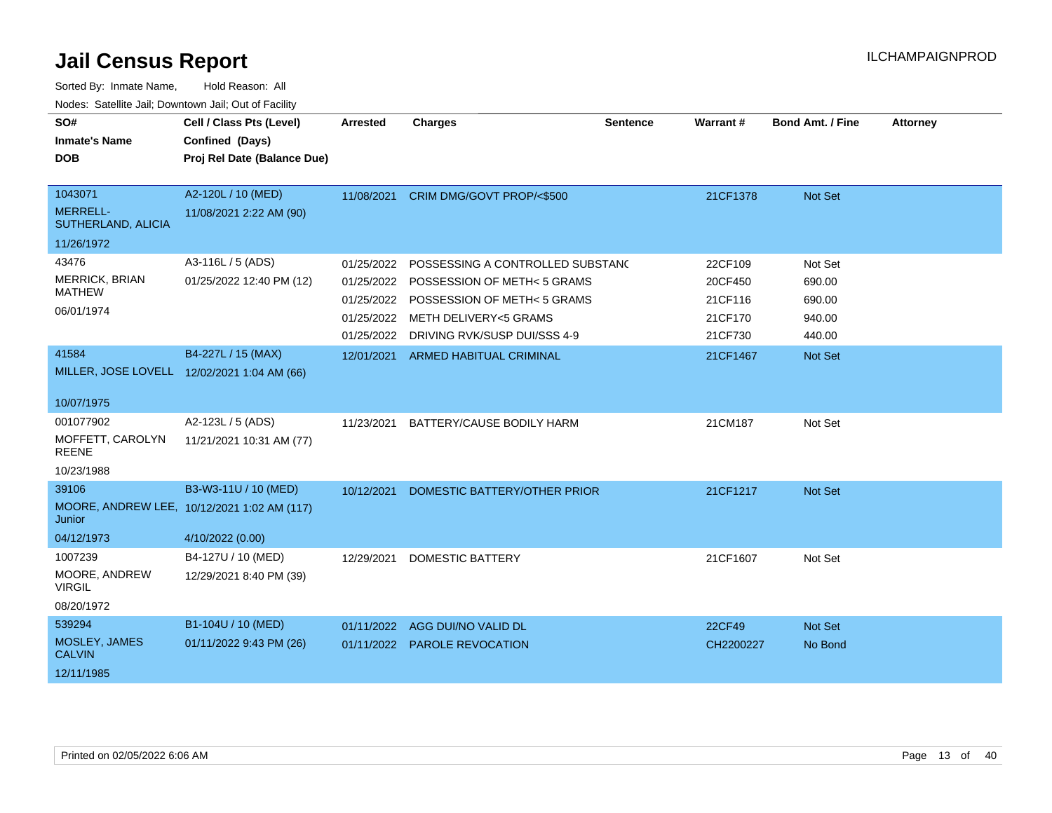# Jail Census Report

ILCHAMPAIGNPROD

Sorted By: Inmate Name, Hold Reason: All

Nodes: Satellite Jail; Downtown Jail; Out of Facility

| SO# / Inmate's Name / DOB | Cell / Class Pts (Level) / Confined (Days) / Proj Rel Date (Balance Due) | Arrested | Charges | Sentence | Warrant # | Bond Amt. / Fine | Attorney |
|---|---|---|---|---|---|---|---|
| 1043071 MERRELL-SUTHERLAND, ALICIA 11/26/1972 | A2-120L / 10 (MED) 11/08/2021 2:22 AM (90) | 11/08/2021 | CRIM DMG/GOVT PROP/<$500 | | 21CF1378 | Not Set | |
| 43476 MERRICK, BRIAN MATHEW 06/01/1974 | A3-116L / 5 (ADS) 01/25/2022 12:40 PM (12) | 01/25/2022 | POSSESSING A CONTROLLED SUBSTANC | | 22CF109 | Not Set | |
| | | 01/25/2022 | POSSESSION OF METH< 5 GRAMS | | 20CF450 | 690.00 | |
| | | 01/25/2022 | POSSESSION OF METH< 5 GRAMS | | 21CF116 | 690.00 | |
| | | 01/25/2022 | METH DELIVERY<5 GRAMS | | 21CF170 | 940.00 | |
| | | 01/25/2022 | DRIVING RVK/SUSP DUI/SSS 4-9 | | 21CF730 | 440.00 | |
| 41584 MILLER, JOSE LOVELL 10/07/1975 | B4-227L / 15 (MAX) 12/02/2021 1:04 AM (66) | 12/01/2021 | ARMED HABITUAL CRIMINAL | | 21CF1467 | Not Set | |
| 001077902 MOFFETT, CAROLYN REENE 10/23/1988 | A2-123L / 5 (ADS) 11/21/2021 10:31 AM (77) | 11/23/2021 | BATTERY/CAUSE BODILY HARM | | 21CM187 | Not Set | |
| 39106 MOORE, ANDREW LEE, Junior 04/12/1973 | B3-W3-11U / 10 (MED) 10/12/2021 1:02 AM (117) 4/10/2022 (0.00) | 10/12/2021 | DOMESTIC BATTERY/OTHER PRIOR | | 21CF1217 | Not Set | |
| 1007239 MOORE, ANDREW VIRGIL 08/20/1972 | B4-127U / 10 (MED) 12/29/2021 8:40 PM (39) | 12/29/2021 | DOMESTIC BATTERY | | 21CF1607 | Not Set | |
| 539294 MOSLEY, JAMES CALVIN 12/11/1985 | B1-104U / 10 (MED) 01/11/2022 9:43 PM (26) | 01/11/2022 | AGG DUI/NO VALID DL | | 22CF49 | Not Set | |
| | | 01/11/2022 | PAROLE REVOCATION | | CH2200227 | No Bond | |

Printed on 02/05/2022 6:06 AM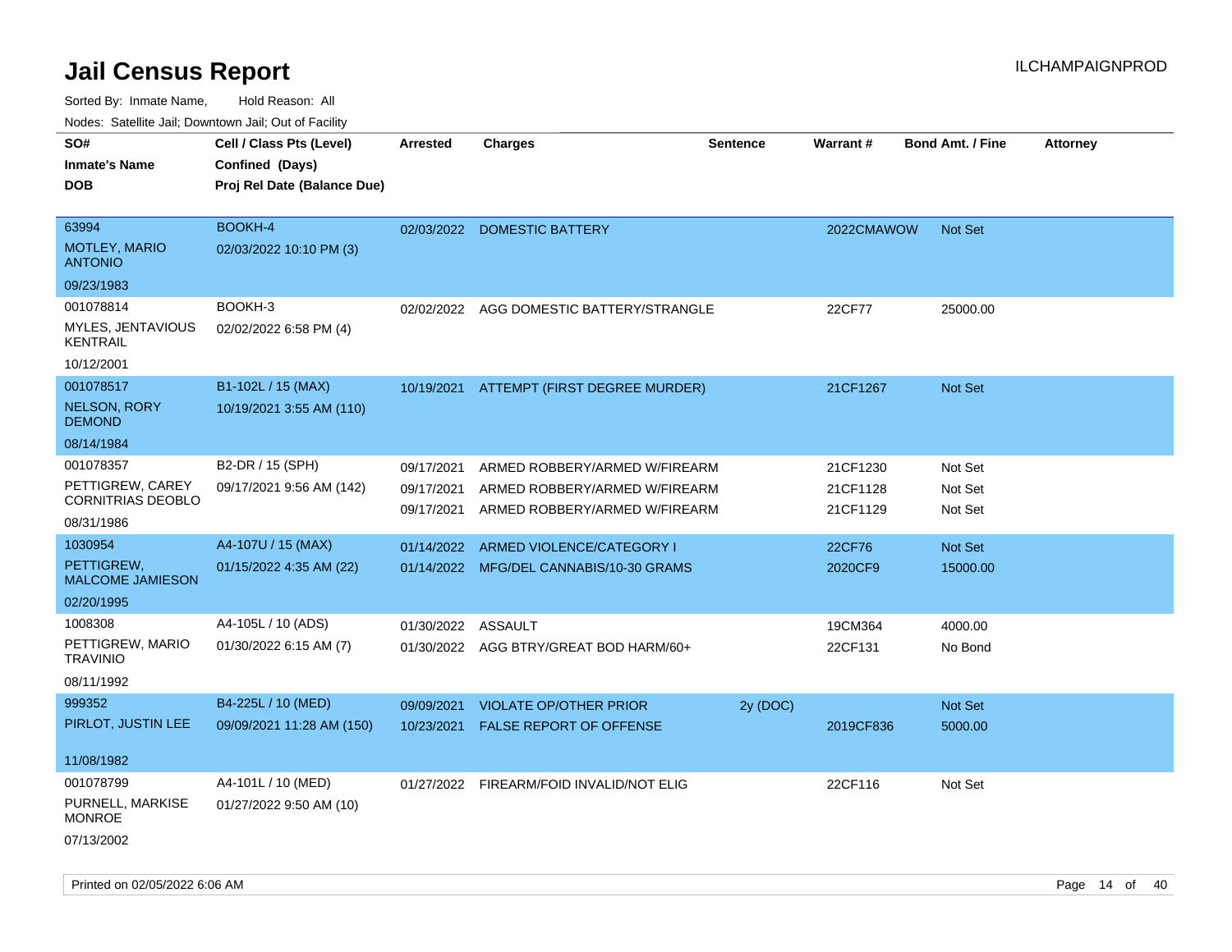# Jail Census Report

ILCHAMPAIGNPROD

Sorted By: Inmate Name, Hold Reason: All

Nodes: Satellite Jail; Downtown Jail; Out of Facility

| SO# / Inmate's Name / DOB | Cell / Class Pts (Level) / Confined (Days) / Proj Rel Date (Balance Due) | Arrested | Charges | Sentence | Warrant # | Bond Amt. / Fine | Attorney |
|---|---|---|---|---|---|---|---|
| 63994<br>MOTLEY, MARIO ANTONIO<br>09/23/1983 | BOOKH-4<br>02/03/2022 10:10 PM (3) | 02/03/2022 | DOMESTIC BATTERY | | 2022CMAWOW | Not Set | |
| 001078814<br>MYLES, JENTAVIOUS KENTRAIL<br>10/12/2001 | BOOKH-3<br>02/02/2022 6:58 PM (4) | 02/02/2022 | AGG DOMESTIC BATTERY/STRANGLE | | 22CF77 | 25000.00 | |
| 001078517<br>NELSON, RORY DEMOND<br>08/14/1984 | B1-102L / 15 (MAX)<br>10/19/2021 3:55 AM (110) | 10/19/2021 | ATTEMPT (FIRST DEGREE MURDER) | | 21CF1267 | Not Set | |
| 001078357<br>PETTIGREW, CAREY CORNITRIAS DEOBLO<br>08/31/1986 | B2-DR / 15 (SPH)<br>09/17/2021 9:56 AM (142) | 09/17/2021<br>09/17/2021<br>09/17/2021 | ARMED ROBBERY/ARMED W/FIREARM<br>ARMED ROBBERY/ARMED W/FIREARM<br>ARMED ROBBERY/ARMED W/FIREARM | | 21CF1230<br>21CF1128<br>21CF1129 | Not Set<br>Not Set<br>Not Set | |
| 1030954<br>PETTIGREW, MALCOME JAMIESON<br>02/20/1995 | A4-107U / 15 (MAX)<br>01/15/2022 4:35 AM (22) | 01/14/2022<br>01/14/2022 | ARMED VIOLENCE/CATEGORY I<br>MFG/DEL CANNABIS/10-30 GRAMS | | 22CF76<br>2020CF9 | Not Set<br>15000.00 | |
| 1008308<br>PETTIGREW, MARIO TRAVINIO<br>08/11/1992 | A4-105L / 10 (ADS)<br>01/30/2022 6:15 AM (7) | 01/30/2022<br>01/30/2022 | ASSAULT<br>AGG BTRY/GREAT BOD HARM/60+ | | 19CM364<br>22CF131 | 4000.00<br>No Bond | |
| 999352<br>PIRLOT, JUSTIN LEE<br>11/08/1982 | B4-225L / 10 (MED)<br>09/09/2021 11:28 AM (150) | 09/09/2021<br>10/23/2021 | VIOLATE OP/OTHER PRIOR<br>FALSE REPORT OF OFFENSE | 2y (DOC) | <br>2019CF836 | Not Set<br>5000.00 | |
| 001078799<br>PURNELL, MARKISE MONROE<br>07/13/2002 | A4-101L / 10 (MED)<br>01/27/2022 9:50 AM (10) | 01/27/2022 | FIREARM/FOID INVALID/NOT ELIG | | 22CF116 | Not Set | |

Printed on 02/05/2022 6:06 AM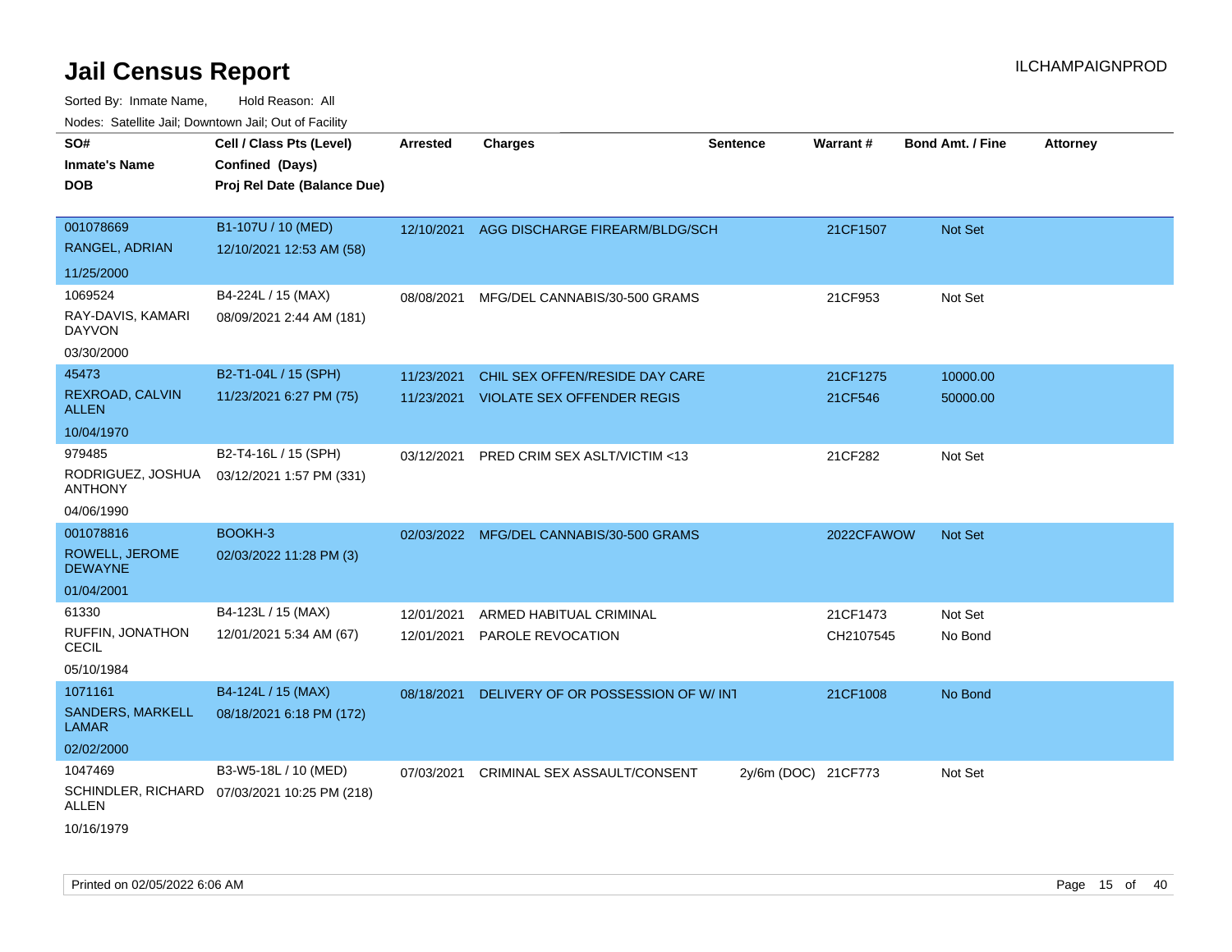# Jail Census Report

ILCHAMPAIGNPROD

Sorted By: Inmate Name, Hold Reason: All

Nodes: Satellite Jail; Downtown Jail; Out of Facility

| SO# / Inmate's Name / DOB | Cell / Class Pts (Level) / Confined (Days) / Proj Rel Date (Balance Due) | Arrested | Charges | Sentence | Warrant # | Bond Amt. / Fine | Attorney |
|---|---|---|---|---|---|---|---|
| 001078669 RANGEL, ADRIAN 11/25/2000 | B1-107U / 10 (MED) 12/10/2021 12:53 AM (58) | 12/10/2021 | AGG DISCHARGE FIREARM/BLDG/SCH | | 21CF1507 | Not Set | |
| 1069524 RAY-DAVIS, KAMARI DAYVON 03/30/2000 | B4-224L / 15 (MAX) 08/09/2021 2:44 AM (181) | 08/08/2021 | MFG/DEL CANNABIS/30-500 GRAMS | | 21CF953 | Not Set | |
| 45473 REXROAD, CALVIN ALLEN 10/04/1970 | B2-T1-04L / 15 (SPH) 11/23/2021 6:27 PM (75) | 11/23/2021 | CHIL SEX OFFEN/RESIDE DAY CARE | | 21CF1275 | 10000.00 | |
| | | 11/23/2021 | VIOLATE SEX OFFENDER REGIS | | 21CF546 | 50000.00 | |
| 979485 RODRIGUEZ, JOSHUA ANTHONY 04/06/1990 | B2-T4-16L / 15 (SPH) 03/12/2021 1:57 PM (331) | 03/12/2021 | PRED CRIM SEX ASLT/VICTIM <13 | | 21CF282 | Not Set | |
| 001078816 ROWELL, JEROME DEWAYNE 01/04/2001 | BOOKH-3 02/03/2022 11:28 PM (3) | 02/03/2022 | MFG/DEL CANNABIS/30-500 GRAMS | | 2022CFAWOW | Not Set | |
| 61330 RUFFIN, JONATHON CECIL 05/10/1984 | B4-123L / 15 (MAX) 12/01/2021 5:34 AM (67) | 12/01/2021 | ARMED HABITUAL CRIMINAL | | 21CF1473 | Not Set | |
| | | 12/01/2021 | PAROLE REVOCATION | | CH2107545 | No Bond | |
| 1071161 SANDERS, MARKELL LAMAR 02/02/2000 | B4-124L / 15 (MAX) 08/18/2021 6:18 PM (172) | 08/18/2021 | DELIVERY OF OR POSSESSION OF W/ INT | | 21CF1008 | No Bond | |
| 1047469 SCHINDLER, RICHARD ALLEN 10/16/1979 | B3-W5-18L / 10 (MED) 07/03/2021 10:25 PM (218) | 07/03/2021 | CRIMINAL SEX ASSAULT/CONSENT | 2y/6m (DOC) | 21CF773 | Not Set | |

Printed on 02/05/2022 6:06 AM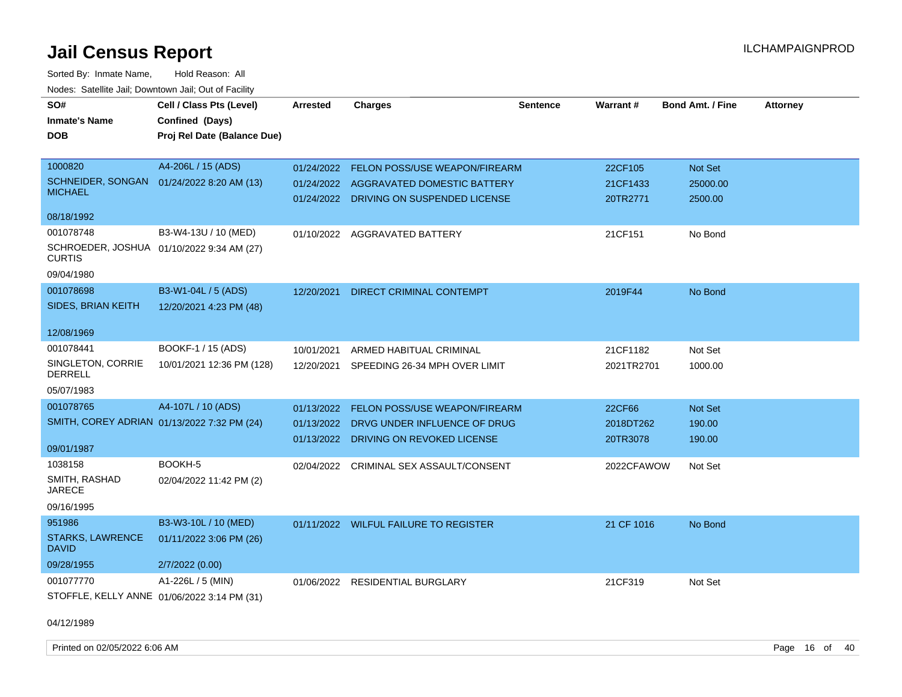# Jail Census Report

ILCHAMPAIGNPROD

Sorted By: Inmate Name, Hold Reason: All

Nodes: Satellite Jail; Downtown Jail; Out of Facility

| SO# / Inmate's Name / DOB | Cell / Class Pts (Level) / Confined (Days) / Proj Rel Date (Balance Due) | Arrested | Charges | Sentence | Warrant # | Bond Amt. / Fine | Attorney |
|---|---|---|---|---|---|---|---|
| 1000820<br>SCHNEIDER, SONGAN MICHAEL<br>08/18/1992 | A4-206L / 15 (ADS)<br>01/24/2022 8:20 AM (13) | 01/24/2022 | FELON POSS/USE WEAPON/FIREARM | | 22CF105 | Not Set | |
| | | 01/24/2022 | AGGRAVATED DOMESTIC BATTERY | | 21CF1433 | 25000.00 | |
| | | 01/24/2022 | DRIVING ON SUSPENDED LICENSE | | 20TR2771 | 2500.00 | |
| 001078748<br>SCHROEDER, JOSHUA CURTIS<br>09/04/1980 | B3-W4-13U / 10 (MED)<br>01/10/2022 9:34 AM (27) | 01/10/2022 | AGGRAVATED BATTERY | | 21CF151 | No Bond | |
| 001078698<br>SIDES, BRIAN KEITH<br>12/08/1969 | B3-W1-04L / 5 (ADS)<br>12/20/2021 4:23 PM (48) | 12/20/2021 | DIRECT CRIMINAL CONTEMPT | | 2019F44 | No Bond | |
| 001078441<br>SINGLETON, CORRIE DERRELL<br>05/07/1983 | BOOKF-1 / 15 (ADS)<br>10/01/2021 12:36 PM (128) | 10/01/2021 | ARMED HABITUAL CRIMINAL | | 21CF1182 | Not Set | |
| | | 12/20/2021 | SPEEDING 26-34 MPH OVER LIMIT | | 2021TR2701 | 1000.00 | |
| 001078765<br>SMITH, COREY ADRIAN<br>09/01/1987 | A4-107L / 10 (ADS)<br>01/13/2022 7:32 PM (24) | 01/13/2022 | FELON POSS/USE WEAPON/FIREARM | | 22CF66 | Not Set | |
| | | 01/13/2022 | DRVG UNDER INFLUENCE OF DRUG | | 2018DT262 | 190.00 | |
| | | 01/13/2022 | DRIVING ON REVOKED LICENSE | | 20TR3078 | 190.00 | |
| 1038158<br>SMITH, RASHAD JARECE<br>09/16/1995 | BOOKH-5<br>02/04/2022 11:42 PM (2) | 02/04/2022 | CRIMINAL SEX ASSAULT/CONSENT | | 2022CFAWOW | Not Set | |
| 951986<br>STARKS, LAWRENCE DAVID<br>09/28/1955 | B3-W3-10L / 10 (MED)<br>01/11/2022 3:06 PM (26)<br>2/7/2022 (0.00) | 01/11/2022 | WILFUL FAILURE TO REGISTER | | 21 CF 1016 | No Bond | |
| 001077770<br>STOFFLE, KELLY ANNE<br>04/12/1989 | A1-226L / 5 (MIN)<br>01/06/2022 3:14 PM (31) | 01/06/2022 | RESIDENTIAL BURGLARY | | 21CF319 | Not Set | |

Printed on 02/05/2022 6:06 AM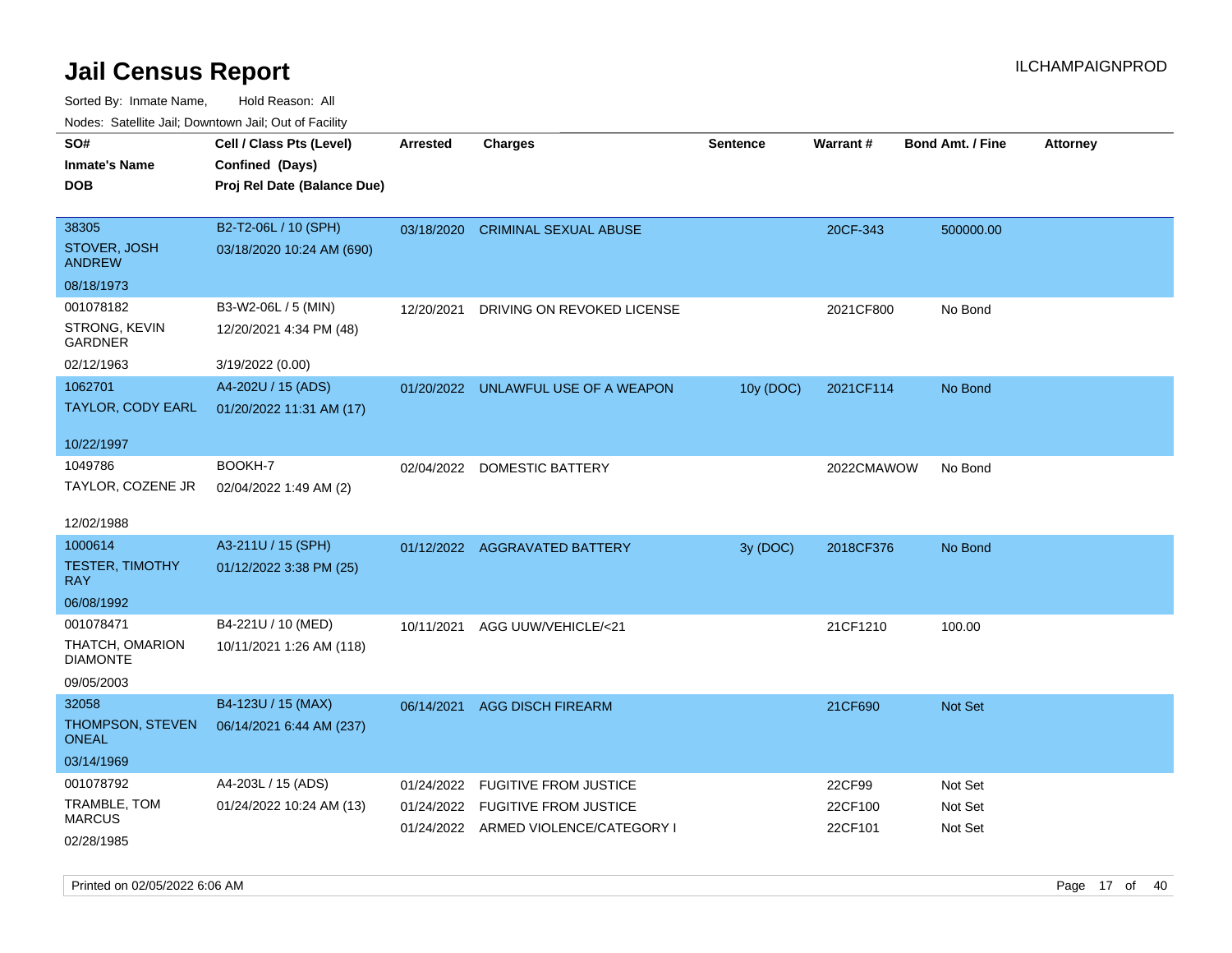# Jail Census Report

ILCHAMPAIGNPROD

Sorted By: Inmate Name, Hold Reason: All

Nodes: Satellite Jail; Downtown Jail; Out of Facility

| SO# / Inmate's Name / DOB | Cell / Class Pts (Level) / Confined (Days) / Proj Rel Date (Balance Due) | Arrested | Charges | Sentence | Warrant # | Bond Amt. / Fine | Attorney |
|---|---|---|---|---|---|---|---|
| 38305 STOVER, JOSH ANDREW 08/18/1973 | B2-T2-06L / 10 (SPH) 03/18/2020 10:24 AM (690) | 03/18/2020 | CRIMINAL SEXUAL ABUSE | | 20CF-343 | 500000.00 | |
| 001078182 STRONG, KEVIN GARDNER 02/12/1963 | B3-W2-06L / 5 (MIN) 12/20/2021 4:34 PM (48) 3/19/2022 (0.00) | 12/20/2021 | DRIVING ON REVOKED LICENSE | | 2021CF800 | No Bond | |
| 1062701 TAYLOR, CODY EARL 10/22/1997 | A4-202U / 15 (ADS) 01/20/2022 11:31 AM (17) | 01/20/2022 | UNLAWFUL USE OF A WEAPON | 10y (DOC) | 2021CF114 | No Bond | |
| 1049786 TAYLOR, COZENE JR 12/02/1988 | BOOKH-7 02/04/2022 1:49 AM (2) | 02/04/2022 | DOMESTIC BATTERY | | 2022CMAWOW | No Bond | |
| 1000614 TESTER, TIMOTHY RAY 06/08/1992 | A3-211U / 15 (SPH) 01/12/2022 3:38 PM (25) | 01/12/2022 | AGGRAVATED BATTERY | 3y (DOC) | 2018CF376 | No Bond | |
| 001078471 THATCH, OMARION DIAMONTE 09/05/2003 | B4-221U / 10 (MED) 10/11/2021 1:26 AM (118) | 10/11/2021 | AGG UUW/VEHICLE/<21 | | 21CF1210 | 100.00 | |
| 32058 THOMPSON, STEVEN ONEAL 03/14/1969 | B4-123U / 15 (MAX) 06/14/2021 6:44 AM (237) | 06/14/2021 | AGG DISCH FIREARM | | 21CF690 | Not Set | |
| 001078792 TRAMBLE, TOM MARCUS 02/28/1985 | A4-203L / 15 (ADS) 01/24/2022 10:24 AM (13) | 01/24/2022 | FUGITIVE FROM JUSTICE | | 22CF99 | Not Set | |
| | | 01/24/2022 | FUGITIVE FROM JUSTICE | | 22CF100 | Not Set | |
| | | 01/24/2022 | ARMED VIOLENCE/CATEGORY I | | 22CF101 | Not Set | |

Printed on 02/05/2022 6:06 AM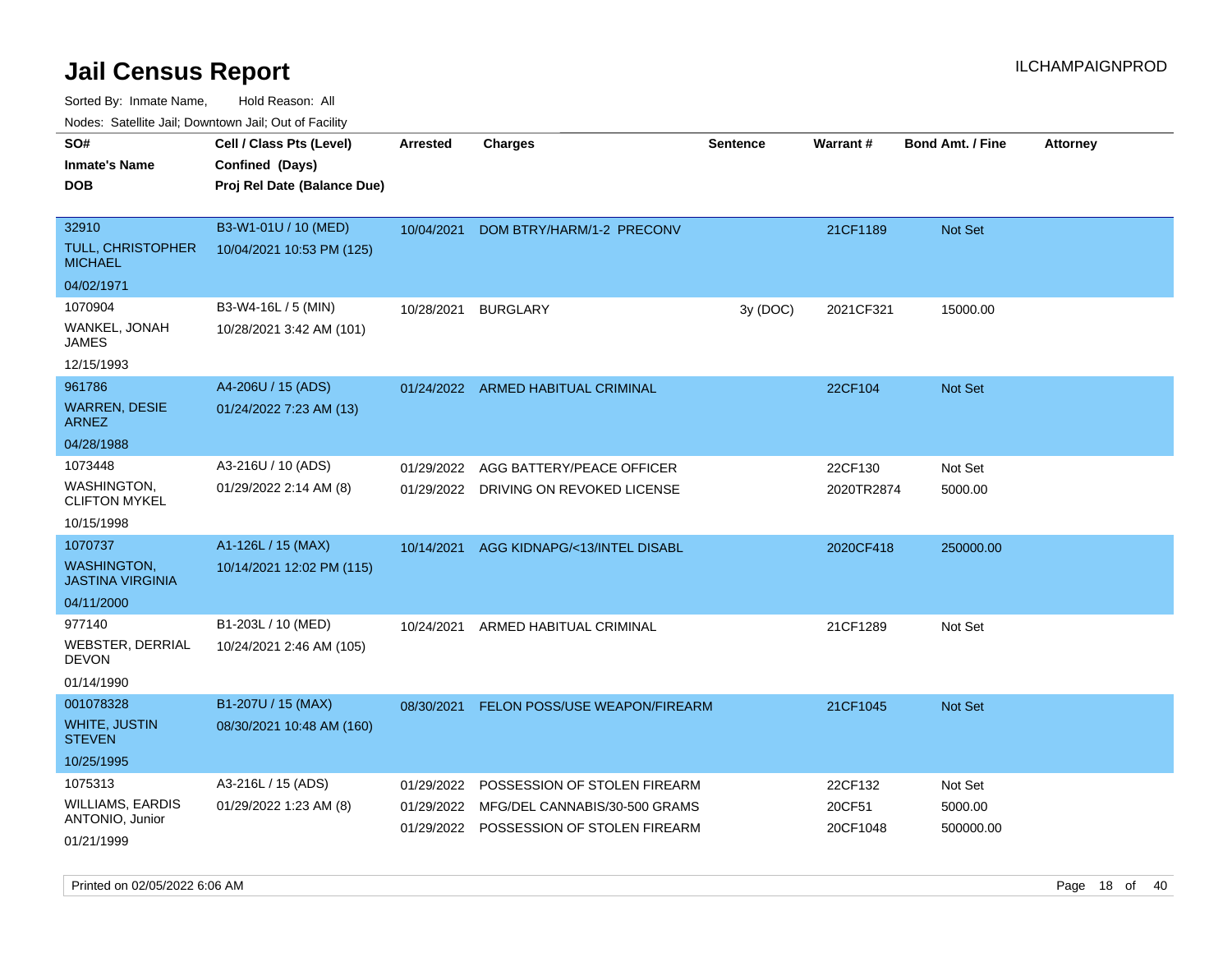# Jail Census Report

Sorted By: Inmate Name, Hold Reason: All

Nodes: Satellite Jail; Downtown Jail; Out of Facility

| SO# / Inmate's Name / DOB | Cell / Class Pts (Level) / Confined (Days) / Proj Rel Date (Balance Due) | Arrested | Charges | Sentence | Warrant # | Bond Amt. / Fine | Attorney |
|---|---|---|---|---|---|---|---|
| 32910<br>TULL, CHRISTOPHER MICHAEL<br>04/02/1971 | B3-W1-01U / 10 (MED)<br>10/04/2021 10:53 PM (125) | 10/04/2021 | DOM BTRY/HARM/1-2 PRECONV | | 21CF1189 | Not Set | |
| 1070904<br>WANKEL, JONAH JAMES<br>12/15/1993 | B3-W4-16L / 5 (MIN)<br>10/28/2021 3:42 AM (101) | 10/28/2021 | BURGLARY | 3y (DOC) | 2021CF321 | 15000.00 | |
| 961786<br>WARREN, DESIE ARNEZ<br>04/28/1988 | A4-206U / 15 (ADS)<br>01/24/2022 7:23 AM (13) | 01/24/2022 | ARMED HABITUAL CRIMINAL | | 22CF104 | Not Set | |
| 1073448<br>WASHINGTON, CLIFTON MYKEL<br>10/15/1998 | A3-216U / 10 (ADS)<br>01/29/2022 2:14 AM (8) | 01/29/2022 | AGG BATTERY/PEACE OFFICER | | 22CF130 | Not Set | |
| | | 01/29/2022 | DRIVING ON REVOKED LICENSE | | 2020TR2874 | 5000.00 | |
| 1070737<br>WASHINGTON, JASTINA VIRGINIA<br>04/11/2000 | A1-126L / 15 (MAX)<br>10/14/2021 12:02 PM (115) | 10/14/2021 | AGG KIDNAPG/<13/INTEL DISABL | | 2020CF418 | 250000.00 | |
| 977140<br>WEBSTER, DERRIAL DEVON<br>01/14/1990 | B1-203L / 10 (MED)<br>10/24/2021 2:46 AM (105) | 10/24/2021 | ARMED HABITUAL CRIMINAL | | 21CF1289 | Not Set | |
| 001078328<br>WHITE, JUSTIN STEVEN<br>10/25/1995 | B1-207U / 15 (MAX)<br>08/30/2021 10:48 AM (160) | 08/30/2021 | FELON POSS/USE WEAPON/FIREARM | | 21CF1045 | Not Set | |
| 1075313<br>WILLIAMS, EARDIS ANTONIO, Junior<br>01/21/1999 | A3-216L / 15 (ADS)<br>01/29/2022 1:23 AM (8) | 01/29/2022 | POSSESSION OF STOLEN FIREARM | | 22CF132 | Not Set | |
| | | 01/29/2022 | MFG/DEL CANNABIS/30-500 GRAMS | | 20CF51 | 5000.00 | |
| | | 01/29/2022 | POSSESSION OF STOLEN FIREARM | | 20CF1048 | 500000.00 | |

Printed on 02/05/2022 6:06 AM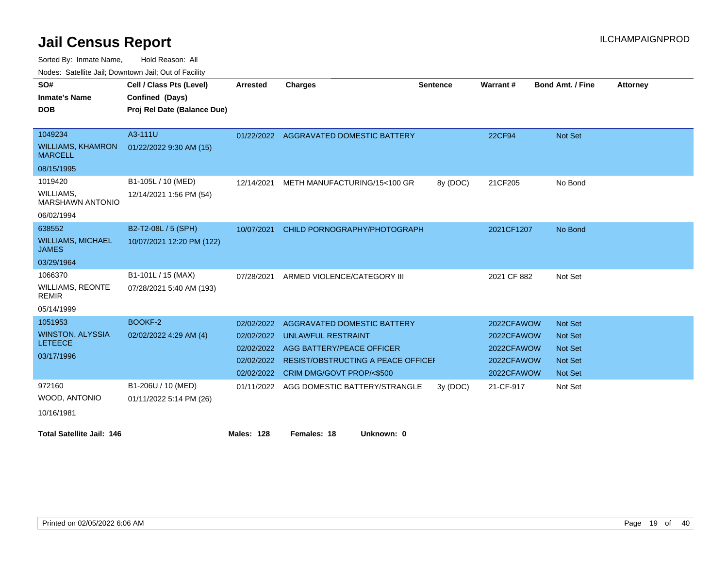# Jail Census Report

ILCHAMPAIGNPROD

Sorted By: Inmate Name, Hold Reason: All

Nodes: Satellite Jail; Downtown Jail; Out of Facility

| SO# / Inmate's Name / DOB | Cell / Class Pts (Level) / Confined (Days) / Proj Rel Date (Balance Due) | Arrested | Charges | Sentence | Warrant # | Bond Amt. / Fine | Attorney |
|---|---|---|---|---|---|---|---|
| 1049234<br>WILLIAMS, KHAMRON MARCELL<br>08/15/1995 | A3-111U<br>01/22/2022 9:30 AM (15) | 01/22/2022 | AGGRAVATED DOMESTIC BATTERY | | 22CF94 | Not Set | |
| 1019420<br>WILLIAMS, MARSHAWN ANTONIO<br>06/02/1994 | B1-105L / 10 (MED)<br>12/14/2021 1:56 PM (54) | 12/14/2021 | METH MANUFACTURING/15<100 GR | 8y (DOC) | 21CF205 | No Bond | |
| 638552<br>WILLIAMS, MICHAEL JAMES<br>03/29/1964 | B2-T2-08L / 5 (SPH)<br>10/07/2021 12:20 PM (122) | 10/07/2021 | CHILD PORNOGRAPHY/PHOTOGRAPH | | 2021CF1207 | No Bond | |
| 1066370<br>WILLIAMS, REONTE REMIR<br>05/14/1999 | B1-101L / 15 (MAX)<br>07/28/2021 5:40 AM (193) | 07/28/2021 | ARMED VIOLENCE/CATEGORY III | | 2021 CF 882 | Not Set | |
| 1051953<br>WINSTON, ALYSSIA LETEECE<br>03/17/1996 | BOOKF-2<br>02/02/2022 4:29 AM (4) | 02/02/2022 | AGGRAVATED DOMESTIC BATTERY | | 2022CFAWOW | Not Set | |
| | | 02/02/2022 | UNLAWFUL RESTRAINT | | 2022CFAWOW | Not Set | |
| | | 02/02/2022 | AGG BATTERY/PEACE OFFICER | | 2022CFAWOW | Not Set | |
| | | 02/02/2022 | RESIST/OBSTRUCTING A PEACE OFFICEI | | 2022CFAWOW | Not Set | |
| | | 02/02/2022 | CRIM DMG/GOVT PROP/<$500 | | 2022CFAWOW | Not Set | |
| 972160<br>WOOD, ANTONIO<br>10/16/1981 | B1-206U / 10 (MED)<br>01/11/2022 5:14 PM (26) | 01/11/2022 | AGG DOMESTIC BATTERY/STRANGLE | 3y (DOC) | 21-CF-917 | Not Set | |

**Total Satellite Jail: 146** **Males: 128** **Females: 18** **Unknown: 0**

Printed on 02/05/2022 6:06 AM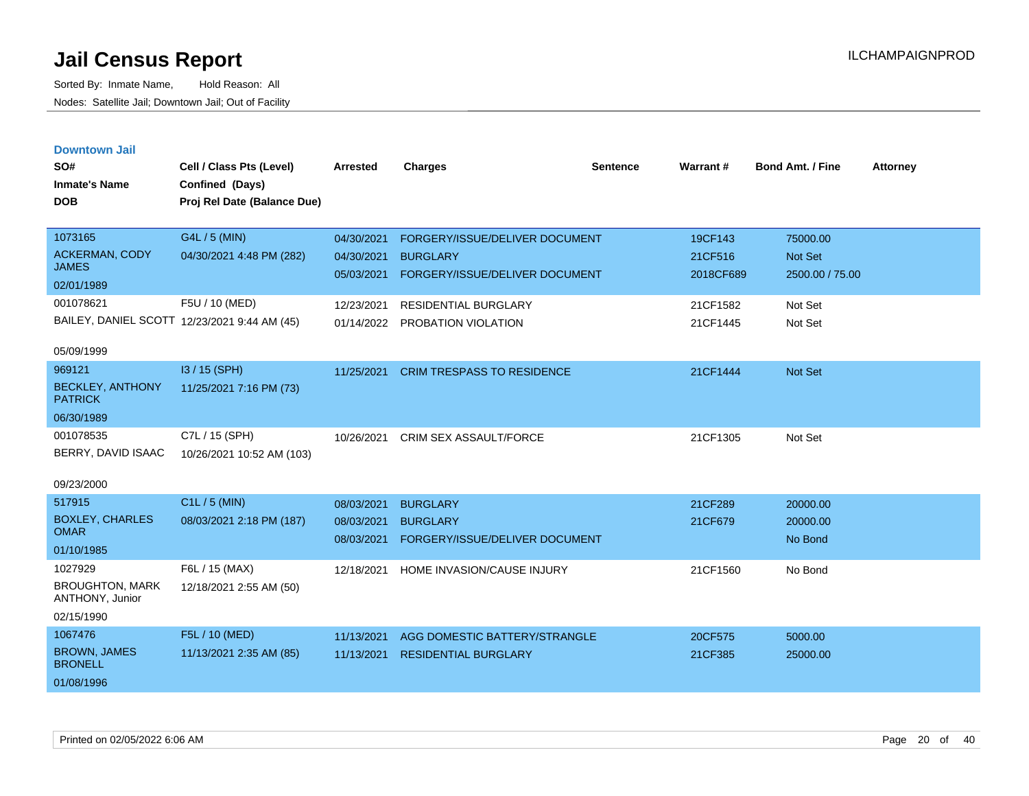# Jail Census Report

Sorted By: Inmate Name, Hold Reason: All

Nodes: Satellite Jail; Downtown Jail; Out of Facility

ILCHAMPAIGNPROD

## Downtown Jail

| SO# / Inmate's Name / DOB | Cell / Class Pts (Level) / Confined (Days) / Proj Rel Date (Balance Due) | Arrested | Charges | Sentence | Warrant # | Bond Amt. / Fine | Attorney |
|---|---|---|---|---|---|---|---|
| 1073165<br>ACKERMAN, CODY JAMES<br>02/01/1989 | G4L / 5 (MIN)<br>04/30/2021 4:48 PM (282) | 04/30/2021 | FORGERY/ISSUE/DELIVER DOCUMENT | | 19CF143 | 75000.00 | |
| | | 04/30/2021 | BURGLARY | | 21CF516 | Not Set | |
| | | 05/03/2021 | FORGERY/ISSUE/DELIVER DOCUMENT | | 2018CF689 | 2500.00 / 75.00 | |
| 001078621<br>BAILEY, DANIEL SCOTT<br>05/09/1999 | F5U / 10 (MED)<br>12/23/2021 9:44 AM (45) | 12/23/2021 | RESIDENTIAL BURGLARY | | 21CF1582 | Not Set | |
| | | 01/14/2022 | PROBATION VIOLATION | | 21CF1445 | Not Set | |
| 969121<br>BECKLEY, ANTHONY PATRICK<br>06/30/1989 | I3 / 15 (SPH)<br>11/25/2021 7:16 PM (73) | 11/25/2021 | CRIM TRESPASS TO RESIDENCE | | 21CF1444 | Not Set | |
| 001078535<br>BERRY, DAVID ISAAC<br>09/23/2000 | C7L / 15 (SPH)<br>10/26/2021 10:52 AM (103) | 10/26/2021 | CRIM SEX ASSAULT/FORCE | | 21CF1305 | Not Set | |
| 517915<br>BOXLEY, CHARLES OMAR<br>01/10/1985 | C1L / 5 (MIN)<br>08/03/2021 2:18 PM (187) | 08/03/2021 | BURGLARY | | 21CF289 | 20000.00 | |
| | | 08/03/2021 | BURGLARY | | 21CF679 | 20000.00 | |
| | | 08/03/2021 | FORGERY/ISSUE/DELIVER DOCUMENT | | | No Bond | |
| 1027929<br>BROUGHTON, MARK ANTHONY, Junior<br>02/15/1990 | F6L / 15 (MAX)<br>12/18/2021 2:55 AM (50) | 12/18/2021 | HOME INVASION/CAUSE INJURY | | 21CF1560 | No Bond | |
| 1067476<br>BROWN, JAMES BRONELL<br>01/08/1996 | F5L / 10 (MED)<br>11/13/2021 2:35 AM (85) | 11/13/2021 | AGG DOMESTIC BATTERY/STRANGLE | | 20CF575 | 5000.00 | |
| | | 11/13/2021 | RESIDENTIAL BURGLARY | | 21CF385 | 25000.00 | |

Printed on 02/05/2022 6:06 AM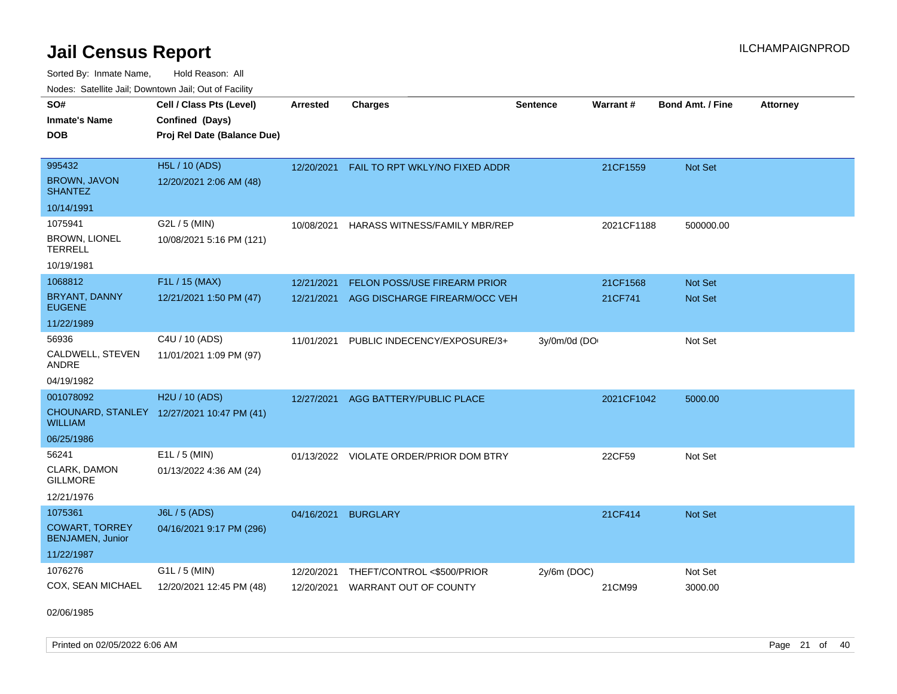# Jail Census Report

ILCHAMPAIGNPROD

Sorted By: Inmate Name, Hold Reason: All

Nodes: Satellite Jail; Downtown Jail; Out of Facility

| SO# / Inmate's Name / DOB | Cell / Class Pts (Level) / Confined (Days) / Proj Rel Date (Balance Due) | Arrested | Charges | Sentence | Warrant # | Bond Amt. / Fine | Attorney |
|---|---|---|---|---|---|---|---|
| 995432<br>BROWN, JAVON SHANTEZ<br>10/14/1991 | H5L / 10 (ADS)<br>12/20/2021 2:06 AM (48) | 12/20/2021 | FAIL TO RPT WKLY/NO FIXED ADDR | | 21CF1559 | Not Set | |
| 1075941<br>BROWN, LIONEL TERRELL<br>10/19/1981 | G2L / 5 (MIN)<br>10/08/2021 5:16 PM (121) | 10/08/2021 | HARASS WITNESS/FAMILY MBR/REP | | 2021CF1188 | 500000.00 | |
| 1068812<br>BRYANT, DANNY EUGENE<br>11/22/1989 | F1L / 15 (MAX)<br>12/21/2021 1:50 PM (47) | 12/21/2021 | FELON POSS/USE FIREARM PRIOR | | 21CF1568 | Not Set | |
| | | 12/21/2021 | AGG DISCHARGE FIREARM/OCC VEH | | 21CF741 | Not Set | |
| 56936<br>CALDWELL, STEVEN ANDRE<br>04/19/1982 | C4U / 10 (ADS)<br>11/01/2021 1:09 PM (97) | 11/01/2021 | PUBLIC INDECENCY/EXPOSURE/3+ | 3y/0m/0d (DO | | Not Set | |
| 001078092<br>CHOUNARD, STANLEY WILLIAM<br>06/25/1986 | H2U / 10 (ADS)<br>12/27/2021 10:47 PM (41) | 12/27/2021 | AGG BATTERY/PUBLIC PLACE | | 2021CF1042 | 5000.00 | |
| 56241<br>CLARK, DAMON GILLMORE<br>12/21/1976 | E1L / 5 (MIN)<br>01/13/2022 4:36 AM (24) | 01/13/2022 | VIOLATE ORDER/PRIOR DOM BTRY | | 22CF59 | Not Set | |
| 1075361<br>COWART, TORREY BENJAMEN, Junior<br>11/22/1987 | J6L / 5 (ADS)<br>04/16/2021 9:17 PM (296) | 04/16/2021 | BURGLARY | | 21CF414 | Not Set | |
| 1076276<br>COX, SEAN MICHAEL<br>02/06/1985 | G1L / 5 (MIN)<br>12/20/2021 12:45 PM (48) | 12/20/2021 | THEFT/CONTROL <$500/PRIOR | 2y/6m (DOC) | | Not Set | |
| | | 12/20/2021 | WARRANT OUT OF COUNTY | | 21CM99 | 3000.00 | |

Printed on 02/05/2022 6:06 AM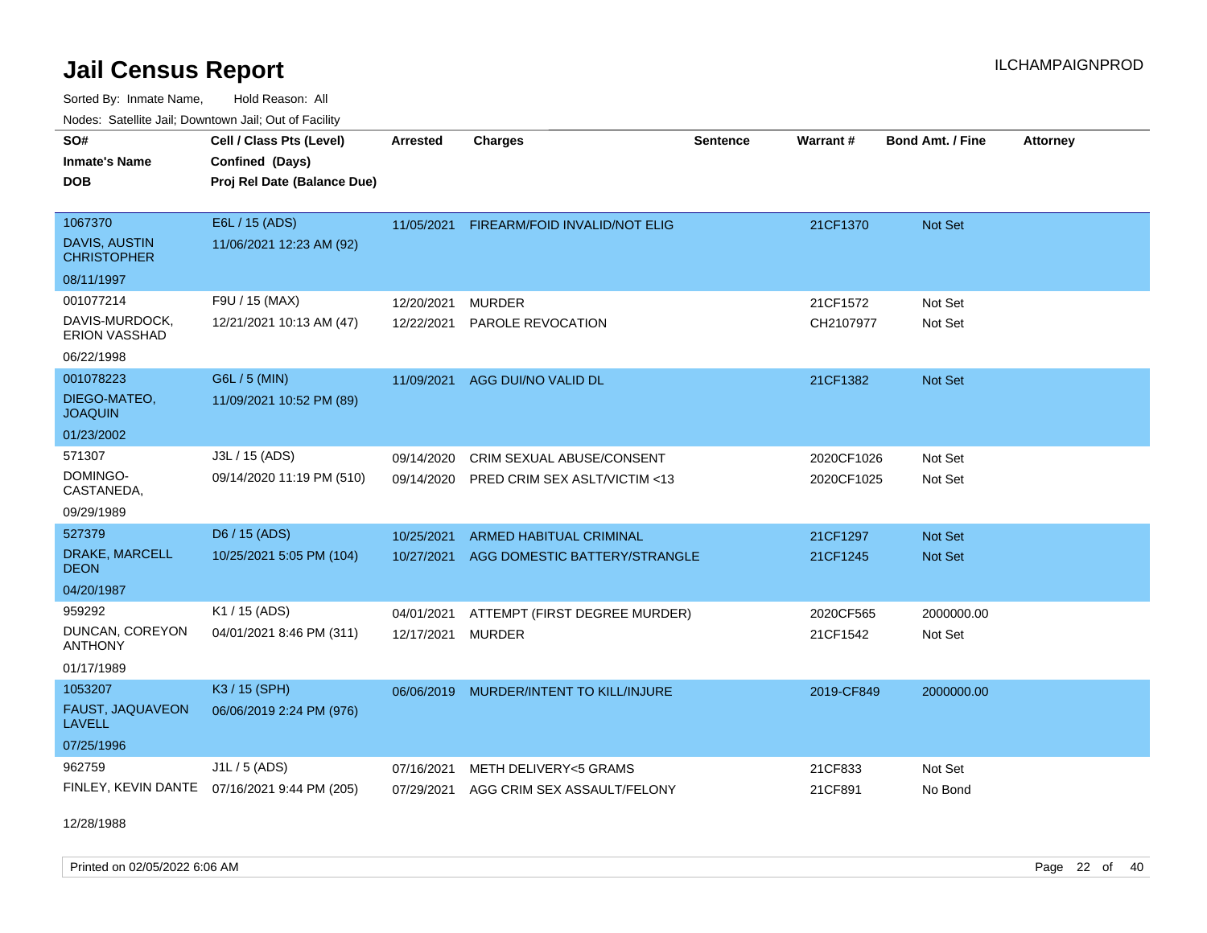# Jail Census Report

Sorted By: Inmate Name, Hold Reason: All

Nodes: Satellite Jail; Downtown Jail; Out of Facility

| SO# / Inmate's Name / DOB | Cell / Class Pts (Level) / Confined (Days) / Proj Rel Date (Balance Due) | Arrested | Charges | Sentence | Warrant # | Bond Amt. / Fine | Attorney |
|---|---|---|---|---|---|---|---|
| 1067370<br>DAVIS, AUSTIN CHRISTOPHER<br>08/11/1997 | E6L / 15 (ADS)<br>11/06/2021 12:23 AM (92) | 11/05/2021 | FIREARM/FOID INVALID/NOT ELIG | | 21CF1370 | Not Set | |
| 001077214<br>DAVIS-MURDOCK, ERION VASSHAD<br>06/22/1998 | F9U / 15 (MAX)<br>12/21/2021 10:13 AM (47) | 12/20/2021 | MURDER | | 21CF1572 | Not Set | |
| | | 12/22/2021 | PAROLE REVOCATION | | CH2107977 | Not Set | |
| 001078223<br>DIEGO-MATEO, JOAQUIN<br>01/23/2002 | G6L / 5 (MIN)<br>11/09/2021 10:52 PM (89) | 11/09/2021 | AGG DUI/NO VALID DL | | 21CF1382 | Not Set | |
| 571307<br>DOMINGO-CASTANEDA,<br>09/29/1989 | J3L / 15 (ADS)<br>09/14/2020 11:19 PM (510) | 09/14/2020 | CRIM SEXUAL ABUSE/CONSENT | | 2020CF1026 | Not Set | |
| | | 09/14/2020 | PRED CRIM SEX ASLT/VICTIM <13 | | 2020CF1025 | Not Set | |
| 527379<br>DRAKE, MARCELL DEON<br>04/20/1987 | D6 / 15 (ADS)<br>10/25/2021 5:05 PM (104) | 10/25/2021 | ARMED HABITUAL CRIMINAL | | 21CF1297 | Not Set | |
| | | 10/27/2021 | AGG DOMESTIC BATTERY/STRANGLE | | 21CF1245 | Not Set | |
| 959292<br>DUNCAN, COREYON ANTHONY<br>01/17/1989 | K1 / 15 (ADS)<br>04/01/2021 8:46 PM (311) | 04/01/2021 | ATTEMPT (FIRST DEGREE MURDER) | | 2020CF565 | 2000000.00 | |
| | | 12/17/2021 | MURDER | | 21CF1542 | Not Set | |
| 1053207<br>FAUST, JAQUAVEON LAVELL<br>07/25/1996 | K3 / 15 (SPH)<br>06/06/2019 2:24 PM (976) | 06/06/2019 | MURDER/INTENT TO KILL/INJURE | | 2019-CF849 | 2000000.00 | |
| 962759<br>FINLEY, KEVIN DANTE<br>12/28/1988 | J1L / 5 (ADS)<br>07/16/2021 9:44 PM (205) | 07/16/2021 | METH DELIVERY<5 GRAMS | | 21CF833 | Not Set | |
| | | 07/29/2021 | AGG CRIM SEX ASSAULT/FELONY | | 21CF891 | No Bond | |

Printed on 02/05/2022 6:06 AM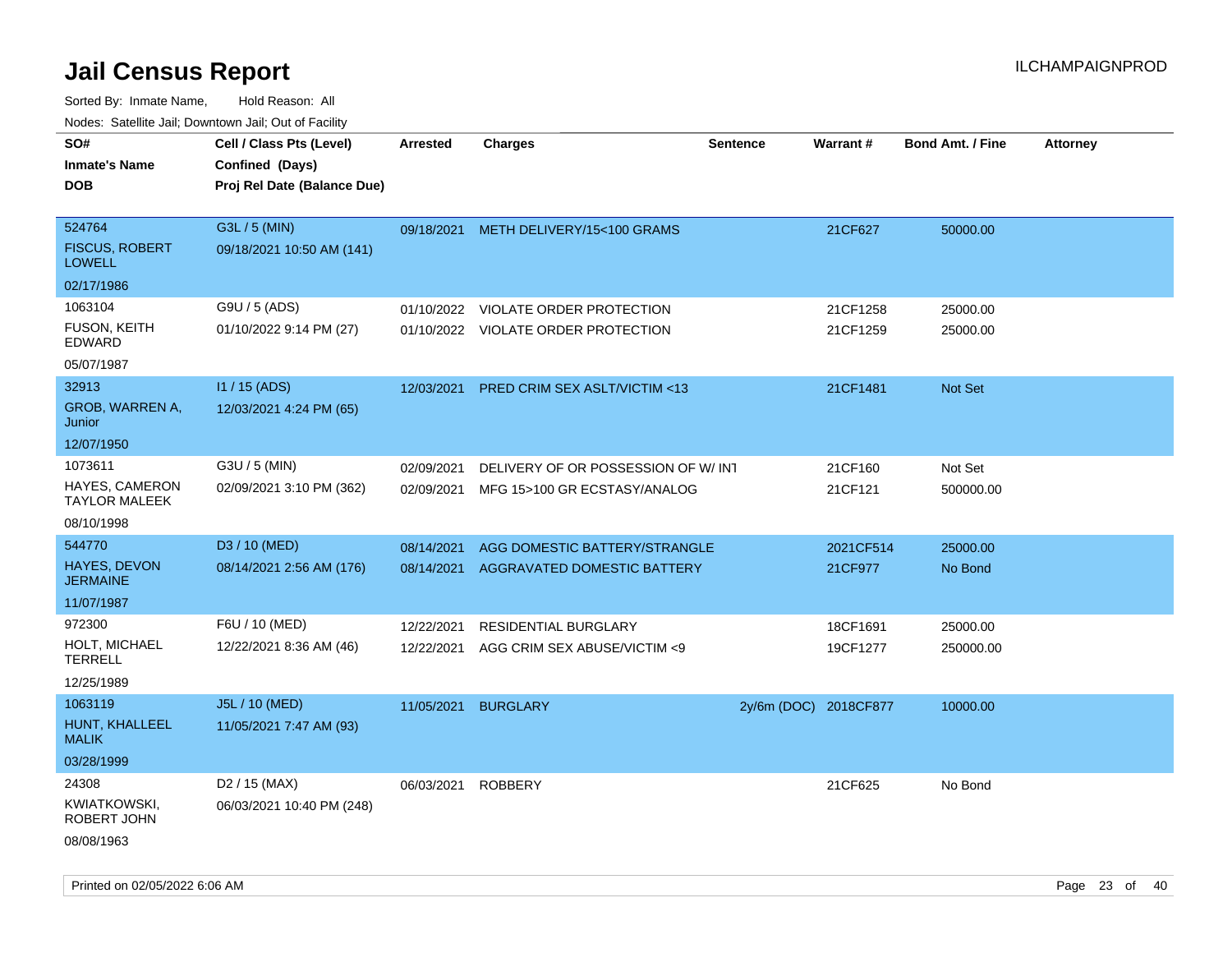# Jail Census Report

ILCHAMPAIGNPROD

Sorted By: Inmate Name, Hold Reason: All

Nodes: Satellite Jail; Downtown Jail; Out of Facility

| SO# / Inmate's Name / DOB | Cell / Class Pts (Level) / Confined (Days) / Proj Rel Date (Balance Due) | Arrested | Charges | Sentence | Warrant # | Bond Amt. / Fine | Attorney |
|---|---|---|---|---|---|---|---|
| 524764<br>FISCUS, ROBERT LOWELL<br>02/17/1986 | G3L / 5 (MIN)<br>09/18/2021 10:50 AM (141) | 09/18/2021 | METH DELIVERY/15<100 GRAMS | | 21CF627 | 50000.00 | |
| 1063104<br>FUSON, KEITH EDWARD<br>05/07/1987 | G9U / 5 (ADS)<br>01/10/2022 9:14 PM (27) | 01/10/2022 | VIOLATE ORDER PROTECTION | | 21CF1258 | 25000.00 | |
| | | 01/10/2022 | VIOLATE ORDER PROTECTION | | 21CF1259 | 25000.00 | |
| 32913<br>GROB, WARREN A, Junior<br>12/07/1950 | I1 / 15 (ADS)<br>12/03/2021 4:24 PM (65) | 12/03/2021 | PRED CRIM SEX ASLT/VICTIM <13 | | 21CF1481 | Not Set | |
| 1073611<br>HAYES, CAMERON TAYLOR MALEEK<br>08/10/1998 | G3U / 5 (MIN)<br>02/09/2021 3:10 PM (362) | 02/09/2021 | DELIVERY OF OR POSSESSION OF W/ INT | | 21CF160 | Not Set | |
| | | 02/09/2021 | MFG 15>100 GR ECSTASY/ANALOG | | 21CF121 | 500000.00 | |
| 544770<br>HAYES, DEVON JERMAINE<br>11/07/1987 | D3 / 10 (MED)<br>08/14/2021 2:56 AM (176) | 08/14/2021 | AGG DOMESTIC BATTERY/STRANGLE | | 2021CF514 | 25000.00 | |
| | | 08/14/2021 | AGGRAVATED DOMESTIC BATTERY | | 21CF977 | No Bond | |
| 972300<br>HOLT, MICHAEL TERRELL<br>12/25/1989 | F6U / 10 (MED)<br>12/22/2021 8:36 AM (46) | 12/22/2021 | RESIDENTIAL BURGLARY | | 18CF1691 | 25000.00 | |
| | | 12/22/2021 | AGG CRIM SEX ABUSE/VICTIM <9 | | 19CF1277 | 250000.00 | |
| 1063119<br>HUNT, KHALLEEL MALIK<br>03/28/1999 | J5L / 10 (MED)<br>11/05/2021 7:47 AM (93) | 11/05/2021 | BURGLARY | 2y/6m (DOC) | 2018CF877 | 10000.00 | |
| 24308<br>KWIATKOWSKI, ROBERT JOHN<br>08/08/1963 | D2 / 15 (MAX)<br>06/03/2021 10:40 PM (248) | 06/03/2021 | ROBBERY | | 21CF625 | No Bond | |

Printed on 02/05/2022 6:06 AM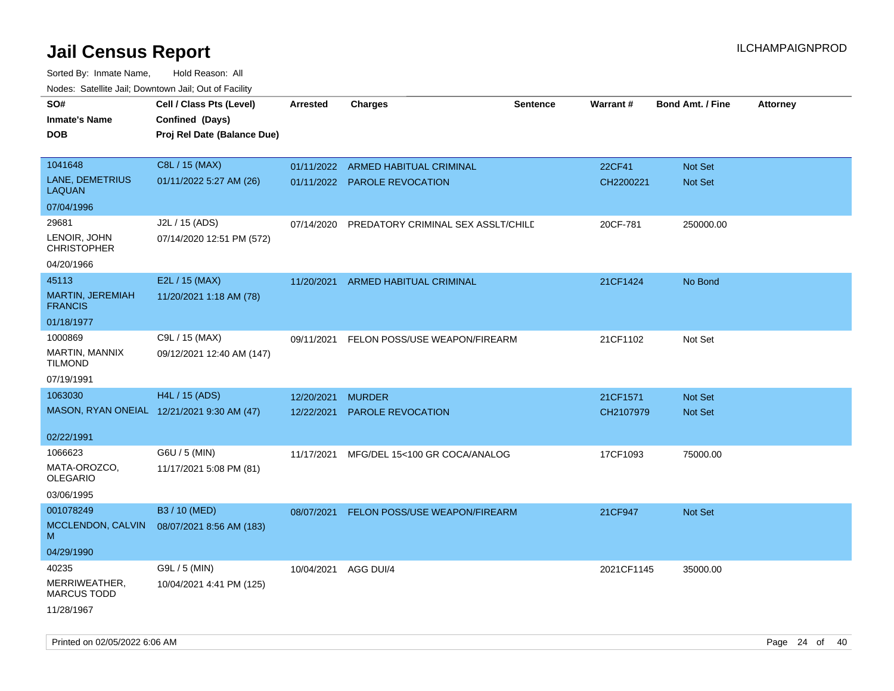# Jail Census Report

ILCHAMPAIGNPROD

Sorted By: Inmate Name, Hold Reason: All

Nodes: Satellite Jail; Downtown Jail; Out of Facility

| SO# / Inmate's Name / DOB | Cell / Class Pts (Level) / Confined (Days) / Proj Rel Date (Balance Due) | Arrested | Charges | Sentence | Warrant # | Bond Amt. / Fine | Attorney |
|---|---|---|---|---|---|---|---|
| 1041648<br>LANE, DEMETRIUS LAQUAN<br>07/04/1996 | C8L / 15 (MAX)<br>01/11/2022 5:27 AM (26) | 01/11/2022<br>01/11/2022 | ARMED HABITUAL CRIMINAL<br>PAROLE REVOCATION | | 22CF41<br>CH2200221 | Not Set<br>Not Set | |
| 29681<br>LENOIR, JOHN CHRISTOPHER<br>04/20/1966 | J2L / 15 (ADS)<br>07/14/2020 12:51 PM (572) | 07/14/2020 | PREDATORY CRIMINAL SEX ASSLT/CHILD | | 20CF-781 | 250000.00 | |
| 45113<br>MARTIN, JEREMIAH FRANCIS<br>01/18/1977 | E2L / 15 (MAX)<br>11/20/2021 1:18 AM (78) | 11/20/2021 | ARMED HABITUAL CRIMINAL | | 21CF1424 | No Bond | |
| 1000869<br>MARTIN, MANNIX TILMOND<br>07/19/1991 | C9L / 15 (MAX)<br>09/12/2021 12:40 AM (147) | 09/11/2021 | FELON POSS/USE WEAPON/FIREARM | | 21CF1102 | Not Set | |
| 1063030<br>MASON, RYAN ONEIAL<br>02/22/1991 | H4L / 15 (ADS)<br>12/21/2021 9:30 AM (47) | 12/20/2021<br>12/22/2021 | MURDER<br>PAROLE REVOCATION | | 21CF1571<br>CH2107979 | Not Set<br>Not Set | |
| 1066623<br>MATA-OROZCO, OLEGARIO<br>03/06/1995 | G6U / 5 (MIN)<br>11/17/2021 5:08 PM (81) | 11/17/2021 | MFG/DEL 15<100 GR COCA/ANALOG | | 17CF1093 | 75000.00 | |
| 001078249<br>MCCLENDON, CALVIN M<br>04/29/1990 | B3 / 10 (MED)<br>08/07/2021 8:56 AM (183) | 08/07/2021 | FELON POSS/USE WEAPON/FIREARM | | 21CF947 | Not Set | |
| 40235<br>MERRIWEATHER, MARCUS TODD<br>11/28/1967 | G9L / 5 (MIN)<br>10/04/2021 4:41 PM (125) | 10/04/2021 | AGG DUI/4 | | 2021CF1145 | 35000.00 | |

Printed on 02/05/2022 6:06 AM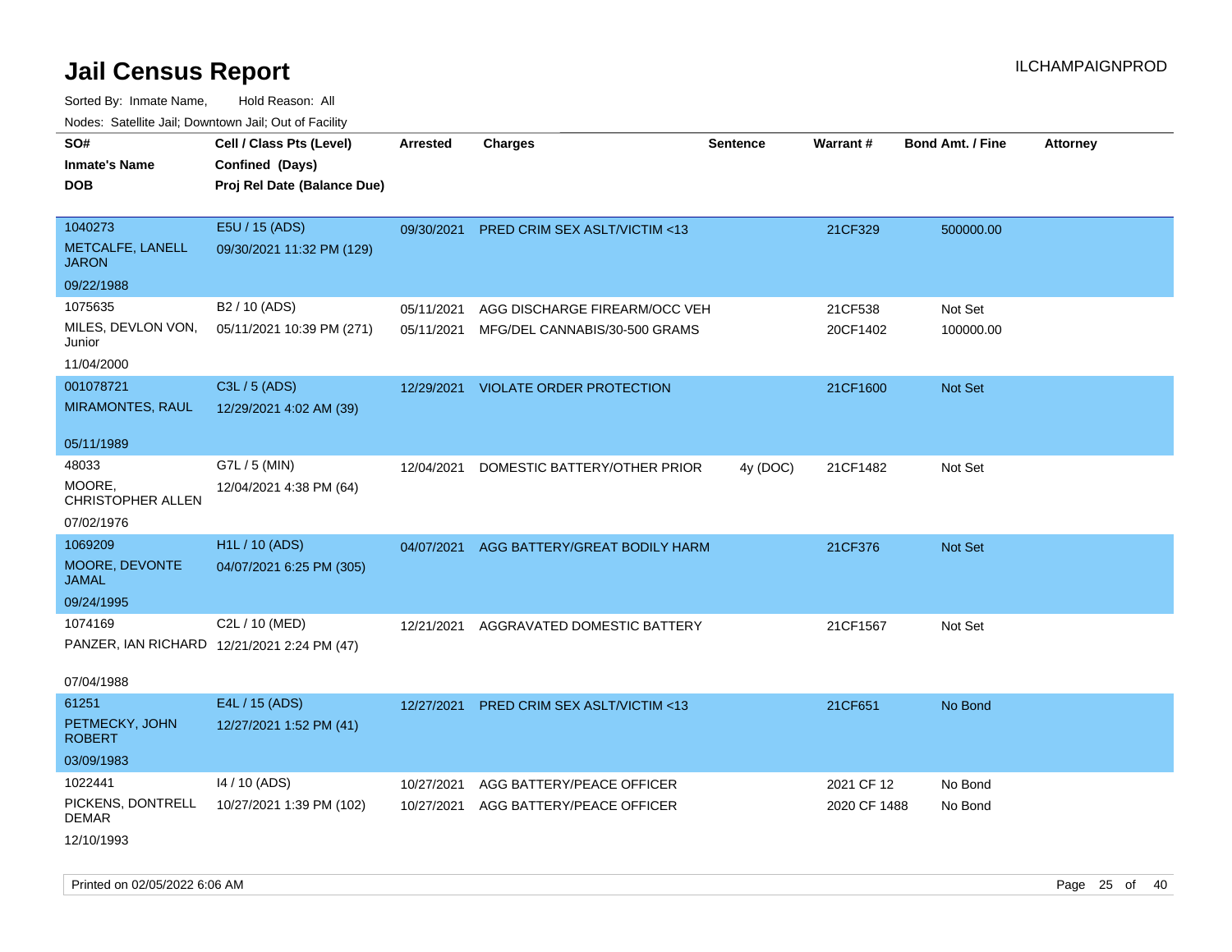# Jail Census Report

ILCHAMPAIGNPROD

Sorted By: Inmate Name, Hold Reason: All

Nodes: Satellite Jail; Downtown Jail; Out of Facility

| SO# / Inmate's Name / DOB | Cell / Class Pts (Level) / Confined (Days) / Proj Rel Date (Balance Due) | Arrested | Charges | Sentence | Warrant # | Bond Amt. / Fine | Attorney |
|---|---|---|---|---|---|---|---|
| 1040273<br>METCALFE, LANELL JARON<br>09/22/1988 | E5U / 15 (ADS)<br>09/30/2021 11:32 PM (129) | 09/30/2021 | PRED CRIM SEX ASLT/VICTIM <13 | | 21CF329 | 500000.00 | |
| 1075635<br>MILES, DEVLON VON, Junior<br>11/04/2000 | B2 / 10 (ADS)<br>05/11/2021 10:39 PM (271) | 05/11/2021<br>05/11/2021 | AGG DISCHARGE FIREARM/OCC VEH<br>MFG/DEL CANNABIS/30-500 GRAMS | | 21CF538<br>20CF1402 | Not Set<br>100000.00 | |
| 001078721<br>MIRAMONTES, RAUL<br>05/11/1989 | C3L / 5 (ADS)<br>12/29/2021 4:02 AM (39) | 12/29/2021 | VIOLATE ORDER PROTECTION | | 21CF1600 | Not Set | |
| 48033<br>MOORE, CHRISTOPHER ALLEN<br>07/02/1976 | G7L / 5 (MIN)<br>12/04/2021 4:38 PM (64) | 12/04/2021 | DOMESTIC BATTERY/OTHER PRIOR | 4y (DOC) | 21CF1482 | Not Set | |
| 1069209<br>MOORE, DEVONTE JAMAL<br>09/24/1995 | H1L / 10 (ADS)<br>04/07/2021 6:25 PM (305) | 04/07/2021 | AGG BATTERY/GREAT BODILY HARM | | 21CF376 | Not Set | |
| 1074169<br>PANZER, IAN RICHARD<br>07/04/1988 | C2L / 10 (MED)<br>12/21/2021 2:24 PM (47) | 12/21/2021 | AGGRAVATED DOMESTIC BATTERY | | 21CF1567 | Not Set | |
| 61251<br>PETMECKY, JOHN ROBERT<br>03/09/1983 | E4L / 15 (ADS)<br>12/27/2021 1:52 PM (41) | 12/27/2021 | PRED CRIM SEX ASLT/VICTIM <13 | | 21CF651 | No Bond | |
| 1022441<br>PICKENS, DONTRELL DEMAR<br>12/10/1993 | I4 / 10 (ADS)<br>10/27/2021 1:39 PM (102) | 10/27/2021<br>10/27/2021 | AGG BATTERY/PEACE OFFICER<br>AGG BATTERY/PEACE OFFICER | | 2021 CF 12<br>2020 CF 1488 | No Bond<br>No Bond | |

Printed on 02/05/2022 6:06 AM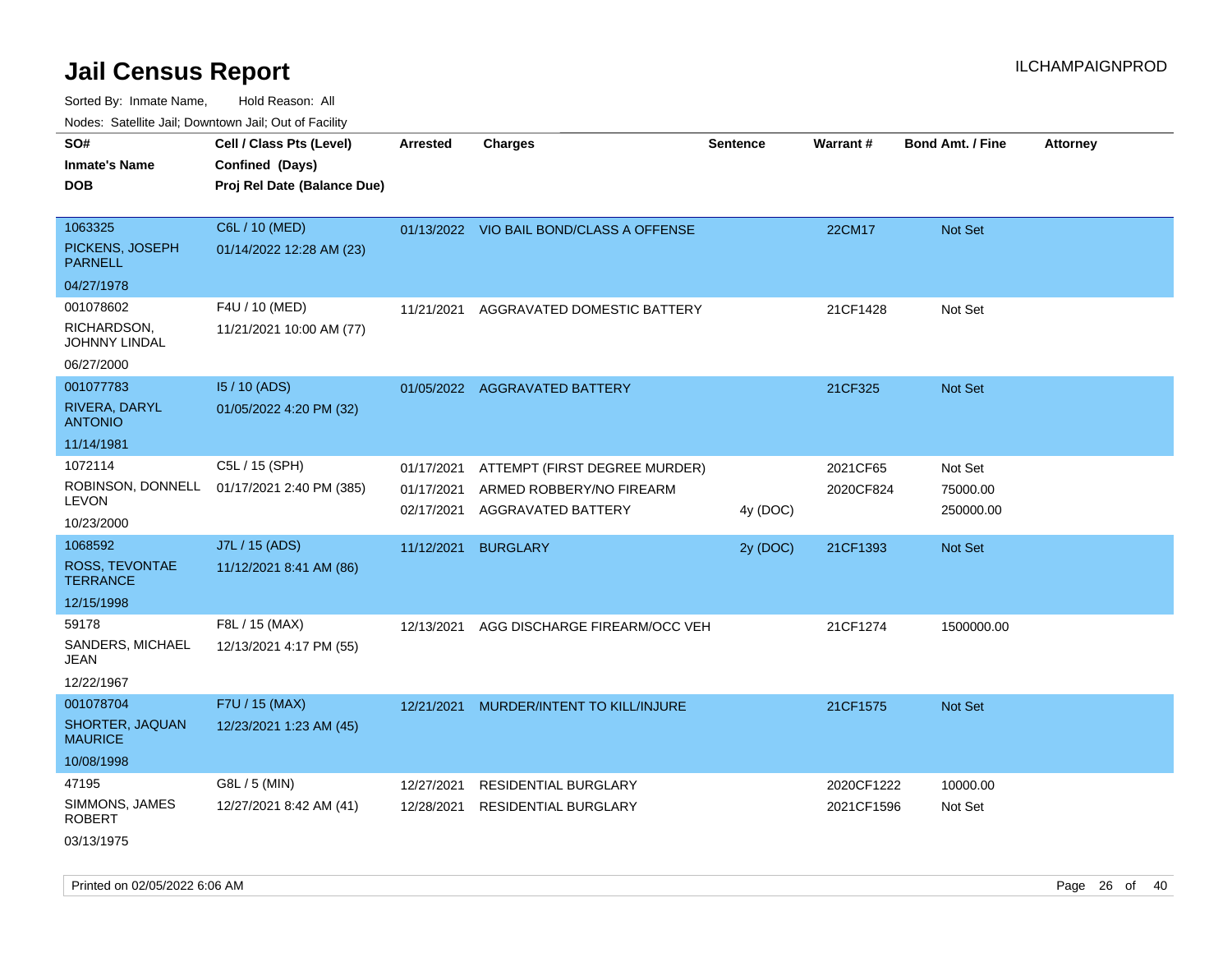# Jail Census Report

ILCHAMPAIGNPROD

Sorted By: Inmate Name, Hold Reason: All

Nodes: Satellite Jail; Downtown Jail; Out of Facility

| SO# / Inmate's Name / DOB | Cell / Class Pts (Level) / Confined (Days) / Proj Rel Date (Balance Due) | Arrested | Charges | Sentence | Warrant # | Bond Amt. / Fine | Attorney |
|---|---|---|---|---|---|---|---|
| 1063325<br>PICKENS, JOSEPH PARNELL<br>04/27/1978 | C6L / 10 (MED)<br>01/14/2022 12:28 AM (23) | 01/13/2022 | VIO BAIL BOND/CLASS A OFFENSE | | 22CM17 | Not Set | |
| 001078602<br>RICHARDSON, JOHNNY LINDAL<br>06/27/2000 | F4U / 10 (MED)<br>11/21/2021 10:00 AM (77) | 11/21/2021 | AGGRAVATED DOMESTIC BATTERY | | 21CF1428 | Not Set | |
| 001077783<br>RIVERA, DARYL ANTONIO<br>11/14/1981 | I5 / 10 (ADS)<br>01/05/2022 4:20 PM (32) | 01/05/2022 | AGGRAVATED BATTERY | | 21CF325 | Not Set | |
| 1072114<br>ROBINSON, DONNELL LEVON<br>10/23/2000 | C5L / 15 (SPH)<br>01/17/2021 2:40 PM (385) | 01/17/2021<br>01/17/2021<br>02/17/2021 | ATTEMPT (FIRST DEGREE MURDER)<br>ARMED ROBBERY/NO FIREARM<br>AGGRAVATED BATTERY | <br><br>4y (DOC) | 2021CF65<br>2020CF824 | Not Set<br>75000.00<br>250000.00 | |
| 1068592<br>ROSS, TEVONTAE TERRANCE<br>12/15/1998 | J7L / 15 (ADS)<br>11/12/2021 8:41 AM (86) | 11/12/2021 | BURGLARY | 2y (DOC) | 21CF1393 | Not Set | |
| 59178<br>SANDERS, MICHAEL JEAN<br>12/22/1967 | F8L / 15 (MAX)<br>12/13/2021 4:17 PM (55) | 12/13/2021 | AGG DISCHARGE FIREARM/OCC VEH | | 21CF1274 | 1500000.00 | |
| 001078704<br>SHORTER, JAQUAN MAURICE<br>10/08/1998 | F7U / 15 (MAX)<br>12/23/2021 1:23 AM (45) | 12/21/2021 | MURDER/INTENT TO KILL/INJURE | | 21CF1575 | Not Set | |
| 47195<br>SIMMONS, JAMES ROBERT<br>03/13/1975 | G8L / 5 (MIN)<br>12/27/2021 8:42 AM (41) | 12/27/2021<br>12/28/2021 | RESIDENTIAL BURGLARY<br>RESIDENTIAL BURGLARY | | 2020CF1222<br>2021CF1596 | 10000.00<br>Not Set | |

Printed on 02/05/2022 6:06 AM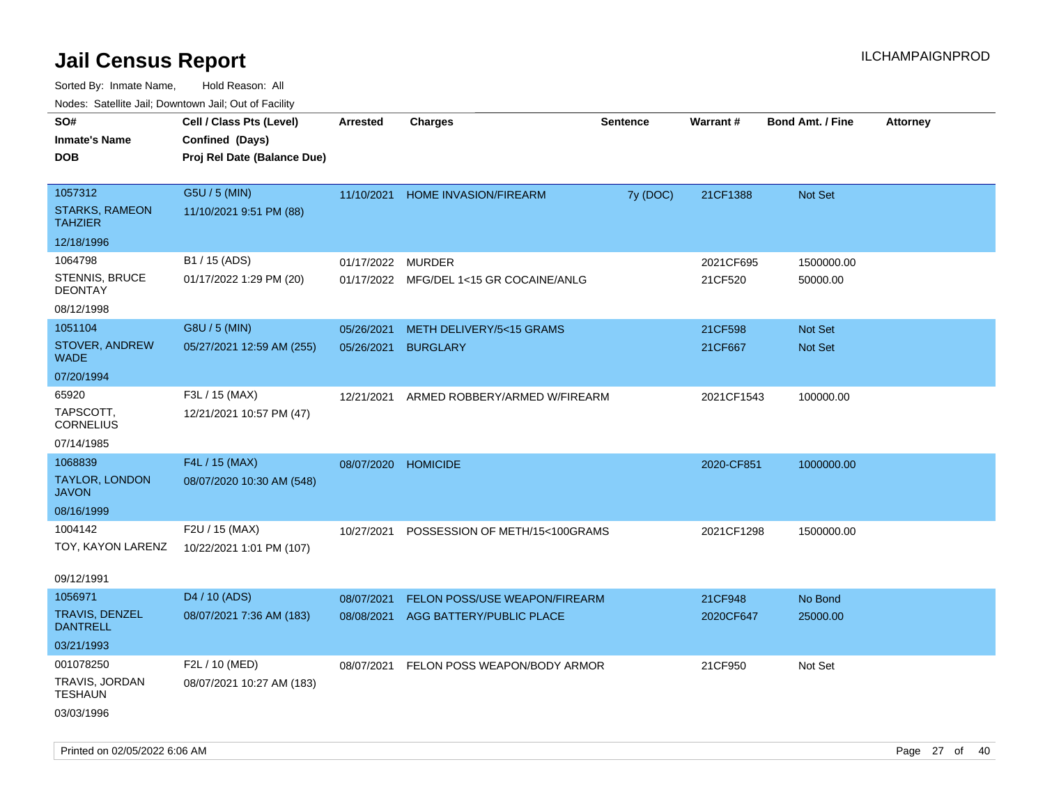# Jail Census Report

ILCHAMPAIGNPROD

Sorted By: Inmate Name, Hold Reason: All

Nodes: Satellite Jail; Downtown Jail; Out of Facility

| SO# / Inmate's Name / DOB | Cell / Class Pts (Level) / Confined (Days) / Proj Rel Date (Balance Due) | Arrested | Charges | Sentence | Warrant # | Bond Amt. / Fine | Attorney |
|---|---|---|---|---|---|---|---|
| 1057312<br>STARKS, RAMEON TAHZIER<br>12/18/1996 | G5U / 5 (MIN)<br>11/10/2021 9:51 PM (88) | 11/10/2021 | HOME INVASION/FIREARM | 7y (DOC) | 21CF1388 | Not Set | |
| 1064798<br>STENNIS, BRUCE DEONTAY<br>08/12/1998 | B1 / 15 (ADS)<br>01/17/2022 1:29 PM (20) | 01/17/2022<br>01/17/2022 | MURDER<br>MFG/DEL 1<15 GR COCAINE/ANLG | | 2021CF695<br>21CF520 | 1500000.00<br>50000.00 | |
| 1051104<br>STOVER, ANDREW WADE<br>07/20/1994 | G8U / 5 (MIN)<br>05/27/2021 12:59 AM (255) | 05/26/2021<br>05/26/2021 | METH DELIVERY/5<15 GRAMS<br>BURGLARY | | 21CF598<br>21CF667 | Not Set<br>Not Set | |
| 65920<br>TAPSCOTT, CORNELIUS<br>07/14/1985 | F3L / 15 (MAX)<br>12/21/2021 10:57 PM (47) | 12/21/2021 | ARMED ROBBERY/ARMED W/FIREARM | | 2021CF1543 | 100000.00 | |
| 1068839<br>TAYLOR, LONDON JAVON<br>08/16/1999 | F4L / 15 (MAX)<br>08/07/2020 10:30 AM (548) | 08/07/2020 | HOMICIDE | | 2020-CF851 | 1000000.00 | |
| 1004142<br>TOY, KAYON LARENZ<br>09/12/1991 | F2U / 15 (MAX)<br>10/22/2021 1:01 PM (107) | 10/27/2021 | POSSESSION OF METH/15<100GRAMS | | 2021CF1298 | 1500000.00 | |
| 1056971<br>TRAVIS, DENZEL DANTRELL<br>03/21/1993 | D4 / 10 (ADS)<br>08/07/2021 7:36 AM (183) | 08/07/2021<br>08/08/2021 | FELON POSS/USE WEAPON/FIREARM<br>AGG BATTERY/PUBLIC PLACE | | 21CF948<br>2020CF647 | No Bond<br>25000.00 | |
| 001078250<br>TRAVIS, JORDAN TESHAUN<br>03/03/1996 | F2L / 10 (MED)<br>08/07/2021 10:27 AM (183) | 08/07/2021 | FELON POSS WEAPON/BODY ARMOR | | 21CF950 | Not Set | |

Printed on 02/05/2022 6:06 AM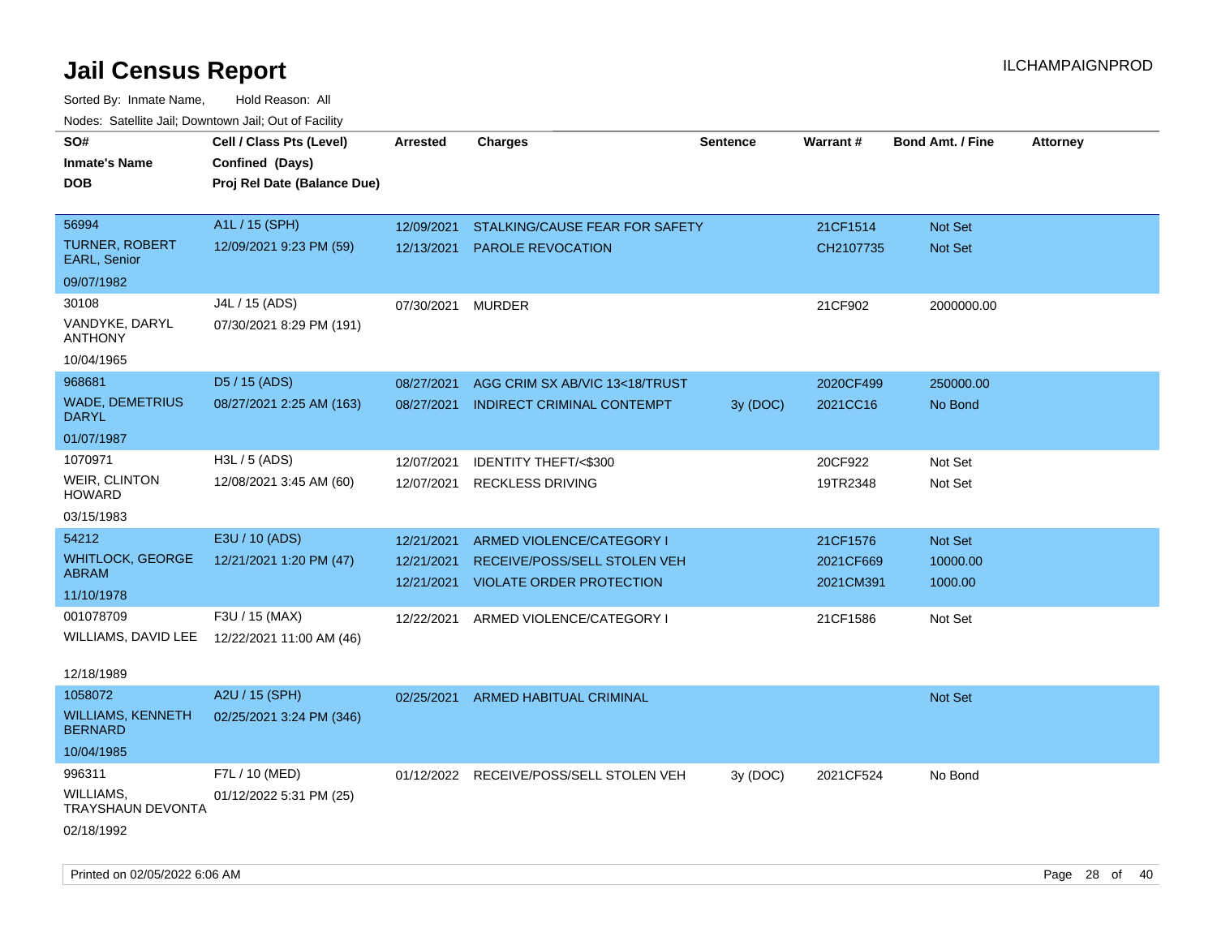# Jail Census Report

ILCHAMPAIGNPROD

Sorted By: Inmate Name, Hold Reason: All

Nodes: Satellite Jail; Downtown Jail; Out of Facility

| SO# / Inmate's Name / DOB | Cell / Class Pts (Level) / Confined (Days) / Proj Rel Date (Balance Due) | Arrested | Charges | Sentence | Warrant # | Bond Amt. / Fine | Attorney |
|---|---|---|---|---|---|---|---|
| 56994<br>TURNER, ROBERT EARL, Senior<br>09/07/1982 | A1L / 15 (SPH)<br>12/09/2021 9:23 PM (59) | 12/09/2021<br>12/13/2021 | STALKING/CAUSE FEAR FOR SAFETY<br>PAROLE REVOCATION | | 21CF1514<br>CH2107735 | Not Set<br>Not Set | |
| 30108<br>VANDYKE, DARYL ANTHONY<br>10/04/1965 | J4L / 15 (ADS)<br>07/30/2021 8:29 PM (191) | 07/30/2021 | MURDER | | 21CF902 | 2000000.00 | |
| 968681<br>WADE, DEMETRIUS DARYL<br>01/07/1987 | D5 / 15 (ADS)<br>08/27/2021 2:25 AM (163) | 08/27/2021<br>08/27/2021 | AGG CRIM SX AB/VIC 13<18/TRUST<br>INDIRECT CRIMINAL CONTEMPT | <br>3y (DOC) | 2020CF499<br>2021CC16 | 250000.00<br>No Bond | |
| 1070971<br>WEIR, CLINTON HOWARD<br>03/15/1983 | H3L / 5 (ADS)<br>12/08/2021 3:45 AM (60) | 12/07/2021<br>12/07/2021 | IDENTITY THEFT/<$300<br>RECKLESS DRIVING | | 20CF922<br>19TR2348 | Not Set<br>Not Set | |
| 54212<br>WHITLOCK, GEORGE ABRAM<br>11/10/1978 | E3U / 10 (ADS)<br>12/21/2021 1:20 PM (47) | 12/21/2021<br>12/21/2021<br>12/21/2021 | ARMED VIOLENCE/CATEGORY I<br>RECEIVE/POSS/SELL STOLEN VEH<br>VIOLATE ORDER PROTECTION | | 21CF1576<br>2021CF669<br>2021CM391 | Not Set<br>10000.00<br>1000.00 | |
| 001078709<br>WILLIAMS, DAVID LEE<br>12/18/1989 | F3U / 15 (MAX)<br>12/22/2021 11:00 AM (46) | 12/22/2021 | ARMED VIOLENCE/CATEGORY I | | 21CF1586 | Not Set | |
| 1058072<br>WILLIAMS, KENNETH BERNARD<br>10/04/1985 | A2U / 15 (SPH)<br>02/25/2021 3:24 PM (346) | 02/25/2021 | ARMED HABITUAL CRIMINAL | | | Not Set | |
| 996311<br>WILLIAMS, TRAYSHAUN DEVONTA<br>02/18/1992 | F7L / 10 (MED)<br>01/12/2022 5:31 PM (25) | 01/12/2022 | RECEIVE/POSS/SELL STOLEN VEH | 3y (DOC) | 2021CF524 | No Bond | |

Printed on 02/05/2022 6:06 AM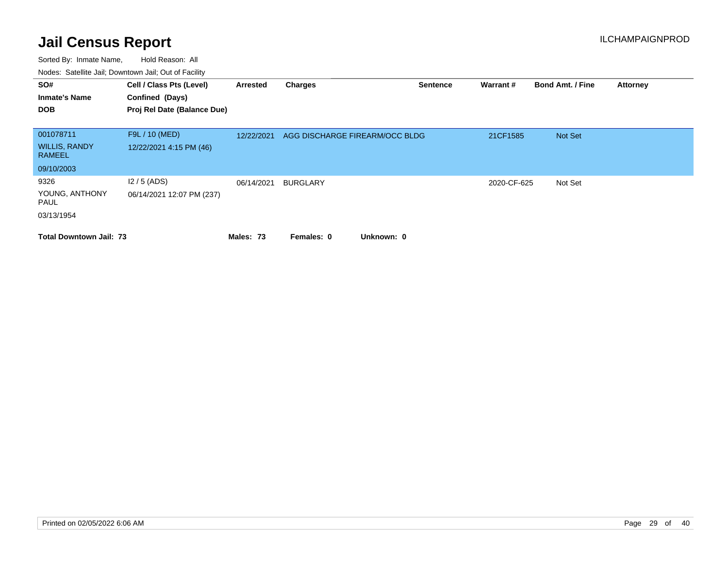# Jail Census Report

ILCHAMPAIGNPROD

Sorted By: Inmate Name, Hold Reason: All

Nodes: Satellite Jail; Downtown Jail; Out of Facility

| SO# / Inmate's Name / DOB | Cell / Class Pts (Level) / Confined (Days) / Proj Rel Date (Balance Due) | Arrested | Charges | Sentence | Warrant # | Bond Amt. / Fine | Attorney |
|---|---|---|---|---|---|---|---|
| 001078711<br>WILLIS, RANDY RAMEEL<br>09/10/2003 | F9L / 10 (MED)<br>12/22/2021 4:15 PM (46) | 12/22/2021 | AGG DISCHARGE FIREARM/OCC BLDG | | 21CF1585 | Not Set | |
| 9326<br>YOUNG, ANTHONY PAUL<br>03/13/1954 | I2 / 5 (ADS)<br>06/14/2021 12:07 PM (237) | 06/14/2021 | BURGLARY | | 2020-CF-625 | Not Set | |

**Total Downtown Jail: 73** **Males: 73** **Females: 0** **Unknown: 0**

Printed on 02/05/2022 6:06 AM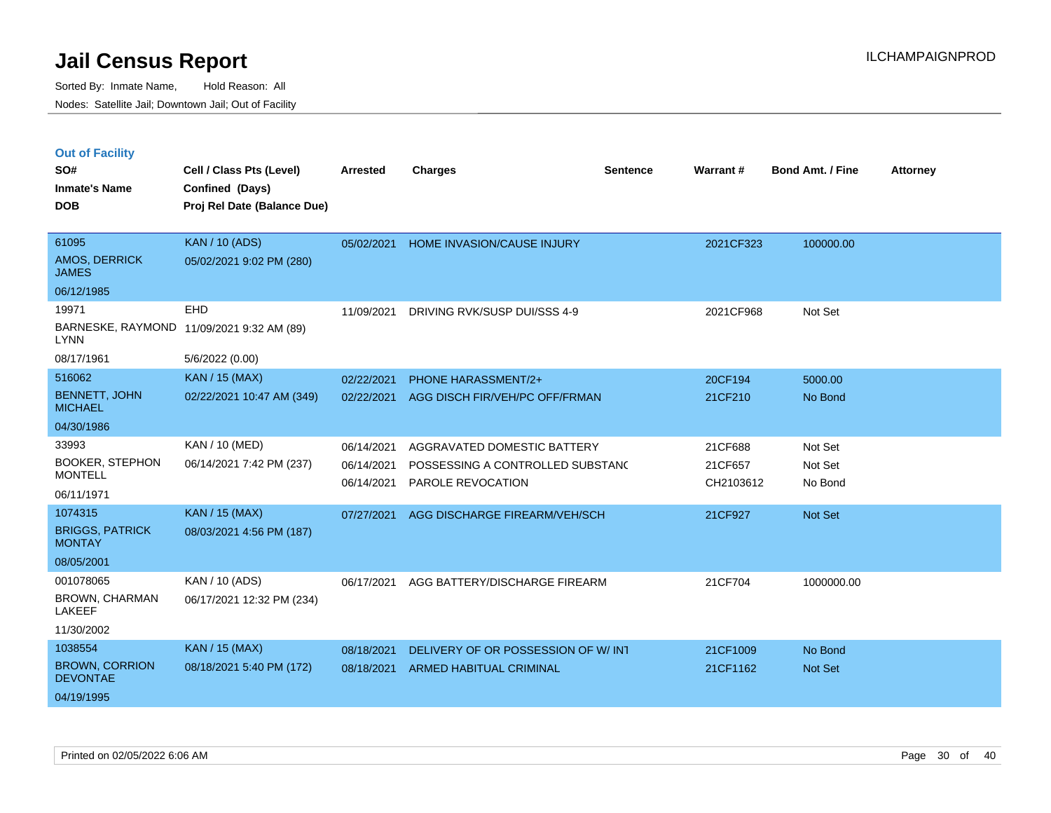# Jail Census Report

Sorted By: Inmate Name, Hold Reason: All
Nodes: Satellite Jail; Downtown Jail; Out of Facility

## Out of Facility

| SO# / Inmate's Name / DOB | Cell / Class Pts (Level) / Confined (Days) / Proj Rel Date (Balance Due) | Arrested | Charges | Sentence | Warrant # | Bond Amt. / Fine | Attorney |
|---|---|---|---|---|---|---|---|
| 61095<br>AMOS, DERRICK JAMES<br>06/12/1985 | KAN / 10 (ADS)<br>05/02/2021 9:02 PM (280) | 05/02/2021 | HOME INVASION/CAUSE INJURY | | 2021CF323 | 100000.00 | |
| 19971<br>BARNESKE, RAYMOND LYNN<br>08/17/1961 | EHD<br>11/09/2021 9:32 AM (89)<br>5/6/2022 (0.00) | 11/09/2021 | DRIVING RVK/SUSP DUI/SSS 4-9 | | 2021CF968 | Not Set | |
| 516062<br>BENNETT, JOHN MICHAEL<br>04/30/1986 | KAN / 15 (MAX)<br>02/22/2021 10:47 AM (349) | 02/22/2021<br>02/22/2021 | PHONE HARASSMENT/2+<br>AGG DISCH FIR/VEH/PC OFF/FRMAN | | 20CF194<br>21CF210 | 5000.00<br>No Bond | |
| 33993<br>BOOKER, STEPHON MONTELL<br>06/11/1971 | KAN / 10 (MED)<br>06/14/2021 7:42 PM (237) | 06/14/2021<br>06/14/2021<br>06/14/2021 | AGGRAVATED DOMESTIC BATTERY<br>POSSESSING A CONTROLLED SUBSTANC<br>PAROLE REVOCATION | | 21CF688<br>21CF657<br>CH2103612 | Not Set<br>Not Set<br>No Bond | |
| 1074315<br>BRIGGS, PATRICK MONTAY<br>08/05/2001 | KAN / 15 (MAX)<br>08/03/2021 4:56 PM (187) | 07/27/2021 | AGG DISCHARGE FIREARM/VEH/SCH | | 21CF927 | Not Set | |
| 001078065<br>BROWN, CHARMAN LAKEEF<br>11/30/2002 | KAN / 10 (ADS)<br>06/17/2021 12:32 PM (234) | 06/17/2021 | AGG BATTERY/DISCHARGE FIREARM | | 21CF704 | 1000000.00 | |
| 1038554<br>BROWN, CORRION DEVONTAE<br>04/19/1995 | KAN / 15 (MAX)<br>08/18/2021 5:40 PM (172) | 08/18/2021<br>08/18/2021 | DELIVERY OF OR POSSESSION OF W/ INT<br>ARMED HABITUAL CRIMINAL | | 21CF1009<br>21CF1162 | No Bond<br>Not Set | |

Printed on 02/05/2022 6:06 AM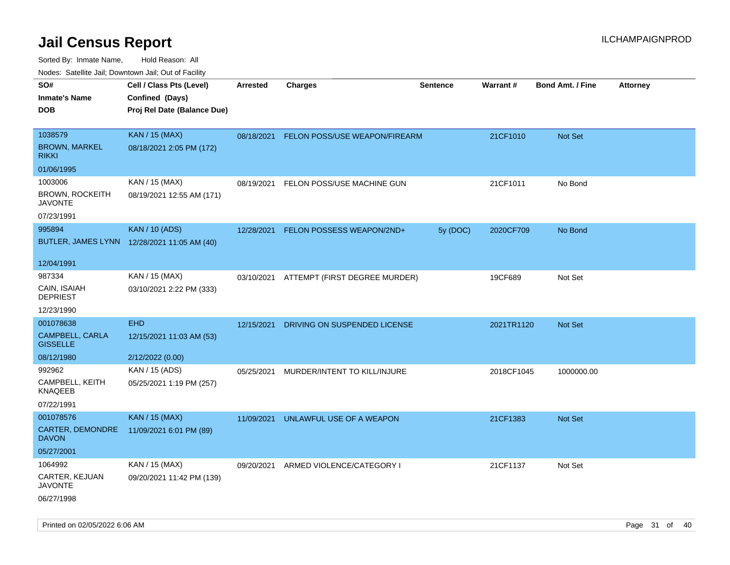# Jail Census Report

ILCHAMPAIGNPROD

Sorted By: Inmate Name, Hold Reason: All

Nodes: Satellite Jail; Downtown Jail; Out of Facility

| SO# / Inmate's Name / DOB | Cell / Class Pts (Level) / Confined (Days) / Proj Rel Date (Balance Due) | Arrested | Charges | Sentence | Warrant # | Bond Amt. / Fine | Attorney |
|---|---|---|---|---|---|---|---|
| 1038579<br>BROWN, MARKEL RIKKI<br>01/06/1995 | KAN / 15 (MAX)<br>08/18/2021 2:05 PM (172) | 08/18/2021 | FELON POSS/USE WEAPON/FIREARM | | 21CF1010 | Not Set | |
| 1003006<br>BROWN, ROCKEITH JAVONTE<br>07/23/1991 | KAN / 15 (MAX)<br>08/19/2021 12:55 AM (171) | 08/19/2021 | FELON POSS/USE MACHINE GUN | | 21CF1011 | No Bond | |
| 995894<br>BUTLER, JAMES LYNN<br>12/04/1991 | KAN / 10 (ADS)<br>12/28/2021 11:05 AM (40) | 12/28/2021 | FELON POSSESS WEAPON/2ND+ | 5y (DOC) | 2020CF709 | No Bond | |
| 987334<br>CAIN, ISAIAH DEPRIEST<br>12/23/1990 | KAN / 15 (MAX)<br>03/10/2021 2:22 PM (333) | 03/10/2021 | ATTEMPT (FIRST DEGREE MURDER) | | 19CF689 | Not Set | |
| 001078638<br>CAMPBELL, CARLA GISSELLE<br>08/12/1980 | EHD<br>12/15/2021 11:03 AM (53)<br>2/12/2022 (0.00) | 12/15/2021 | DRIVING ON SUSPENDED LICENSE | | 2021TR1120 | Not Set | |
| 992962<br>CAMPBELL, KEITH KNAQEEB<br>07/22/1991 | KAN / 15 (ADS)<br>05/25/2021 1:19 PM (257) | 05/25/2021 | MURDER/INTENT TO KILL/INJURE | | 2018CF1045 | 1000000.00 | |
| 001078576<br>CARTER, DEMONDRE DAVON<br>05/27/2001 | KAN / 15 (MAX)<br>11/09/2021 6:01 PM (89) | 11/09/2021 | UNLAWFUL USE OF A WEAPON | | 21CF1383 | Not Set | |
| 1064992<br>CARTER, KEJUAN JAVONTE<br>06/27/1998 | KAN / 15 (MAX)<br>09/20/2021 11:42 PM (139) | 09/20/2021 | ARMED VIOLENCE/CATEGORY I | | 21CF1137 | Not Set | |

Printed on 02/05/2022 6:06 AM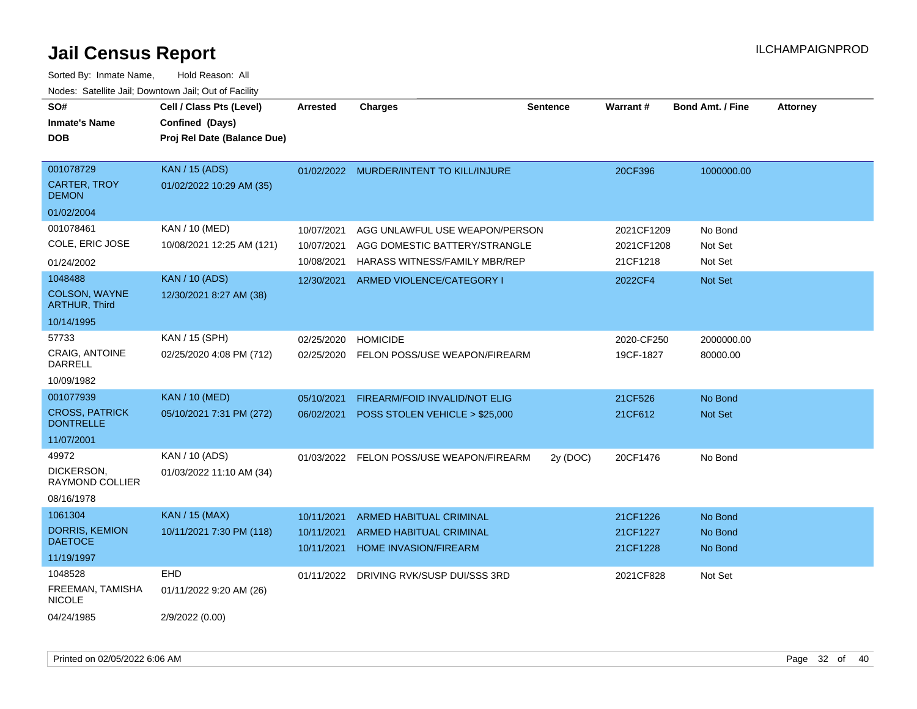# Jail Census Report

ILCHAMPAIGNPROD

Sorted By: Inmate Name, Hold Reason: All

Nodes: Satellite Jail; Downtown Jail; Out of Facility

| SO# / Inmate's Name / DOB | Cell / Class Pts (Level) / Confined (Days) / Proj Rel Date (Balance Due) | Arrested | Charges | Sentence | Warrant # | Bond Amt. / Fine | Attorney |
|---|---|---|---|---|---|---|---|
| 001078729<br>CARTER, TROY DEMON<br>01/02/2004 | KAN / 15 (ADS)<br>01/02/2022 10:29 AM (35) | 01/02/2022 | MURDER/INTENT TO KILL/INJURE | | 20CF396 | 1000000.00 | |
| 001078461<br>COLE, ERIC JOSE<br>01/24/2002 | KAN / 10 (MED)<br>10/08/2021 12:25 AM (121) | 10/07/2021<br>10/07/2021<br>10/08/2021 | AGG UNLAWFUL USE WEAPON/PERSON<br>AGG DOMESTIC BATTERY/STRANGLE<br>HARASS WITNESS/FAMILY MBR/REP | | 2021CF1209<br>2021CF1208<br>21CF1218 | No Bond<br>Not Set<br>Not Set | |
| 1048488<br>COLSON, WAYNE ARTHUR, Third<br>10/14/1995 | KAN / 10 (ADS)<br>12/30/2021 8:27 AM (38) | 12/30/2021 | ARMED VIOLENCE/CATEGORY I | | 2022CF4 | Not Set | |
| 57733<br>CRAIG, ANTOINE DARRELL<br>10/09/1982 | KAN / 15 (SPH)<br>02/25/2020 4:08 PM (712) | 02/25/2020<br>02/25/2020 | HOMICIDE<br>FELON POSS/USE WEAPON/FIREARM | | 2020-CF250<br>19CF-1827 | 2000000.00<br>80000.00 | |
| 001077939<br>CROSS, PATRICK DONTRELLE<br>11/07/2001 | KAN / 10 (MED)<br>05/10/2021 7:31 PM (272) | 05/10/2021<br>06/02/2021 | FIREARM/FOID INVALID/NOT ELIG<br>POSS STOLEN VEHICLE > $25,000 | | 21CF526<br>21CF612 | No Bond<br>Not Set | |
| 49972<br>DICKERSON, RAYMOND COLLIER<br>08/16/1978 | KAN / 10 (ADS)<br>01/03/2022 11:10 AM (34) | 01/03/2022 | FELON POSS/USE WEAPON/FIREARM | 2y (DOC) | 20CF1476 | No Bond | |
| 1061304<br>DORRIS, KEMION DAETOCE<br>11/19/1997 | KAN / 15 (MAX)<br>10/11/2021 7:30 PM (118) | 10/11/2021<br>10/11/2021<br>10/11/2021 | ARMED HABITUAL CRIMINAL<br>ARMED HABITUAL CRIMINAL<br>HOME INVASION/FIREARM | | 21CF1226<br>21CF1227<br>21CF1228 | No Bond<br>No Bond<br>No Bond | |
| 1048528<br>FREEMAN, TAMISHA NICOLE<br>04/24/1985 | EHD<br>01/11/2022 9:20 AM (26)<br>2/9/2022 (0.00) | 01/11/2022 | DRIVING RVK/SUSP DUI/SSS 3RD | | 2021CF828 | Not Set | |

Printed on 02/05/2022 6:06 AM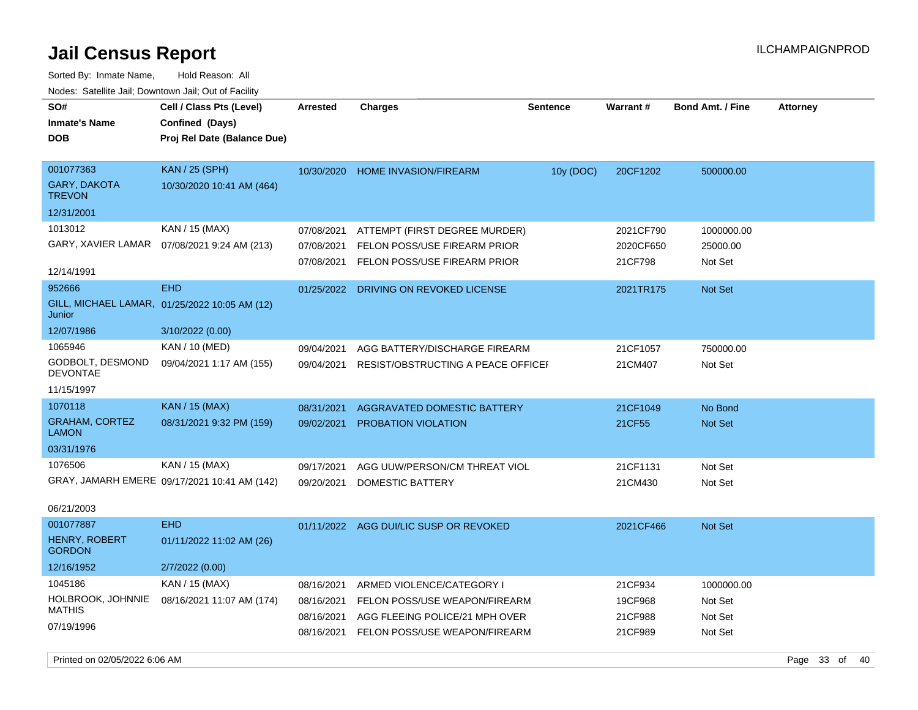# Jail Census Report

Sorted By: Inmate Name, Hold Reason: All

Nodes: Satellite Jail; Downtown Jail; Out of Facility

| SO# / Inmate's Name / DOB | Cell / Class Pts (Level) / Confined (Days) / Proj Rel Date (Balance Due) | Arrested | Charges | Sentence | Warrant # | Bond Amt. / Fine | Attorney |
|---|---|---|---|---|---|---|---|
| 001077363 GARY, DAKOTA TREVON 12/31/2001 | KAN / 25 (SPH) 10/30/2020 10:41 AM (464) | 10/30/2020 | HOME INVASION/FIREARM | 10y (DOC) | 20CF1202 | 500000.00 | |
| 1013012 GARY, XAVIER LAMAR 12/14/1991 | KAN / 15 (MAX) 07/08/2021 9:24 AM (213) | 07/08/2021 | ATTEMPT (FIRST DEGREE MURDER) | | 2021CF790 | 1000000.00 | |
| | | 07/08/2021 | FELON POSS/USE FIREARM PRIOR | | 2020CF650 | 25000.00 | |
| | | 07/08/2021 | FELON POSS/USE FIREARM PRIOR | | 21CF798 | Not Set | |
| 952666 GILL, MICHAEL LAMAR, Junior 12/07/1986 | EHD 01/25/2022 10:05 AM (12) 3/10/2022 (0.00) | 01/25/2022 | DRIVING ON REVOKED LICENSE | | 2021TR175 | Not Set | |
| 1065946 GODBOLT, DESMOND DEVONTAE 11/15/1997 | KAN / 10 (MED) 09/04/2021 1:17 AM (155) | 09/04/2021 | AGG BATTERY/DISCHARGE FIREARM | | 21CF1057 | 750000.00 | |
| | | 09/04/2021 | RESIST/OBSTRUCTING A PEACE OFFICEI | | 21CM407 | Not Set | |
| 1070118 GRAHAM, CORTEZ LAMON 03/31/1976 | KAN / 15 (MAX) 08/31/2021 9:32 PM (159) | 08/31/2021 | AGGRAVATED DOMESTIC BATTERY | | 21CF1049 | No Bond | |
| | | 09/02/2021 | PROBATION VIOLATION | | 21CF55 | Not Set | |
| 1076506 GRAY, JAMARH EMERE 06/21/2003 | KAN / 15 (MAX) 09/17/2021 10:41 AM (142) | 09/17/2021 | AGG UUW/PERSON/CM THREAT VIOL | | 21CF1131 | Not Set | |
| | | 09/20/2021 | DOMESTIC BATTERY | | 21CM430 | Not Set | |
| 001077887 HENRY, ROBERT GORDON 12/16/1952 | EHD 01/11/2022 11:02 AM (26) 2/7/2022 (0.00) | 01/11/2022 | AGG DUI/LIC SUSP OR REVOKED | | 2021CF466 | Not Set | |
| 1045186 HOLBROOK, JOHNNIE MATHIS 07/19/1996 | KAN / 15 (MAX) 08/16/2021 11:07 AM (174) | 08/16/2021 | ARMED VIOLENCE/CATEGORY I | | 21CF934 | 1000000.00 | |
| | | 08/16/2021 | FELON POSS/USE WEAPON/FIREARM | | 19CF968 | Not Set | |
| | | 08/16/2021 | AGG FLEEING POLICE/21 MPH OVER | | 21CF988 | Not Set | |
| | | 08/16/2021 | FELON POSS/USE WEAPON/FIREARM | | 21CF989 | Not Set | |

Printed on 02/05/2022 6:06 AM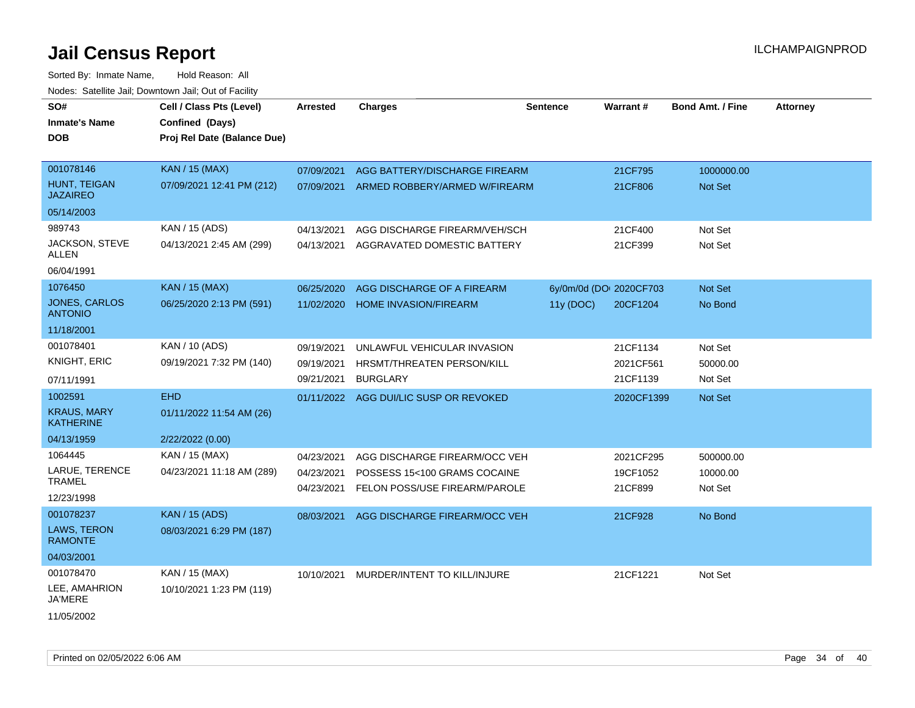# Jail Census Report

Sorted By: Inmate Name, Hold Reason: All

Nodes: Satellite Jail; Downtown Jail; Out of Facility

| SO# / Inmate's Name / DOB | Cell / Class Pts (Level) / Confined (Days) / Proj Rel Date (Balance Due) | Arrested | Charges | Sentence | Warrant # | Bond Amt. / Fine | Attorney |
|---|---|---|---|---|---|---|---|
| 001078146<br>HUNT, TEIGAN JAZAIRE<br>05/14/2003 | KAN / 15 (MAX)<br>07/09/2021 12:41 PM (212) | 07/09/2021 | AGG BATTERY/DISCHARGE FIREARM | | 21CF795 | 1000000.00 | |
| | | 07/09/2021 | ARMED ROBBERY/ARMED W/FIREARM | | 21CF806 | Not Set | |
| 989743<br>JACKSON, STEVE ALLEN<br>06/04/1991 | KAN / 15 (ADS)<br>04/13/2021 2:45 AM (299) | 04/13/2021 | AGG DISCHARGE FIREARM/VEH/SCH | | 21CF400 | Not Set | |
| | | 04/13/2021 | AGGRAVATED DOMESTIC BATTERY | | 21CF399 | Not Set | |
| 1076450<br>JONES, CARLOS ANTONIO<br>11/18/2001 | KAN / 15 (MAX)<br>06/25/2020 2:13 PM (591) | 06/25/2020 | AGG DISCHARGE OF A FIREARM | 6y/0m/0d (DOI | 2020CF703 | Not Set | |
| | | 11/02/2020 | HOME INVASION/FIREARM | 11y (DOC) | 20CF1204 | No Bond | |
| 001078401<br>KNIGHT, ERIC<br>07/11/1991 | KAN / 10 (ADS)<br>09/19/2021 7:32 PM (140) | 09/19/2021 | UNLAWFUL VEHICULAR INVASION | | 21CF1134 | Not Set | |
| | | 09/19/2021 | HRSMT/THREATEN PERSON/KILL | | 2021CF561 | 50000.00 | |
| | | 09/21/2021 | BURGLARY | | 21CF1139 | Not Set | |
| 1002591<br>KRAUS, MARY KATHERINE<br>04/13/1959 | EHD<br>01/11/2022 11:54 AM (26)<br>2/22/2022 (0.00) | 01/11/2022 | AGG DUI/LIC SUSP OR REVOKED | | 2020CF1399 | Not Set | |
| 1064445<br>LARUE, TERENCE TRAMEL<br>12/23/1998 | KAN / 15 (MAX)<br>04/23/2021 11:18 AM (289) | 04/23/2021 | AGG DISCHARGE FIREARM/OCC VEH | | 2021CF295 | 500000.00 | |
| | | 04/23/2021 | POSSESS 15<100 GRAMS COCAINE | | 19CF1052 | 10000.00 | |
| | | 04/23/2021 | FELON POSS/USE FIREARM/PAROLE | | 21CF899 | Not Set | |
| 001078237<br>LAWS, TERON RAMONTE<br>04/03/2001 | KAN / 15 (ADS)<br>08/03/2021 6:29 PM (187) | 08/03/2021 | AGG DISCHARGE FIREARM/OCC VEH | | 21CF928 | No Bond | |
| 001078470<br>LEE, AMAHRION JA'MERE<br>11/05/2002 | KAN / 15 (MAX)<br>10/10/2021 1:23 PM (119) | 10/10/2021 | MURDER/INTENT TO KILL/INJURE | | 21CF1221 | Not Set | |

Printed on 02/05/2022 6:06 AM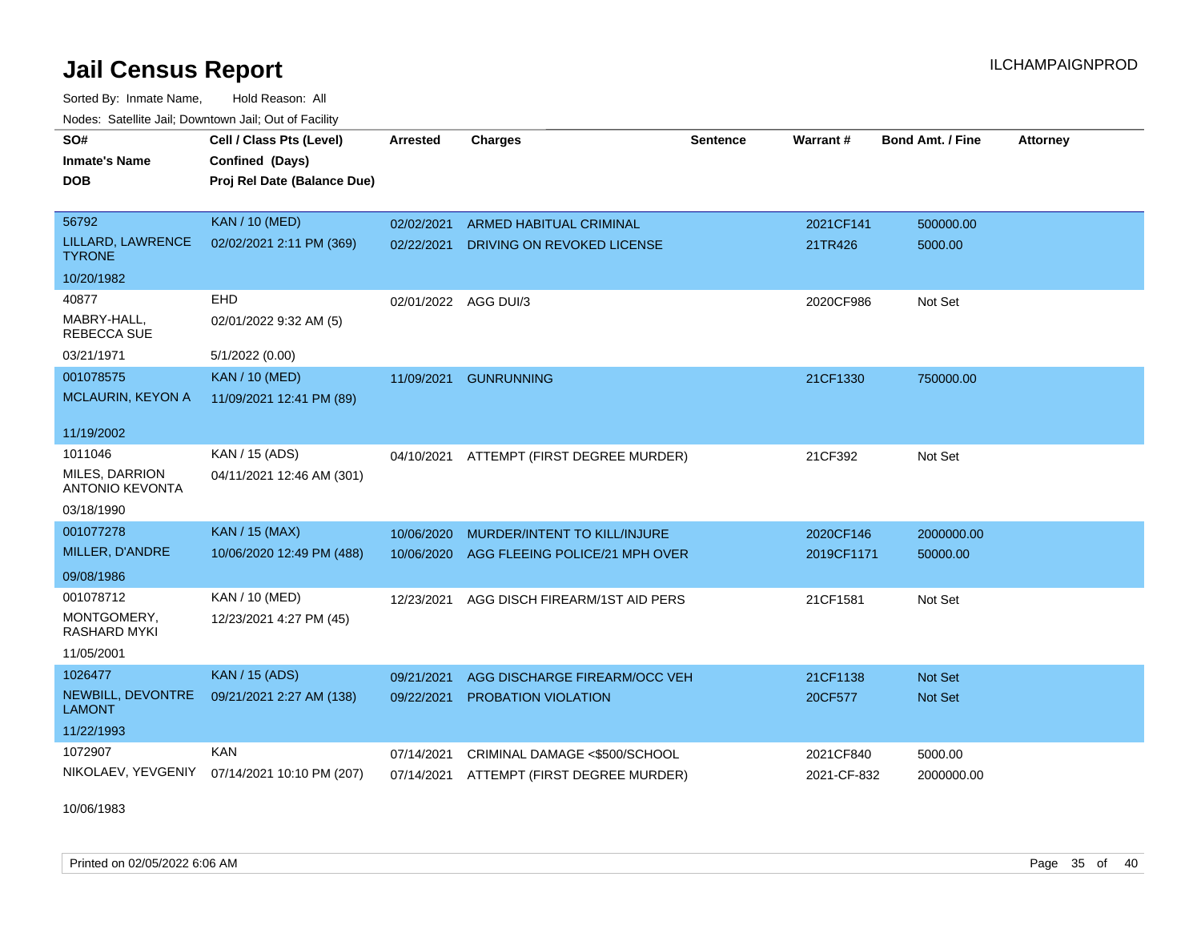# Jail Census Report

Sorted By: Inmate Name, Hold Reason: All

Nodes: Satellite Jail; Downtown Jail; Out of Facility

| SO# / Inmate's Name / DOB | Cell / Class Pts (Level) / Confined (Days) / Proj Rel Date (Balance Due) | Arrested | Charges | Sentence | Warrant # | Bond Amt. / Fine | Attorney |
|---|---|---|---|---|---|---|---|
| 56792<br>LILLARD, LAWRENCE TYRONE<br>10/20/1982 | KAN / 10 (MED)<br>02/02/2021 2:11 PM (369) | 02/02/2021<br>02/22/2021 | ARMED HABITUAL CRIMINAL<br>DRIVING ON REVOKED LICENSE | | 2021CF141<br>21TR426 | 500000.00<br>5000.00 | |
| 40877<br>MABRY-HALL, REBECCA SUE<br>03/21/1971 | EHD<br>02/01/2022 9:32 AM (5)<br>5/1/2022 (0.00) | 02/01/2022 | AGG DUI/3 | | 2020CF986 | Not Set | |
| 001078575<br>MCLAURIN, KEYON A<br>11/19/2002 | KAN / 10 (MED)<br>11/09/2021 12:41 PM (89) | 11/09/2021 | GUNRUNNING | | 21CF1330 | 750000.00 | |
| 1011046<br>MILES, DARRION ANTONIO KEVONTA<br>03/18/1990 | KAN / 15 (ADS)<br>04/11/2021 12:46 AM (301) | 04/10/2021 | ATTEMPT (FIRST DEGREE MURDER) | | 21CF392 | Not Set | |
| 001077278<br>MILLER, D'ANDRE<br>09/08/1986 | KAN / 15 (MAX)<br>10/06/2020 12:49 PM (488) | 10/06/2020<br>10/06/2020 | MURDER/INTENT TO KILL/INJURE<br>AGG FLEEING POLICE/21 MPH OVER | | 2020CF146<br>2019CF1171 | 2000000.00<br>50000.00 | |
| 001078712<br>MONTGOMERY, RASHARD MYKI<br>11/05/2001 | KAN / 10 (MED)<br>12/23/2021 4:27 PM (45) | 12/23/2021 | AGG DISCH FIREARM/1ST AID PERS | | 21CF1581 | Not Set | |
| 1026477<br>NEWBILL, DEVONTRE LAMONT<br>11/22/1993 | KAN / 15 (ADS)<br>09/21/2021 2:27 AM (138) | 09/21/2021<br>09/22/2021 | AGG DISCHARGE FIREARM/OCC VEH<br>PROBATION VIOLATION | | 21CF1138<br>20CF577 | Not Set<br>Not Set | |
| 1072907<br>NIKOLAEV, YEVGENIY<br>10/06/1983 | KAN<br>07/14/2021 10:10 PM (207) | 07/14/2021<br>07/14/2021 | CRIMINAL DAMAGE <$500/SCHOOL<br>ATTEMPT (FIRST DEGREE MURDER) | | 2021CF840<br>2021-CF-832 | 5000.00<br>2000000.00 | |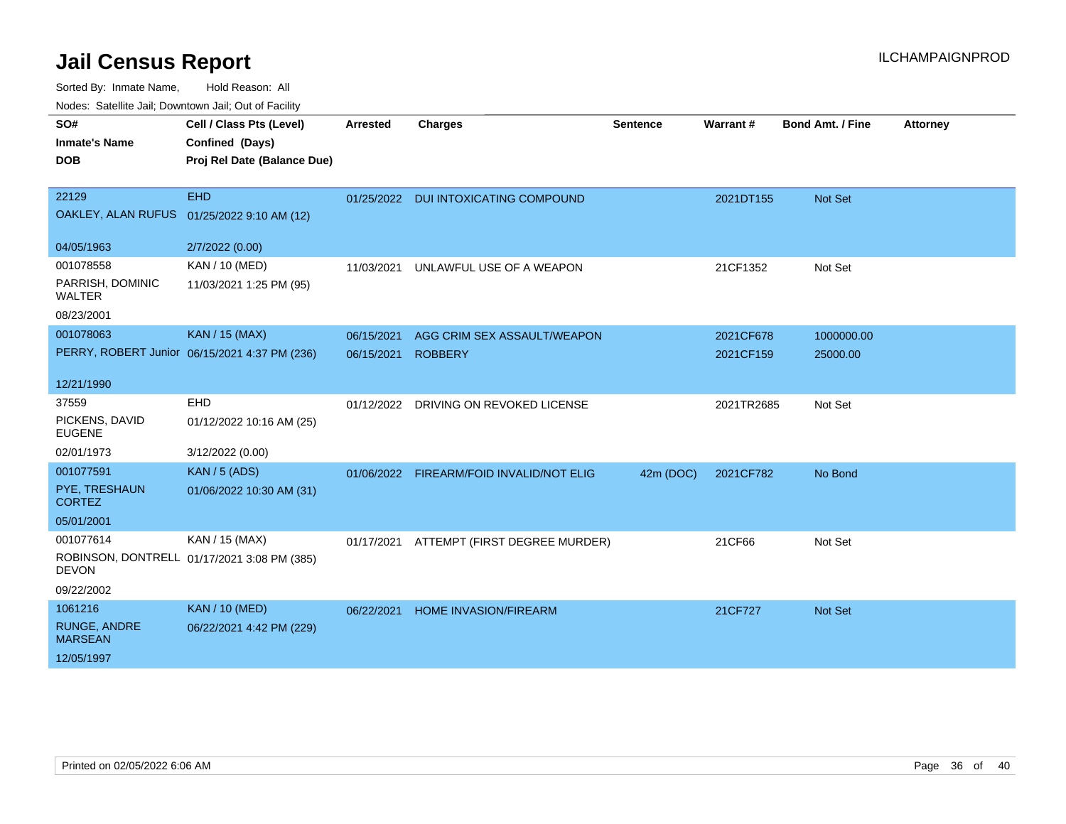# Jail Census Report

ILCHAMPAIGNPROD

Sorted By: Inmate Name, Hold Reason: All

Nodes: Satellite Jail; Downtown Jail; Out of Facility

| SO# / Inmate's Name / DOB | Cell / Class Pts (Level) / Confined (Days) / Proj Rel Date (Balance Due) | Arrested | Charges | Sentence | Warrant # | Bond Amt. / Fine | Attorney |
|---|---|---|---|---|---|---|---|
| 22129<br>OAKLEY, ALAN RUFUS<br>04/05/1963 | EHD<br>01/25/2022 9:10 AM (12)<br>2/7/2022 (0.00) | 01/25/2022 | DUI INTOXICATING COMPOUND | | 2021DT155 | Not Set | |
| 001078558<br>PARRISH, DOMINIC WALTER<br>08/23/2001 | KAN / 10 (MED)<br>11/03/2021 1:25 PM (95) | 11/03/2021 | UNLAWFUL USE OF A WEAPON | | 21CF1352 | Not Set | |
| 001078063<br>PERRY, ROBERT Junior<br>12/21/1990 | KAN / 15 (MAX)<br>06/15/2021 4:37 PM (236) | 06/15/2021 | AGG CRIM SEX ASSAULT/WEAPON | | 2021CF678 | 1000000.00 | |
| | | 06/15/2021 | ROBBERY | | 2021CF159 | 25000.00 | |
| 37559<br>PICKENS, DAVID EUGENE<br>02/01/1973 | EHD<br>01/12/2022 10:16 AM (25)<br>3/12/2022 (0.00) | 01/12/2022 | DRIVING ON REVOKED LICENSE | | 2021TR2685 | Not Set | |
| 001077591<br>PYE, TRESHAUN CORTEZ<br>05/01/2001 | KAN / 5 (ADS)<br>01/06/2022 10:30 AM (31) | 01/06/2022 | FIREARM/FOID INVALID/NOT ELIG | 42m (DOC) | 2021CF782 | No Bond | |
| 001077614<br>ROBINSON, DONTRELL DEVON<br>09/22/2002 | KAN / 15 (MAX)<br>01/17/2021 3:08 PM (385) | 01/17/2021 | ATTEMPT (FIRST DEGREE MURDER) | | 21CF66 | Not Set | |
| 1061216<br>RUNGE, ANDRE MARSEAN<br>12/05/1997 | KAN / 10 (MED)<br>06/22/2021 4:42 PM (229) | 06/22/2021 | HOME INVASION/FIREARM | | 21CF727 | Not Set | |

Printed on 02/05/2022 6:06 AM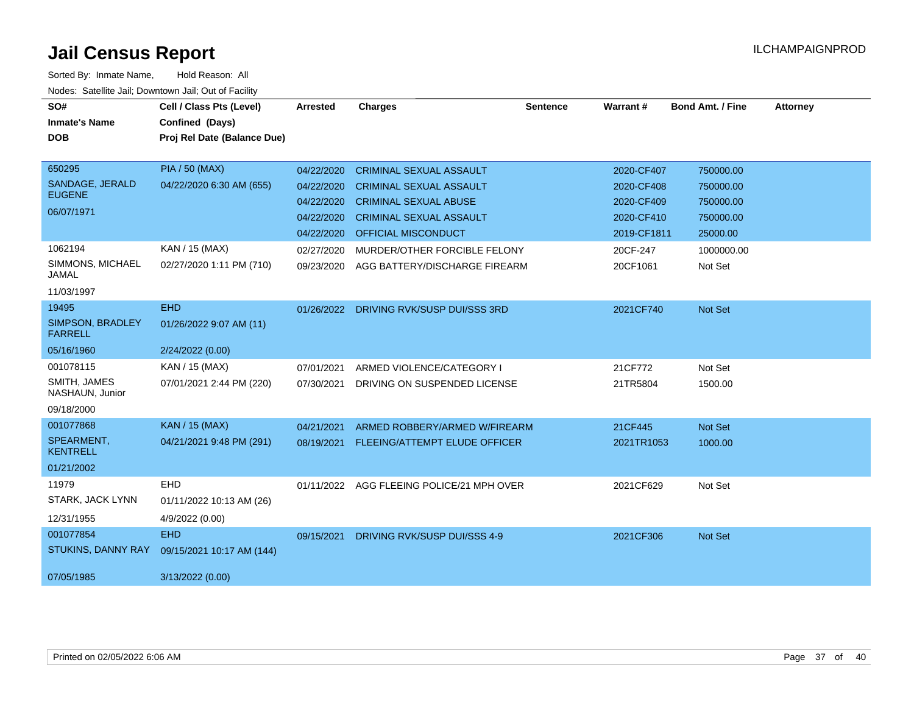# Jail Census Report

ILCHAMPAIGNPROD

Sorted By: Inmate Name, Hold Reason: All

Nodes: Satellite Jail; Downtown Jail; Out of Facility

| SO# / Inmate's Name / DOB | Cell / Class Pts (Level) / Confined (Days) / Proj Rel Date (Balance Due) | Arrested | Charges | Sentence | Warrant # | Bond Amt. / Fine | Attorney |
|---|---|---|---|---|---|---|---|
| 650295 | PIA / 50 (MAX) | 04/22/2020 | CRIMINAL SEXUAL ASSAULT | | 2020-CF407 | 750000.00 | |
| SANDAGE, JERALD EUGENE | 04/22/2020 6:30 AM (655) | 04/22/2020 | CRIMINAL SEXUAL ASSAULT | | 2020-CF408 | 750000.00 | |
| 06/07/1971 | | 04/22/2020 | CRIMINAL SEXUAL ABUSE | | 2020-CF409 | 750000.00 | |
| | | 04/22/2020 | CRIMINAL SEXUAL ASSAULT | | 2020-CF410 | 750000.00 | |
| | | 04/22/2020 | OFFICIAL MISCONDUCT | | 2019-CF1811 | 25000.00 | |
| 1062194 | KAN / 15 (MAX) | 02/27/2020 | MURDER/OTHER FORCIBLE FELONY | | 20CF-247 | 1000000.00 | |
| SIMMONS, MICHAEL JAMAL | 02/27/2020 1:11 PM (710) | 09/23/2020 | AGG BATTERY/DISCHARGE FIREARM | | 20CF1061 | Not Set | |
| 11/03/1997 | | | | | | | |
| 19495 | EHD | 01/26/2022 | DRIVING RVK/SUSP DUI/SSS 3RD | | 2021CF740 | Not Set | |
| SIMPSON, BRADLEY FARRELL | 01/26/2022 9:07 AM (11) | | | | | | |
| 05/16/1960 | 2/24/2022 (0.00) | | | | | | |
| 001078115 | KAN / 15 (MAX) | 07/01/2021 | ARMED VIOLENCE/CATEGORY I | | 21CF772 | Not Set | |
| SMITH, JAMES NASHAUN, Junior | 07/01/2021 2:44 PM (220) | 07/30/2021 | DRIVING ON SUSPENDED LICENSE | | 21TR5804 | 1500.00 | |
| 09/18/2000 | | | | | | | |
| 001077868 | KAN / 15 (MAX) | 04/21/2021 | ARMED ROBBERY/ARMED W/FIREARM | | 21CF445 | Not Set | |
| SPEARMENT, KENTRELL | 04/21/2021 9:48 PM (291) | 08/19/2021 | FLEEING/ATTEMPT ELUDE OFFICER | | 2021TR1053 | 1000.00 | |
| 01/21/2002 | | | | | | | |
| 11979 | EHD | 01/11/2022 | AGG FLEEING POLICE/21 MPH OVER | | 2021CF629 | Not Set | |
| STARK, JACK LYNN | 01/11/2022 10:13 AM (26) | | | | | | |
| 12/31/1955 | 4/9/2022 (0.00) | | | | | | |
| 001077854 | EHD | 09/15/2021 | DRIVING RVK/SUSP DUI/SSS 4-9 | | 2021CF306 | Not Set | |
| STUKINS, DANNY RAY | 09/15/2021 10:17 AM (144) | | | | | | |
| 07/05/1985 | 3/13/2022 (0.00) | | | | | | |

Printed on 02/05/2022 6:06 AM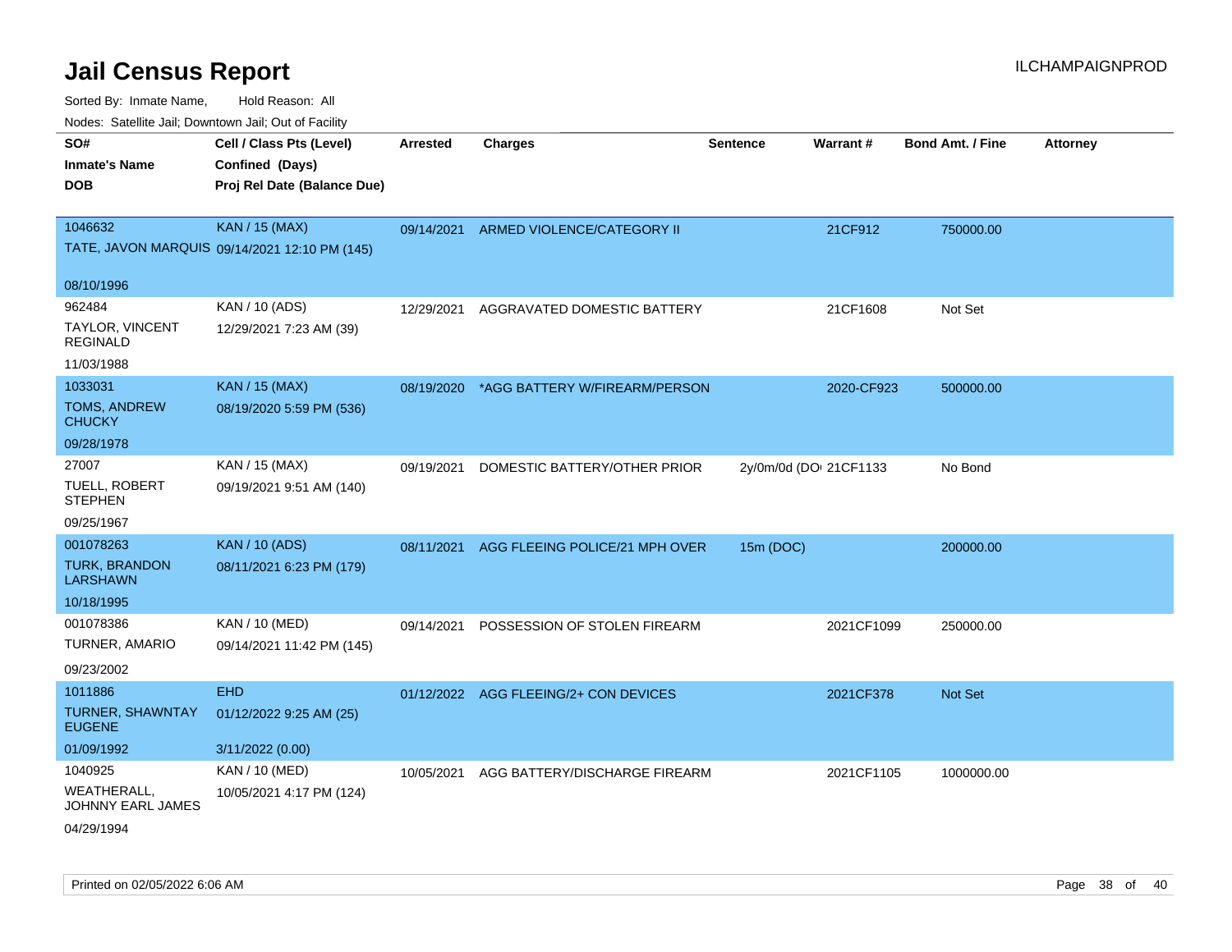# Jail Census Report

Sorted By: Inmate Name, Hold Reason: All

Nodes: Satellite Jail; Downtown Jail; Out of Facility

| SO# / Inmate's Name / DOB | Cell / Class Pts (Level) / Confined (Days) / Proj Rel Date (Balance Due) | Arrested | Charges | Sentence | Warrant # | Bond Amt. / Fine | Attorney |
|---|---|---|---|---|---|---|---|
| 1046632<br>TATE, JAVON MARQUIS<br>08/10/1996 | KAN / 15 (MAX)<br>09/14/2021 12:10 PM (145) | 09/14/2021 | ARMED VIOLENCE/CATEGORY II | | 21CF912 | 750000.00 | |
| 962484<br>TAYLOR, VINCENT REGINALD<br>11/03/1988 | KAN / 10 (ADS)<br>12/29/2021 7:23 AM (39) | 12/29/2021 | AGGRAVATED DOMESTIC BATTERY | | 21CF1608 | Not Set | |
| 1033031<br>TOMS, ANDREW CHUCKY<br>09/28/1978 | KAN / 15 (MAX)<br>08/19/2020 5:59 PM (536) | 08/19/2020 | *AGG BATTERY W/FIREARM/PERSON | | 2020-CF923 | 500000.00 | |
| 27007<br>TUELL, ROBERT STEPHEN<br>09/25/1967 | KAN / 15 (MAX)<br>09/19/2021 9:51 AM (140) | 09/19/2021 | DOMESTIC BATTERY/OTHER PRIOR | 2y/0m/0d (DO | 21CF1133 | No Bond | |
| 001078263<br>TURK, BRANDON LARSHAWN<br>10/18/1995 | KAN / 10 (ADS)<br>08/11/2021 6:23 PM (179) | 08/11/2021 | AGG FLEEING POLICE/21 MPH OVER | 15m (DOC) | | 200000.00 | |
| 001078386<br>TURNER, AMARIO<br>09/23/2002 | KAN / 10 (MED)<br>09/14/2021 11:42 PM (145) | 09/14/2021 | POSSESSION OF STOLEN FIREARM | | 2021CF1099 | 250000.00 | |
| 1011886<br>TURNER, SHAWNTAY EUGENE<br>01/09/1992 | EHD<br>01/12/2022 9:25 AM (25)<br>3/11/2022 (0.00) | 01/12/2022 | AGG FLEEING/2+ CON DEVICES | | 2021CF378 | Not Set | |
| 1040925<br>WEATHERALL, JOHNNY EARL JAMES<br>04/29/1994 | KAN / 10 (MED)<br>10/05/2021 4:17 PM (124) | 10/05/2021 | AGG BATTERY/DISCHARGE FIREARM | | 2021CF1105 | 1000000.00 | |

Printed on 02/05/2022 6:06 AM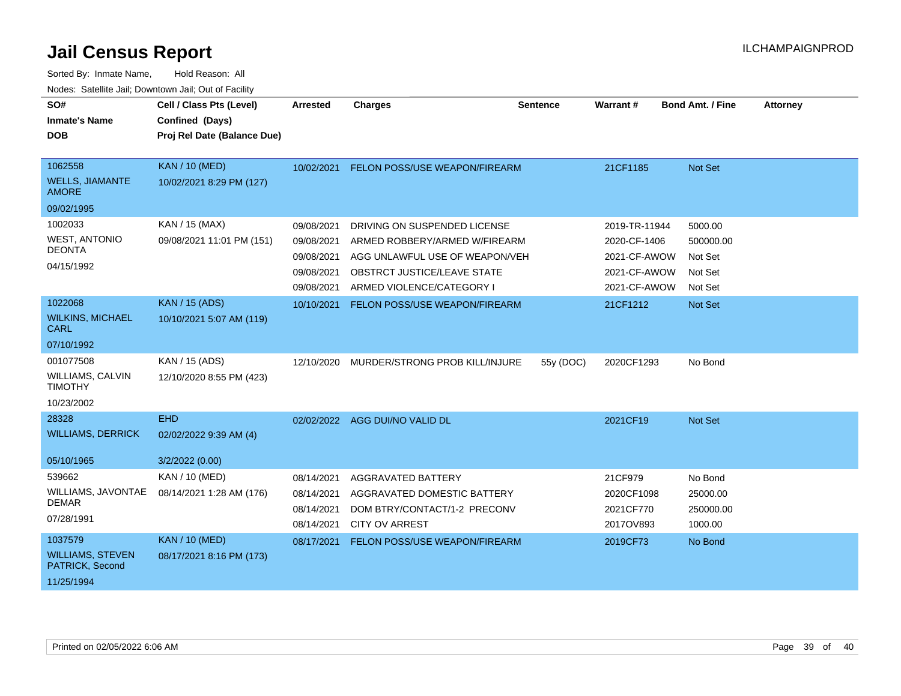# Jail Census Report

ILCHAMPAIGNPROD

Sorted By: Inmate Name, Hold Reason: All

Nodes: Satellite Jail; Downtown Jail; Out of Facility

| SO# / Inmate's Name / DOB | Cell / Class Pts (Level) / Confined (Days) / Proj Rel Date (Balance Due) | Arrested | Charges | Sentence | Warrant # | Bond Amt. / Fine | Attorney |
|---|---|---|---|---|---|---|---|
| 1062558<br>WELLS, JIAMANTE AMORE<br>09/02/1995 | KAN / 10 (MED)<br>10/02/2021 8:29 PM (127) | 10/02/2021 | FELON POSS/USE WEAPON/FIREARM | | 21CF1185 | Not Set | |
| 1002033<br>WEST, ANTONIO DEONTA<br>04/15/1992 | KAN / 15 (MAX)<br>09/08/2021 11:01 PM (151) | 09/08/2021 | DRIVING ON SUSPENDED LICENSE | | 2019-TR-11944 | 5000.00 | |
| | | 09/08/2021 | ARMED ROBBERY/ARMED W/FIREARM | | 2020-CF-1406 | 500000.00 | |
| | | 09/08/2021 | AGG UNLAWFUL USE OF WEAPON/VEH | | 2021-CF-AWOW | Not Set | |
| | | 09/08/2021 | OBSTRCT JUSTICE/LEAVE STATE | | 2021-CF-AWOW | Not Set | |
| | | 09/08/2021 | ARMED VIOLENCE/CATEGORY I | | 2021-CF-AWOW | Not Set | |
| 1022068<br>WILKINS, MICHAEL CARL<br>07/10/1992 | KAN / 15 (ADS)<br>10/10/2021 5:07 AM (119) | 10/10/2021 | FELON POSS/USE WEAPON/FIREARM | | 21CF1212 | Not Set | |
| 001077508<br>WILLIAMS, CALVIN TIMOTHY<br>10/23/2002 | KAN / 15 (ADS)<br>12/10/2020 8:55 PM (423) | 12/10/2020 | MURDER/STRONG PROB KILL/INJURE | 55y (DOC) | 2020CF1293 | No Bond | |
| 28328<br>WILLIAMS, DERRICK<br>05/10/1965 | EHD<br>02/02/2022 9:39 AM (4)<br>3/2/2022 (0.00) | 02/02/2022 | AGG DUI/NO VALID DL | | 2021CF19 | Not Set | |
| 539662<br>WILLIAMS, JAVONTAE DEMAR<br>07/28/1991 | KAN / 10 (MED)<br>08/14/2021 1:28 AM (176) | 08/14/2021 | AGGRAVATED BATTERY | | 21CF979 | No Bond | |
| | | 08/14/2021 | AGGRAVATED DOMESTIC BATTERY | | 2020CF1098 | 25000.00 | |
| | | 08/14/2021 | DOM BTRY/CONTACT/1-2 PRECONV | | 2021CF770 | 250000.00 | |
| | | 08/14/2021 | CITY OV ARREST | | 2017OV893 | 1000.00 | |
| 1037579<br>WILLIAMS, STEVEN PATRICK, Second<br>11/25/1994 | KAN / 10 (MED)<br>08/17/2021 8:16 PM (173) | 08/17/2021 | FELON POSS/USE WEAPON/FIREARM | | 2019CF73 | No Bond | |

Printed on 02/05/2022 6:06 AM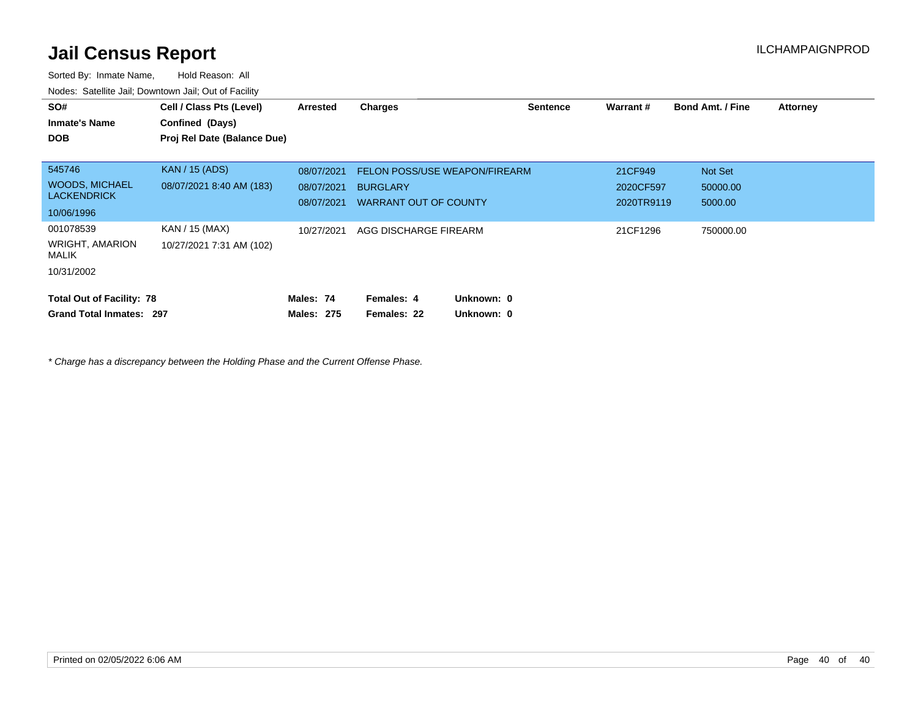# Jail Census Report

ILCHAMPAIGNPROD

Sorted By: Inmate Name, Hold Reason: All

Nodes: Satellite Jail; Downtown Jail; Out of Facility

| SO# / Inmate's Name / DOB | Cell / Class Pts (Level) / Confined (Days) / Proj Rel Date (Balance Due) | Arrested | Charges | Sentence | Warrant # | Bond Amt. / Fine | Attorney |
|---|---|---|---|---|---|---|---|
| 545746 WOODS, MICHAEL LACKENDRICK 10/06/1996 | KAN / 15 (ADS) 08/07/2021 8:40 AM (183) | 08/07/2021 | FELON POSS/USE WEAPON/FIREARM | | 21CF949 | Not Set | |
| | | 08/07/2021 | BURGLARY | | 2020CF597 | 50000.00 | |
| | | 08/07/2021 | WARRANT OUT OF COUNTY | | 2020TR9119 | 5000.00 | |
| 001078539 WRIGHT, AMARION MALIK 10/31/2002 | KAN / 15 (MAX) 10/27/2021 7:31 AM (102) | 10/27/2021 | AGG DISCHARGE FIREARM | | 21CF1296 | 750000.00 | |

**Total Out of Facility: 78** **Males: 74** **Females: 4** **Unknown: 0**

**Grand Total Inmates: 297** **Males: 275** **Females: 22** **Unknown: 0**

*\* Charge has a discrepancy between the Holding Phase and the Current Offense Phase.*

Printed on 02/05/2022 6:06 AM